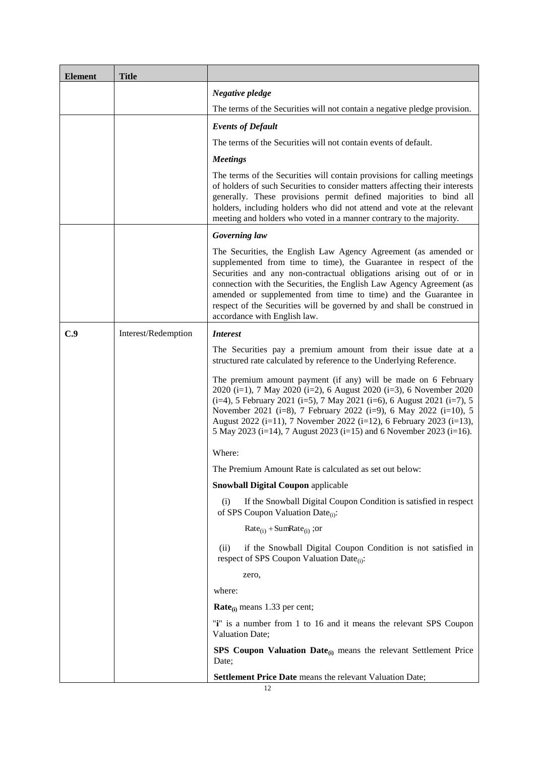| Element | Title | |
|---|---|---|
| | | ***Negative pledge*** |
| | | The terms of the Securities will not contain a negative pledge provision. |
| | | ***Events of Default*** |
| | | The terms of the Securities will not contain events of default. |
| | | ***Meetings*** |
| | | The terms of the Securities will contain provisions for calling meetings of holders of such Securities to consider matters affecting their interests generally. These provisions permit defined majorities to bind all holders, including holders who did not attend and vote at the relevant meeting and holders who voted in a manner contrary to the majority. |
| | | ***Governing law*** |
| | | The Securities, the English Law Agency Agreement (as amended or supplemented from time to time), the Guarantee in respect of the Securities and any non-contractual obligations arising out of or in connection with the Securities, the English Law Agency Agreement (as amended or supplemented from time to time) and the Guarantee in respect of the Securities will be governed by and shall be construed in accordance with English law. |
| **C.9** | Interest/Redemption | ***Interest*** |
| | | The Securities pay a premium amount from their issue date at a structured rate calculated by reference to the Underlying Reference. |
| | | The premium amount payment (if any) will be made on 6 February 2020 (i=1), 7 May 2020 (i=2), 6 August 2020 (i=3), 6 November 2020 (i=4), 5 February 2021 (i=5), 7 May 2021 (i=6), 6 August 2021 (i=7), 5 November 2021 (i=8), 7 February 2022 (i=9), 6 May 2022 (i=10), 5 August 2022 (i=11), 7 November 2022 (i=12), 6 February 2023 (i=13), 5 May 2023 (i=14), 7 August 2023 (i=15) and 6 November 2023 (i=16). |
| | | Where: |
| | | The Premium Amount Rate is calculated as set out below: |
| | | **Snowball Digital Coupon** applicable |
| | | (i) If the Snowball Digital Coupon Condition is satisfied in respect of SPS Coupon Valuation Date$_{(i)}$: |
| | | $\text{Rate}_{(i)} + \text{SumRate}_{(i)}$ ;or |
| | | (ii) if the Snowball Digital Coupon Condition is not satisfied in respect of SPS Coupon Valuation Date$_{(i)}$: |
| | | zero, |
| | | where: |
| | | **Rate$_{(i)}$** means 1.33 per cent; |
| | | "**i**" is a number from 1 to 16 and it means the relevant SPS Coupon Valuation Date; |
| | | **SPS Coupon Valuation Date$_{(i)}$** means the relevant Settlement Price Date; |
| | | **Settlement Price Date** means the relevant Valuation Date; |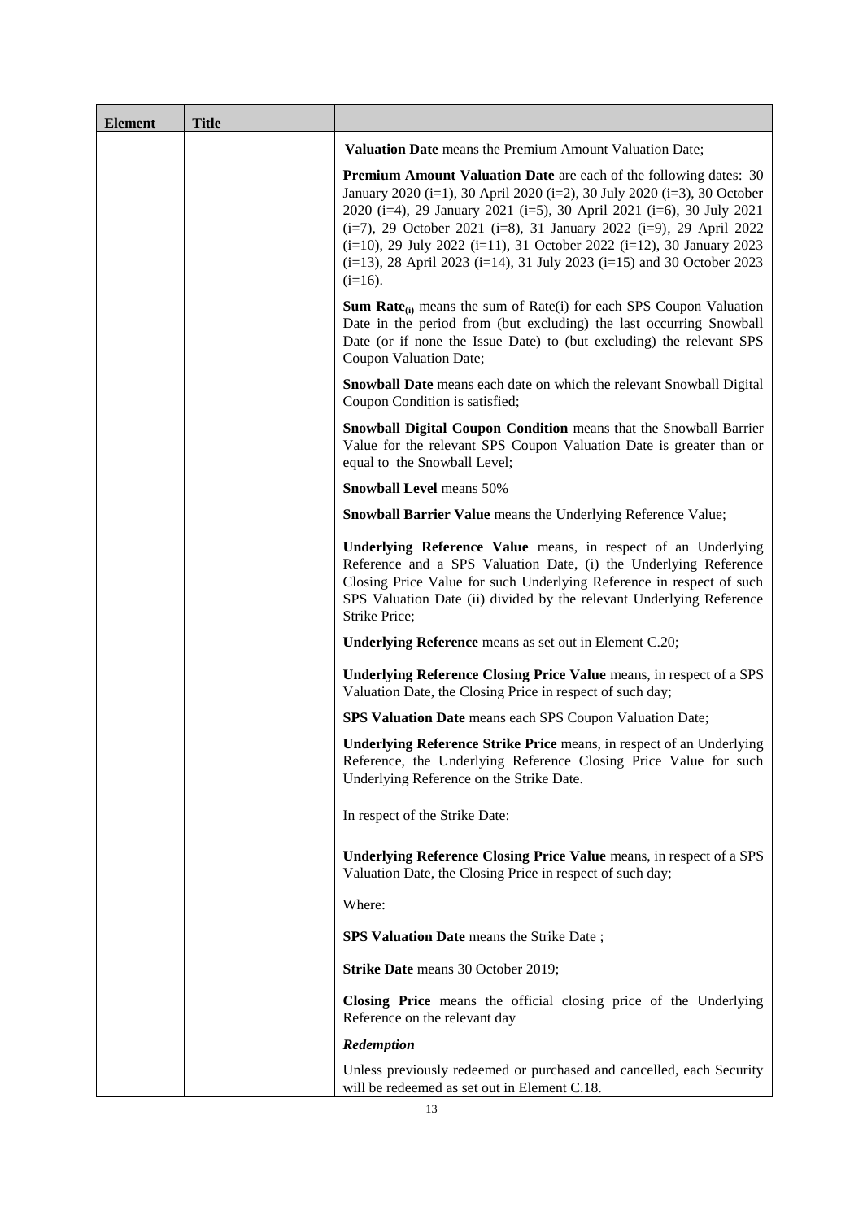| Element | Title | |
|---|---|---|
| | | **Valuation Date** means the Premium Amount Valuation Date;<br><br>**Premium Amount Valuation Date** are each of the following dates: 30 January 2020 (i=1), 30 April 2020 (i=2), 30 July 2020 (i=3), 30 October 2020 (i=4), 29 January 2021 (i=5), 30 April 2021 (i=6), 30 July 2021 (i=7), 29 October 2021 (i=8), 31 January 2022 (i=9), 29 April 2022 (i=10), 29 July 2022 (i=11), 31 October 2022 (i=12), 30 January 2023 (i=13), 28 April 2023 (i=14), 31 July 2023 (i=15) and 30 October 2023 (i=16).<br><br>**Sum Rate$_{(i)}$** means the sum of Rate(i) for each SPS Coupon Valuation Date in the period from (but excluding) the last occurring Snowball Date (or if none the Issue Date) to (but excluding) the relevant SPS Coupon Valuation Date;<br><br>**Snowball Date** means each date on which the relevant Snowball Digital Coupon Condition is satisfied;<br><br>**Snowball Digital Coupon Condition** means that the Snowball Barrier Value for the relevant SPS Coupon Valuation Date is greater than or equal to the Snowball Level;<br><br>**Snowball Level** means 50%<br><br>**Snowball Barrier Value** means the Underlying Reference Value;<br><br>**Underlying Reference Value** means, in respect of an Underlying Reference and a SPS Valuation Date, (i) the Underlying Reference Closing Price Value for such Underlying Reference in respect of such SPS Valuation Date (ii) divided by the relevant Underlying Reference Strike Price;<br><br>**Underlying Reference** means as set out in Element C.20;<br><br>**Underlying Reference Closing Price Value** means, in respect of a SPS Valuation Date, the Closing Price in respect of such day;<br><br>**SPS Valuation Date** means each SPS Coupon Valuation Date;<br><br>**Underlying Reference Strike Price** means, in respect of an Underlying Reference, the Underlying Reference Closing Price Value for such Underlying Reference on the Strike Date.<br><br>In respect of the Strike Date:<br><br>**Underlying Reference Closing Price Value** means, in respect of a SPS Valuation Date, the Closing Price in respect of such day;<br><br>Where:<br><br>**SPS Valuation Date** means the Strike Date ;<br><br>**Strike Date** means 30 October 2019;<br><br>**Closing Price** means the official closing price of the Underlying Reference on the relevant day<br><br>***Redemption***<br><br>Unless previously redeemed or purchased and cancelled, each Security will be redeemed as set out in Element C.18. |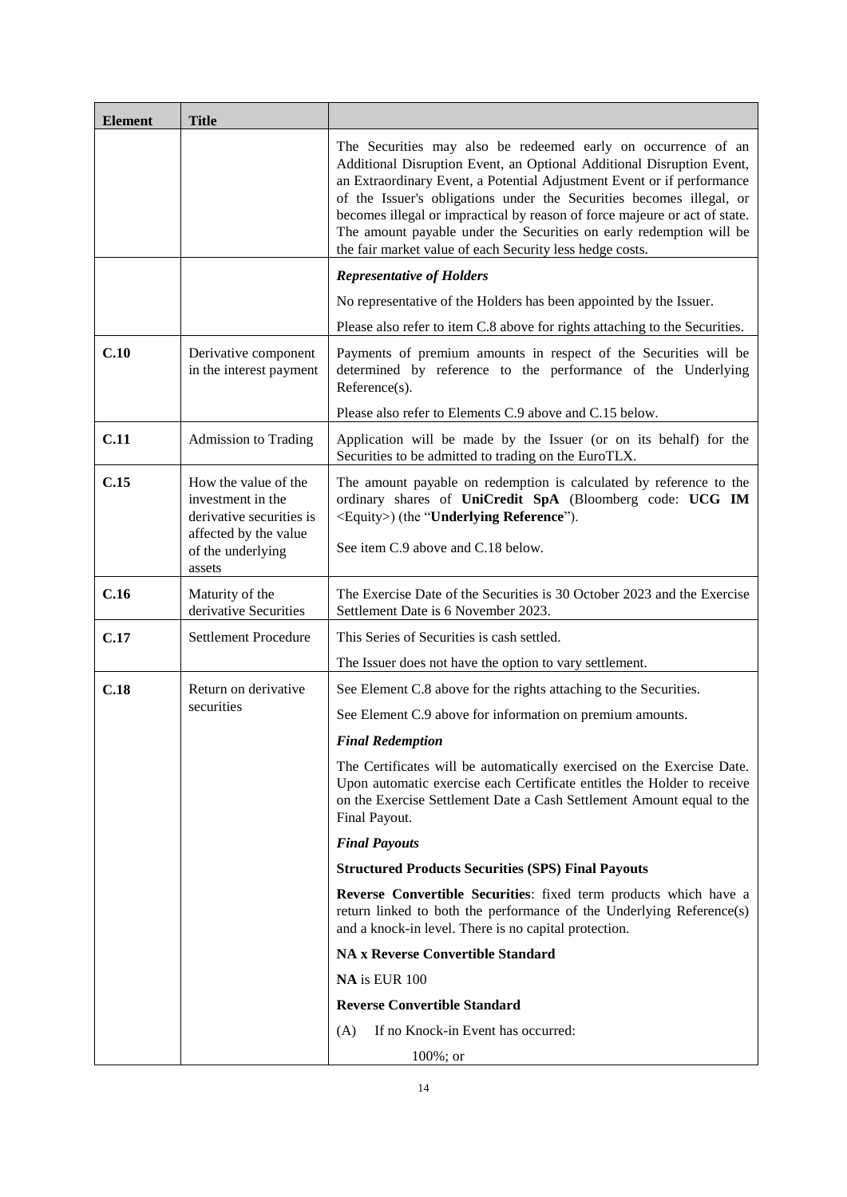| Element | Title | |
|---|---|---|
| | | The Securities may also be redeemed early on occurrence of an Additional Disruption Event, an Optional Additional Disruption Event, an Extraordinary Event, a Potential Adjustment Event or if performance of the Issuer's obligations under the Securities becomes illegal, or becomes illegal or impractical by reason of force majeure or act of state. The amount payable under the Securities on early redemption will be the fair market value of each Security less hedge costs. |
| | | ***Representative of Holders***<br><br>No representative of the Holders has been appointed by the Issuer.<br><br>Please also refer to item C.8 above for rights attaching to the Securities. |
| **C.10** | Derivative component in the interest payment | Payments of premium amounts in respect of the Securities will be determined by reference to the performance of the Underlying Reference(s).<br><br>Please also refer to Elements C.9 above and C.15 below. |
| **C.11** | Admission to Trading | Application will be made by the Issuer (or on its behalf) for the Securities to be admitted to trading on the EuroTLX. |
| **C.15** | How the value of the investment in the derivative securities is affected by the value of the underlying assets | The amount payable on redemption is calculated by reference to the ordinary shares of **UniCredit SpA** (Bloomberg code: **UCG IM** <Equity>) (the "**Underlying Reference**").<br><br>See item C.9 above and C.18 below. |
| **C.16** | Maturity of the derivative Securities | The Exercise Date of the Securities is 30 October 2023 and the Exercise Settlement Date is 6 November 2023. |
| **C.17** | Settlement Procedure | This Series of Securities is cash settled.<br><br>The Issuer does not have the option to vary settlement. |
| **C.18** | Return on derivative securities | See Element C.8 above for the rights attaching to the Securities.<br><br>See Element C.9 above for information on premium amounts.<br><br>***Final Redemption***<br><br>The Certificates will be automatically exercised on the Exercise Date. Upon automatic exercise each Certificate entitles the Holder to receive on the Exercise Settlement Date a Cash Settlement Amount equal to the Final Payout.<br><br>***Final Payouts***<br><br>**Structured Products Securities (SPS) Final Payouts**<br><br>**Reverse Convertible Securities**: fixed term products which have a return linked to both the performance of the Underlying Reference(s) and a knock-in level. There is no capital protection.<br><br>**NA x Reverse Convertible Standard**<br><br>**NA** is EUR 100<br><br>**Reverse Convertible Standard**<br><br>(A) If no Knock-in Event has occurred:<br><br>100%; or |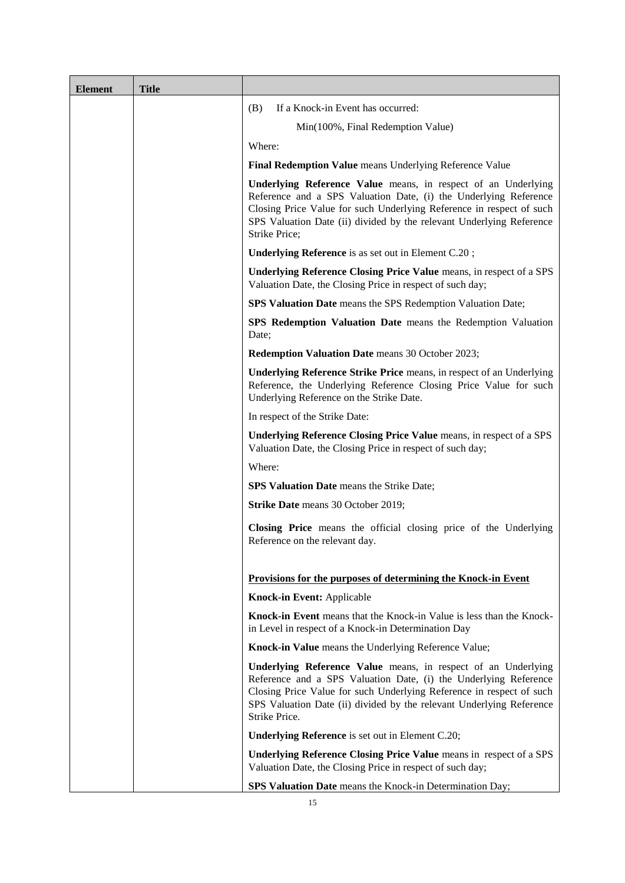| Element | Title | |
|---|---|---|
| | | (B) If a Knock-in Event has occurred:<br><br>Min(100%, Final Redemption Value)<br><br>Where:<br><br>**Final Redemption Value** means Underlying Reference Value<br><br>**Underlying Reference Value** means, in respect of an Underlying Reference and a SPS Valuation Date, (i) the Underlying Reference Closing Price Value for such Underlying Reference in respect of such SPS Valuation Date (ii) divided by the relevant Underlying Reference Strike Price;<br><br>**Underlying Reference** is as set out in Element C.20 ;<br><br>**Underlying Reference Closing Price Value** means, in respect of a SPS Valuation Date, the Closing Price in respect of such day;<br><br>**SPS Valuation Date** means the SPS Redemption Valuation Date;<br><br>**SPS Redemption Valuation Date** means the Redemption Valuation Date;<br><br>**Redemption Valuation Date** means 30 October 2023;<br><br>**Underlying Reference Strike Price** means, in respect of an Underlying Reference, the Underlying Reference Closing Price Value for such Underlying Reference on the Strike Date.<br><br>In respect of the Strike Date:<br><br>**Underlying Reference Closing Price Value** means, in respect of a SPS Valuation Date, the Closing Price in respect of such day;<br><br>Where:<br><br>**SPS Valuation Date** means the Strike Date;<br><br>**Strike Date** means 30 October 2019;<br><br>**Closing Price** means the official closing price of the Underlying Reference on the relevant day.<br><br><br>**Provisions for the purposes of determining the Knock-in Event**<br><br>**Knock-in Event:** Applicable<br><br>**Knock-in Event** means that the Knock-in Value is less than the Knock-in Level in respect of a Knock-in Determination Day<br><br>**Knock-in Value** means the Underlying Reference Value;<br><br>**Underlying Reference Value** means, in respect of an Underlying Reference and a SPS Valuation Date, (i) the Underlying Reference Closing Price Value for such Underlying Reference in respect of such SPS Valuation Date (ii) divided by the relevant Underlying Reference Strike Price.<br><br>**Underlying Reference** is set out in Element C.20;<br><br>**Underlying Reference Closing Price Value** means in respect of a SPS Valuation Date, the Closing Price in respect of such day;<br><br>**SPS Valuation Date** means the Knock-in Determination Day; |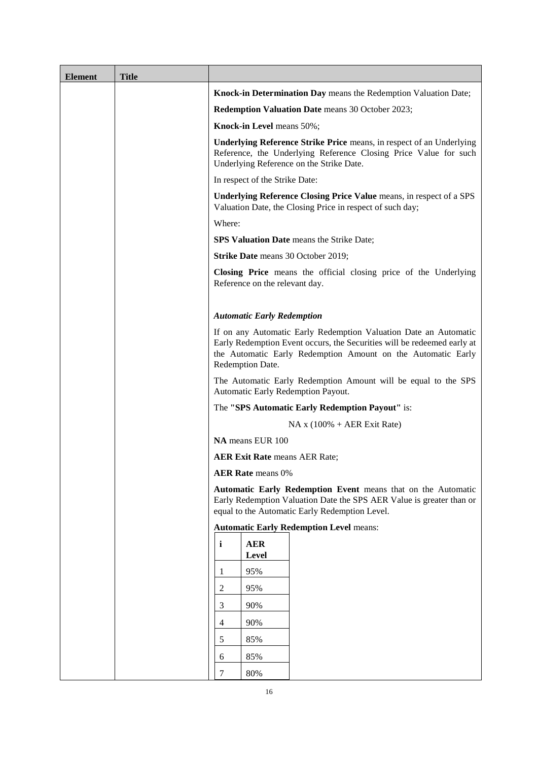| Element | Title | |
|---|---|---|
| | | **Knock-in Determination Day** means the Redemption Valuation Date;<br><br>**Redemption Valuation Date** means 30 October 2023;<br><br>**Knock-in Level** means 50%;<br><br>**Underlying Reference Strike Price** means, in respect of an Underlying Reference, the Underlying Reference Closing Price Value for such Underlying Reference on the Strike Date.<br><br>In respect of the Strike Date:<br><br>**Underlying Reference Closing Price Value** means, in respect of a SPS Valuation Date, the Closing Price in respect of such day;<br><br>Where:<br><br>**SPS Valuation Date** means the Strike Date;<br><br>**Strike Date** means 30 October 2019;<br><br>**Closing Price** means the official closing price of the Underlying Reference on the relevant day.<br><br>***Automatic Early Redemption***<br><br>If on any Automatic Early Redemption Valuation Date an Automatic Early Redemption Event occurs, the Securities will be redeemed early at the Automatic Early Redemption Amount on the Automatic Early Redemption Date.<br><br>The Automatic Early Redemption Amount will be equal to the SPS Automatic Early Redemption Payout.<br><br>The **"SPS Automatic Early Redemption Payout"** is:<br><br>NA x (100% + AER Exit Rate)<br><br>**NA** means EUR 100<br><br>**AER Exit Rate** means AER Rate;<br><br>**AER Rate** means 0%<br><br>**Automatic Early Redemption Event** means that on the Automatic Early Redemption Valuation Date the SPS AER Value is greater than or equal to the Automatic Early Redemption Level.<br><br>**Automatic Early Redemption Level** means: |

| i | AER Level |
|---|---|
| 1 | 95% |
| 2 | 95% |
| 3 | 90% |
| 4 | 90% |
| 5 | 85% |
| 6 | 85% |
| 7 | 80% |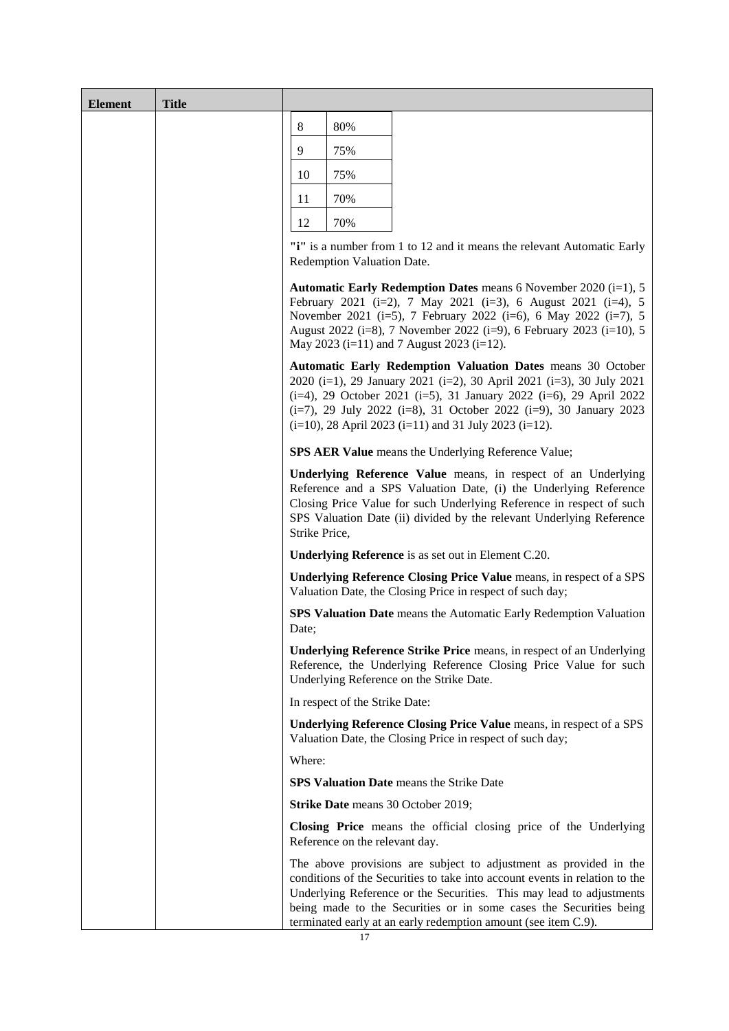| Element | Title | |
|---|---|---|
| | | |

| | |
|---|---|
| 8 | 80% |
| 9 | 75% |
| 10 | 75% |
| 11 | 70% |
| 12 | 70% |

**"i"** is a number from 1 to 12 and it means the relevant Automatic Early Redemption Valuation Date.

**Automatic Early Redemption Dates** means 6 November 2020 (i=1), 5 February 2021 (i=2), 7 May 2021 (i=3), 6 August 2021 (i=4), 5 November 2021 (i=5), 7 February 2022 (i=6), 6 May 2022 (i=7), 5 August 2022 (i=8), 7 November 2022 (i=9), 6 February 2023 (i=10), 5 May 2023 (i=11) and 7 August 2023 (i=12).

**Automatic Early Redemption Valuation Dates** means 30 October 2020 (i=1), 29 January 2021 (i=2), 30 April 2021 (i=3), 30 July 2021 (i=4), 29 October 2021 (i=5), 31 January 2022 (i=6), 29 April 2022 (i=7), 29 July 2022 (i=8), 31 October 2022 (i=9), 30 January 2023 (i=10), 28 April 2023 (i=11) and 31 July 2023 (i=12).

**SPS AER Value** means the Underlying Reference Value;

**Underlying Reference Value** means, in respect of an Underlying Reference and a SPS Valuation Date, (i) the Underlying Reference Closing Price Value for such Underlying Reference in respect of such SPS Valuation Date (ii) divided by the relevant Underlying Reference Strike Price,

**Underlying Reference** is as set out in Element C.20.

**Underlying Reference Closing Price Value** means, in respect of a SPS Valuation Date, the Closing Price in respect of such day;

**SPS Valuation Date** means the Automatic Early Redemption Valuation Date;

**Underlying Reference Strike Price** means, in respect of an Underlying Reference, the Underlying Reference Closing Price Value for such Underlying Reference on the Strike Date.

In respect of the Strike Date:

**Underlying Reference Closing Price Value** means, in respect of a SPS Valuation Date, the Closing Price in respect of such day;

Where:

**SPS Valuation Date** means the Strike Date

**Strike Date** means 30 October 2019;

**Closing Price** means the official closing price of the Underlying Reference on the relevant day.

The above provisions are subject to adjustment as provided in the conditions of the Securities to take into account events in relation to the Underlying Reference or the Securities. This may lead to adjustments being made to the Securities or in some cases the Securities being terminated early at an early redemption amount (see item C.9).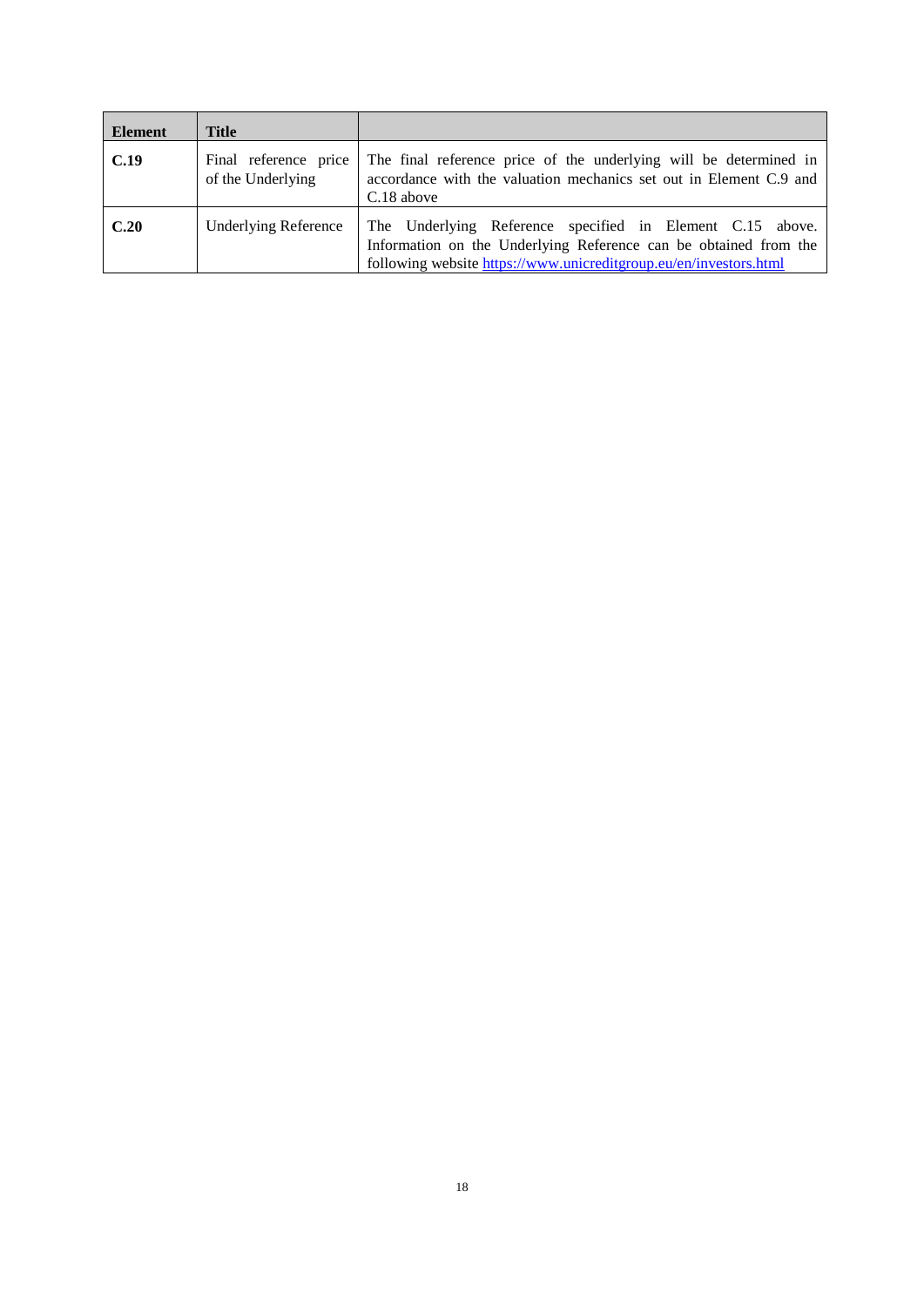| Element | Title | |
|---|---|---|
| **C.19** | Final reference price of the Underlying | The final reference price of the underlying will be determined in accordance with the valuation mechanics set out in Element C.9 and C.18 above |
| **C.20** | Underlying Reference | The Underlying Reference specified in Element C.15 above. Information on the Underlying Reference can be obtained from the following website https://www.unicreditgroup.eu/en/investors.html |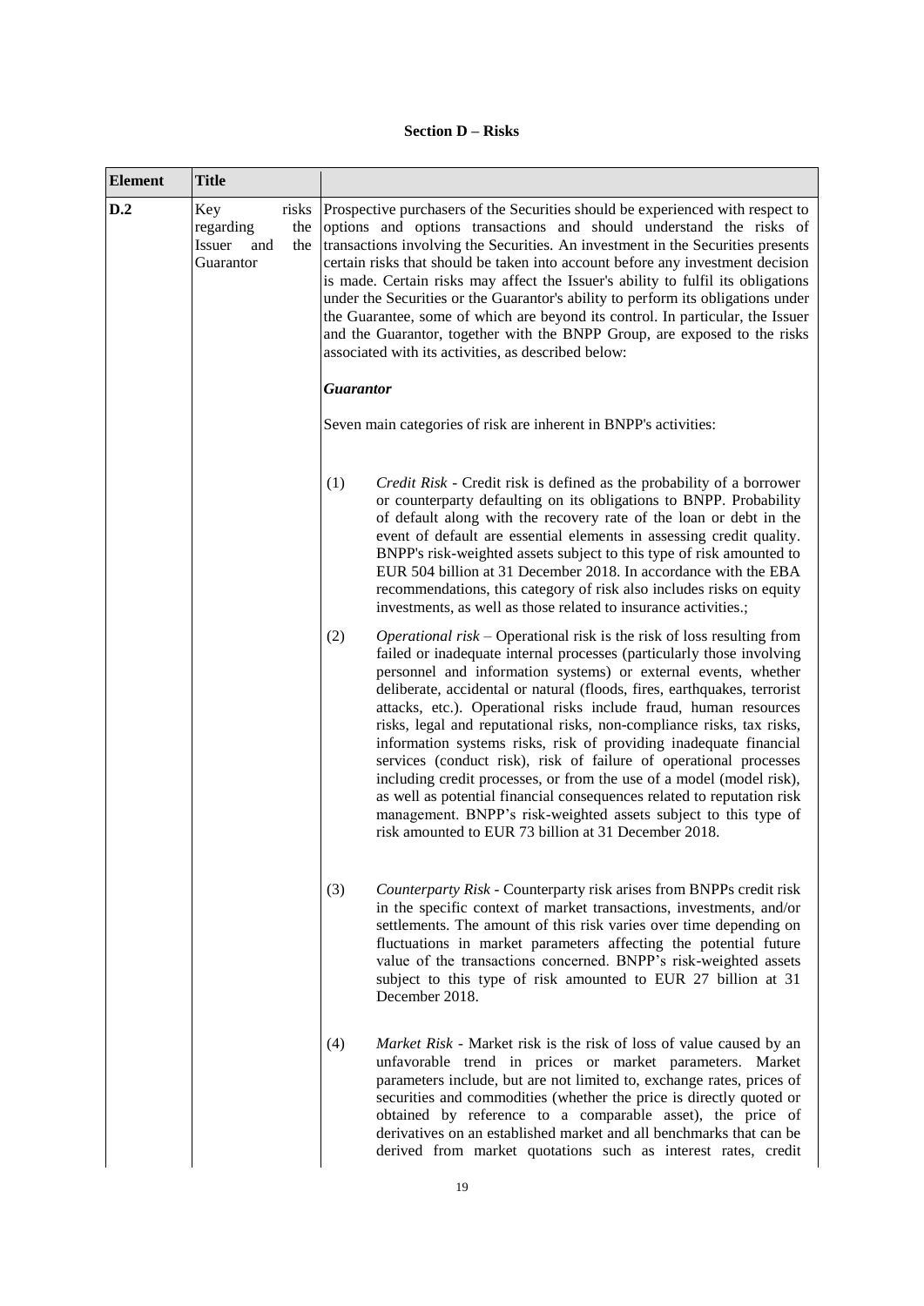**Section D – Risks**

| Element | Title | |
|---|---|---|
| D.2 | Key risks regarding the Issuer and the Guarantor | Prospective purchasers of the Securities should be experienced with respect to options and options transactions and should understand the risks of transactions involving the Securities. An investment in the Securities presents certain risks that should be taken into account before any investment decision is made. Certain risks may affect the Issuer's ability to fulfil its obligations under the Securities or the Guarantor's ability to perform its obligations under the Guarantee, some of which are beyond its control. In particular, the Issuer and the Guarantor, together with the BNPP Group, are exposed to the risks associated with its activities, as described below:<br><br>***Guarantor***<br><br>Seven main categories of risk are inherent in BNPP's activities:<br><br>(1) *Credit Risk* - Credit risk is defined as the probability of a borrower or counterparty defaulting on its obligations to BNPP. Probability of default along with the recovery rate of the loan or debt in the event of default are essential elements in assessing credit quality. BNPP's risk-weighted assets subject to this type of risk amounted to EUR 504 billion at 31 December 2018. In accordance with the EBA recommendations, this category of risk also includes risks on equity investments, as well as those related to insurance activities.;<br><br>(2) *Operational risk* – Operational risk is the risk of loss resulting from failed or inadequate internal processes (particularly those involving personnel and information systems) or external events, whether deliberate, accidental or natural (floods, fires, earthquakes, terrorist attacks, etc.). Operational risks include fraud, human resources risks, legal and reputational risks, non-compliance risks, tax risks, information systems risks, risk of providing inadequate financial services (conduct risk), risk of failure of operational processes including credit processes, or from the use of a model (model risk), as well as potential financial consequences related to reputation risk management. BNPP's risk-weighted assets subject to this type of risk amounted to EUR 73 billion at 31 December 2018.<br><br>(3) *Counterparty Risk* - Counterparty risk arises from BNPPs credit risk in the specific context of market transactions, investments, and/or settlements. The amount of this risk varies over time depending on fluctuations in market parameters affecting the potential future value of the transactions concerned. BNPP's risk-weighted assets subject to this type of risk amounted to EUR 27 billion at 31 December 2018.<br><br>(4) *Market Risk* - Market risk is the risk of loss of value caused by an unfavorable trend in prices or market parameters. Market parameters include, but are not limited to, exchange rates, prices of securities and commodities (whether the price is directly quoted or obtained by reference to a comparable asset), the price of derivatives on an established market and all benchmarks that can be derived from market quotations such as interest rates, credit |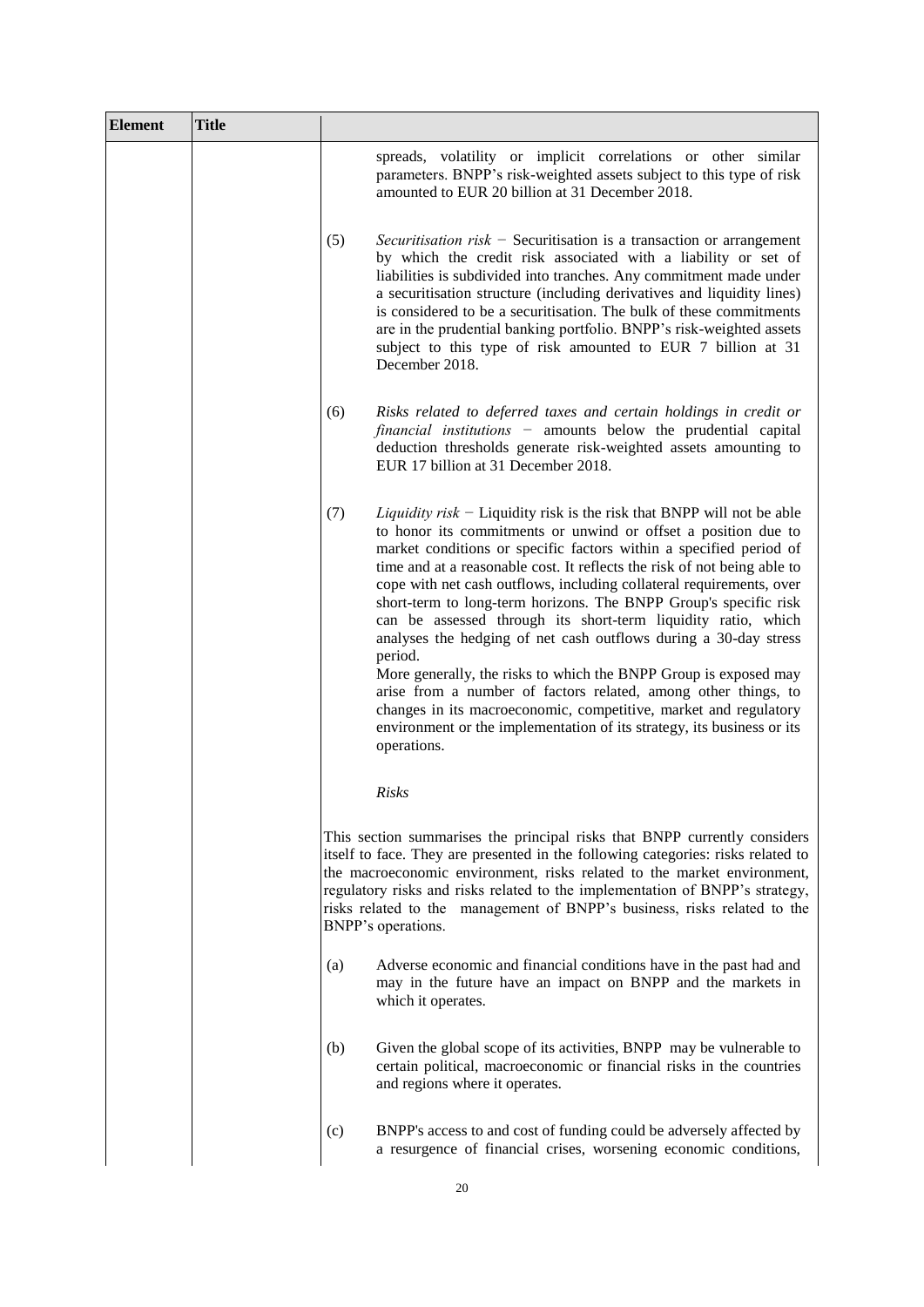| Element | Title | |
|---|---|---|
| | | spreads, volatility or implicit correlations or other similar parameters. BNPP's risk-weighted assets subject to this type of risk amounted to EUR 20 billion at 31 December 2018.<br><br>(5) *Securitisation risk* − Securitisation is a transaction or arrangement by which the credit risk associated with a liability or set of liabilities is subdivided into tranches. Any commitment made under a securitisation structure (including derivatives and liquidity lines) is considered to be a securitisation. The bulk of these commitments are in the prudential banking portfolio. BNPP's risk-weighted assets subject to this type of risk amounted to EUR 7 billion at 31 December 2018.<br><br>(6) *Risks related to deferred taxes and certain holdings in credit or financial institutions* − amounts below the prudential capital deduction thresholds generate risk-weighted assets amounting to EUR 17 billion at 31 December 2018.<br><br>(7) *Liquidity risk* − Liquidity risk is the risk that BNPP will not be able to honor its commitments or unwind or offset a position due to market conditions or specific factors within a specified period of time and at a reasonable cost. It reflects the risk of not being able to cope with net cash outflows, including collateral requirements, over short-term to long-term horizons. The BNPP Group's specific risk can be assessed through its short-term liquidity ratio, which analyses the hedging of net cash outflows during a 30-day stress period.<br>More generally, the risks to which the BNPP Group is exposed may arise from a number of factors related, among other things, to changes in its macroeconomic, competitive, market and regulatory environment or the implementation of its strategy, its business or its operations.<br><br>*Risks*<br><br>This section summarises the principal risks that BNPP currently considers itself to face. They are presented in the following categories: risks related to the macroeconomic environment, risks related to the market environment, regulatory risks and risks related to the implementation of BNPP's strategy, risks related to the management of BNPP's business, risks related to the BNPP's operations.<br><br>(a) Adverse economic and financial conditions have in the past had and may in the future have an impact on BNPP and the markets in which it operates.<br><br>(b) Given the global scope of its activities, BNPP may be vulnerable to certain political, macroeconomic or financial risks in the countries and regions where it operates.<br><br>(c) BNPP's access to and cost of funding could be adversely affected by a resurgence of financial crises, worsening economic conditions, |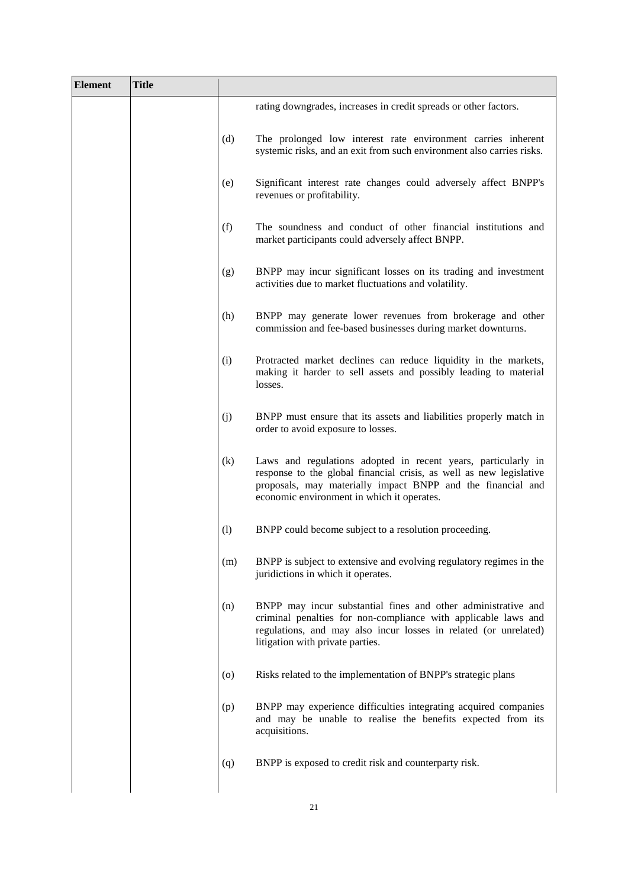| Element | Title | | |
|---|---|---|---|
| | | | rating downgrades, increases in credit spreads or other factors. |
| | | (d) | The prolonged low interest rate environment carries inherent systemic risks, and an exit from such environment also carries risks. |
| | | (e) | Significant interest rate changes could adversely affect BNPP's revenues or profitability. |
| | | (f) | The soundness and conduct of other financial institutions and market participants could adversely affect BNPP. |
| | | (g) | BNPP may incur significant losses on its trading and investment activities due to market fluctuations and volatility. |
| | | (h) | BNPP may generate lower revenues from brokerage and other commission and fee-based businesses during market downturns. |
| | | (i) | Protracted market declines can reduce liquidity in the markets, making it harder to sell assets and possibly leading to material losses. |
| | | (j) | BNPP must ensure that its assets and liabilities properly match in order to avoid exposure to losses. |
| | | (k) | Laws and regulations adopted in recent years, particularly in response to the global financial crisis, as well as new legislative proposals, may materially impact BNPP and the financial and economic environment in which it operates. |
| | | (l) | BNPP could become subject to a resolution proceeding. |
| | | (m) | BNPP is subject to extensive and evolving regulatory regimes in the juridictions in which it operates. |
| | | (n) | BNPP may incur substantial fines and other administrative and criminal penalties for non-compliance with applicable laws and regulations, and may also incur losses in related (or unrelated) litigation with private parties. |
| | | (o) | Risks related to the implementation of BNPP's strategic plans |
| | | (p) | BNPP may experience difficulties integrating acquired companies and may be unable to realise the benefits expected from its acquisitions. |
| | | (q) | BNPP is exposed to credit risk and counterparty risk. |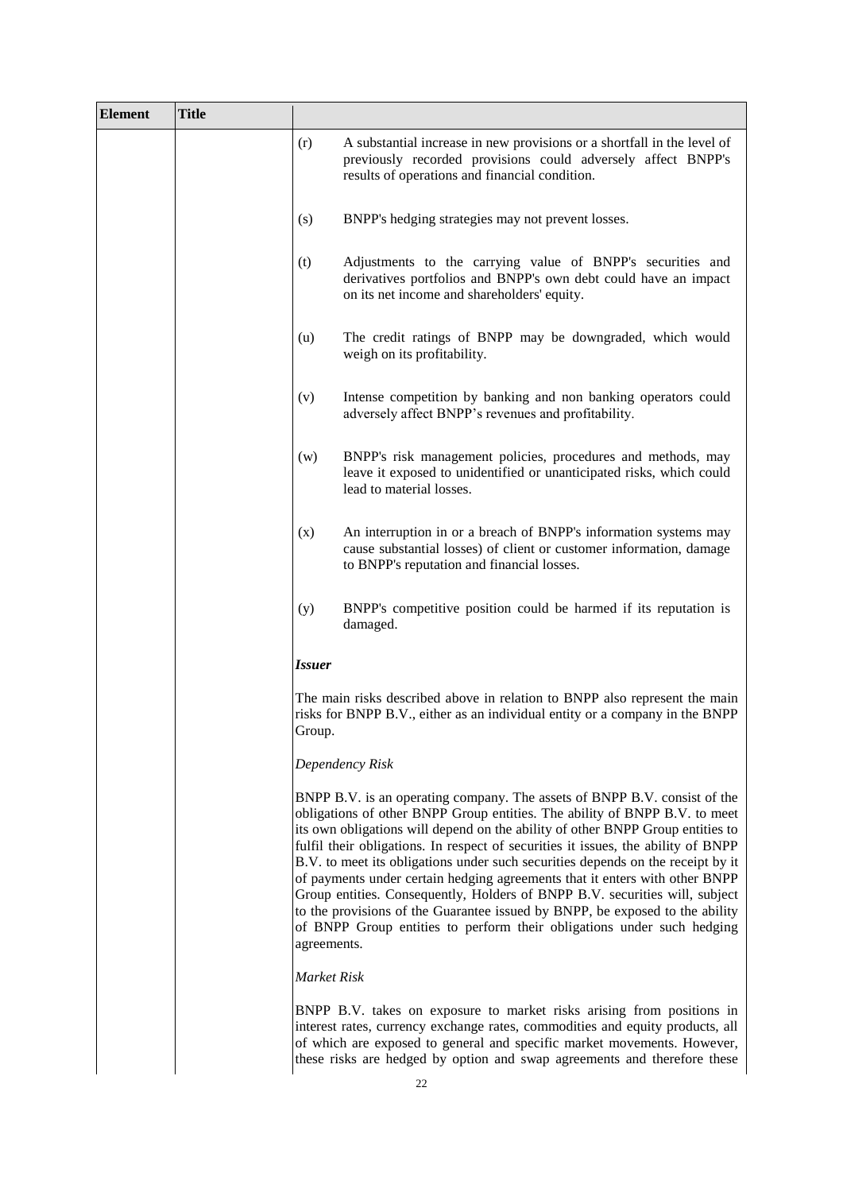| Element | Title | |
|---|---|---|
| | | (r) A substantial increase in new provisions or a shortfall in the level of previously recorded provisions could adversely affect BNPP's results of operations and financial condition.<br><br>(s) BNPP's hedging strategies may not prevent losses.<br><br>(t) Adjustments to the carrying value of BNPP's securities and derivatives portfolios and BNPP's own debt could have an impact on its net income and shareholders' equity.<br><br>(u) The credit ratings of BNPP may be downgraded, which would weigh on its profitability.<br><br>(v) Intense competition by banking and non banking operators could adversely affect BNPP's revenues and profitability.<br><br>(w) BNPP's risk management policies, procedures and methods, may leave it exposed to unidentified or unanticipated risks, which could lead to material losses.<br><br>(x) An interruption in or a breach of BNPP's information systems may cause substantial losses) of client or customer information, damage to BNPP's reputation and financial losses.<br><br>(y) BNPP's competitive position could be harmed if its reputation is damaged.<br><br>***Issuer***<br><br>The main risks described above in relation to BNPP also represent the main risks for BNPP B.V., either as an individual entity or a company in the BNPP Group.<br><br>*Dependency Risk*<br><br>BNPP B.V. is an operating company. The assets of BNPP B.V. consist of the obligations of other BNPP Group entities. The ability of BNPP B.V. to meet its own obligations will depend on the ability of other BNPP Group entities to fulfil their obligations. In respect of securities it issues, the ability of BNPP B.V. to meet its obligations under such securities depends on the receipt by it of payments under certain hedging agreements that it enters with other BNPP Group entities. Consequently, Holders of BNPP B.V. securities will, subject to the provisions of the Guarantee issued by BNPP, be exposed to the ability of BNPP Group entities to perform their obligations under such hedging agreements.<br><br>*Market Risk*<br><br>BNPP B.V. takes on exposure to market risks arising from positions in interest rates, currency exchange rates, commodities and equity products, all of which are exposed to general and specific market movements. However, these risks are hedged by option and swap agreements and therefore these |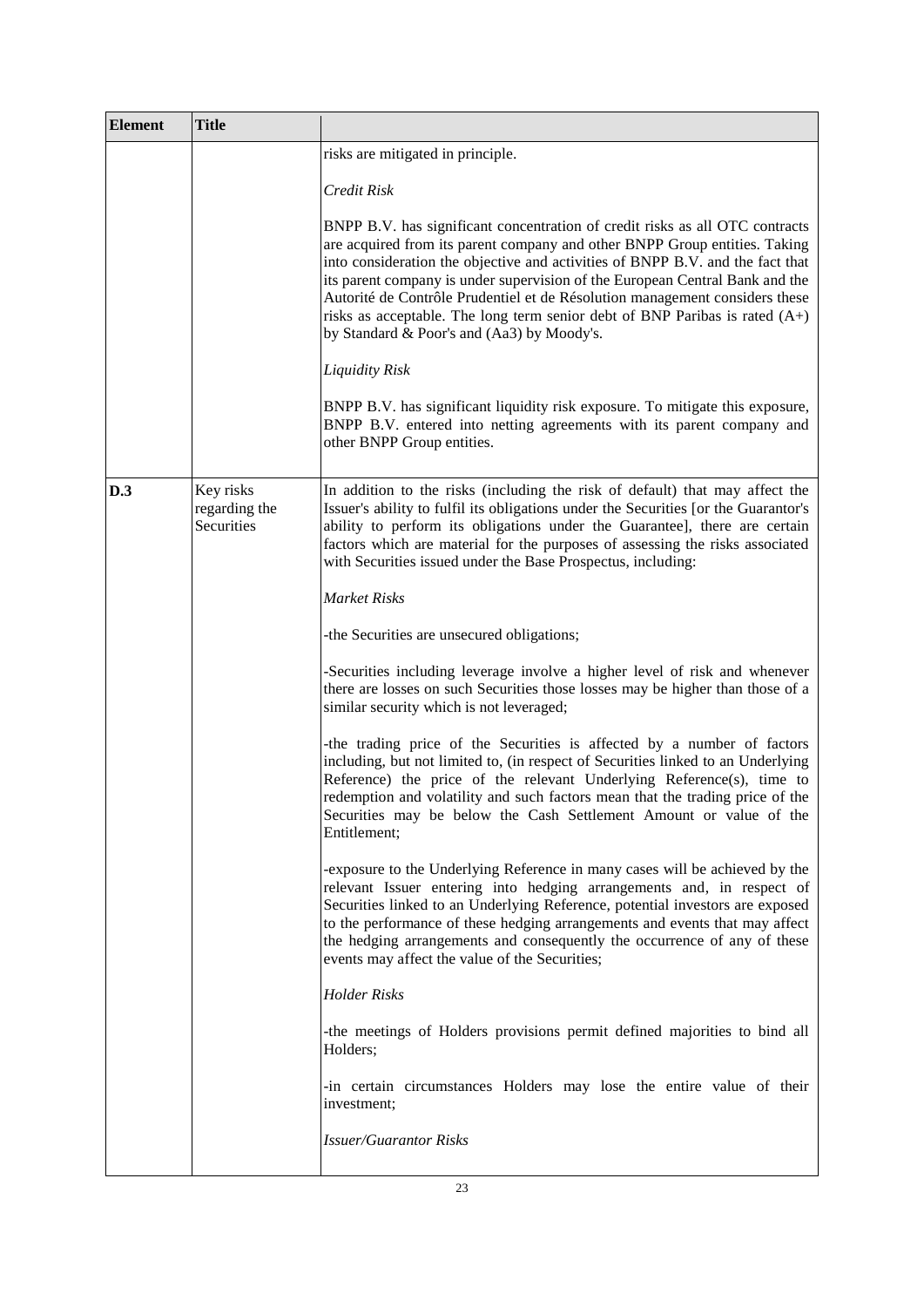| Element | Title | |
|---|---|---|
| | | risks are mitigated in principle.<br><br>*Credit Risk*<br><br>BNPP B.V. has significant concentration of credit risks as all OTC contracts are acquired from its parent company and other BNPP Group entities. Taking into consideration the objective and activities of BNPP B.V. and the fact that its parent company is under supervision of the European Central Bank and the Autorité de Contrôle Prudentiel et de Résolution management considers these risks as acceptable. The long term senior debt of BNP Paribas is rated (A+) by Standard & Poor's and (Aa3) by Moody's.<br><br>*Liquidity Risk*<br><br>BNPP B.V. has significant liquidity risk exposure. To mitigate this exposure, BNPP B.V. entered into netting agreements with its parent company and other BNPP Group entities. |
| **D.3** | Key risks regarding the Securities | In addition to the risks (including the risk of default) that may affect the Issuer's ability to fulfil its obligations under the Securities [or the Guarantor's ability to perform its obligations under the Guarantee], there are certain factors which are material for the purposes of assessing the risks associated with Securities issued under the Base Prospectus, including:<br><br>*Market Risks*<br><br>-the Securities are unsecured obligations;<br><br>-Securities including leverage involve a higher level of risk and whenever there are losses on such Securities those losses may be higher than those of a similar security which is not leveraged;<br><br>-the trading price of the Securities is affected by a number of factors including, but not limited to, (in respect of Securities linked to an Underlying Reference) the price of the relevant Underlying Reference(s), time to redemption and volatility and such factors mean that the trading price of the Securities may be below the Cash Settlement Amount or value of the Entitlement;<br><br>-exposure to the Underlying Reference in many cases will be achieved by the relevant Issuer entering into hedging arrangements and, in respect of Securities linked to an Underlying Reference, potential investors are exposed to the performance of these hedging arrangements and events that may affect the hedging arrangements and consequently the occurrence of any of these events may affect the value of the Securities;<br><br>*Holder Risks*<br><br>-the meetings of Holders provisions permit defined majorities to bind all Holders;<br><br>-in certain circumstances Holders may lose the entire value of their investment;<br><br>*Issuer/Guarantor Risks* |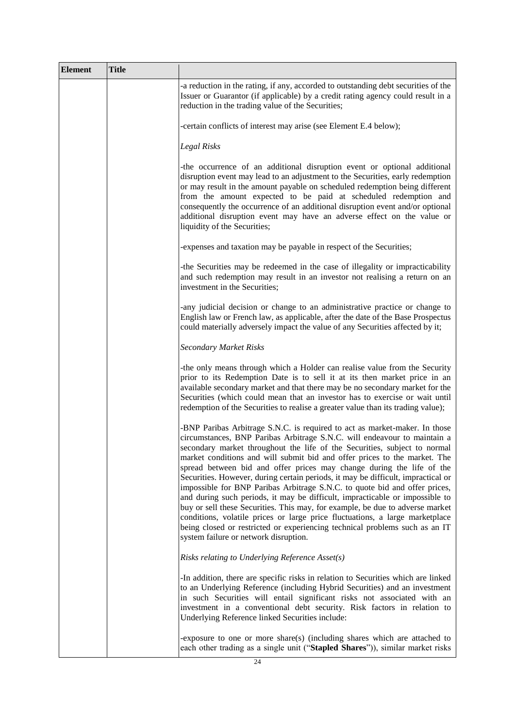| Element | Title | |
|---|---|---|
| | | -a reduction in the rating, if any, accorded to outstanding debt securities of the Issuer or Guarantor (if applicable) by a credit rating agency could result in a reduction in the trading value of the Securities;<br><br>-certain conflicts of interest may arise (see Element E.4 below);<br><br>*Legal Risks*<br><br>-the occurrence of an additional disruption event or optional additional disruption event may lead to an adjustment to the Securities, early redemption or may result in the amount payable on scheduled redemption being different from the amount expected to be paid at scheduled redemption and consequently the occurrence of an additional disruption event and/or optional additional disruption event may have an adverse effect on the value or liquidity of the Securities;<br><br>-expenses and taxation may be payable in respect of the Securities;<br><br>-the Securities may be redeemed in the case of illegality or impracticability and such redemption may result in an investor not realising a return on an investment in the Securities;<br><br>-any judicial decision or change to an administrative practice or change to English law or French law, as applicable, after the date of the Base Prospectus could materially adversely impact the value of any Securities affected by it;<br><br>*Secondary Market Risks*<br><br>-the only means through which a Holder can realise value from the Security prior to its Redemption Date is to sell it at its then market price in an available secondary market and that there may be no secondary market for the Securities (which could mean that an investor has to exercise or wait until redemption of the Securities to realise a greater value than its trading value);<br><br>-BNP Paribas Arbitrage S.N.C. is required to act as market-maker. In those circumstances, BNP Paribas Arbitrage S.N.C. will endeavour to maintain a secondary market throughout the life of the Securities, subject to normal market conditions and will submit bid and offer prices to the market. The spread between bid and offer prices may change during the life of the Securities. However, during certain periods, it may be difficult, impractical or impossible for BNP Paribas Arbitrage S.N.C. to quote bid and offer prices, and during such periods, it may be difficult, impracticable or impossible to buy or sell these Securities. This may, for example, be due to adverse market conditions, volatile prices or large price fluctuations, a large marketplace being closed or restricted or experiencing technical problems such as an IT system failure or network disruption.<br><br>*Risks relating to Underlying Reference Asset(s)*<br><br>-In addition, there are specific risks in relation to Securities which are linked to an Underlying Reference (including Hybrid Securities) and an investment in such Securities will entail significant risks not associated with an investment in a conventional debt security. Risk factors in relation to Underlying Reference linked Securities include:<br><br>-exposure to one or more share(s) (including shares which are attached to each other trading as a single unit ("**Stapled Shares**")), similar market risks |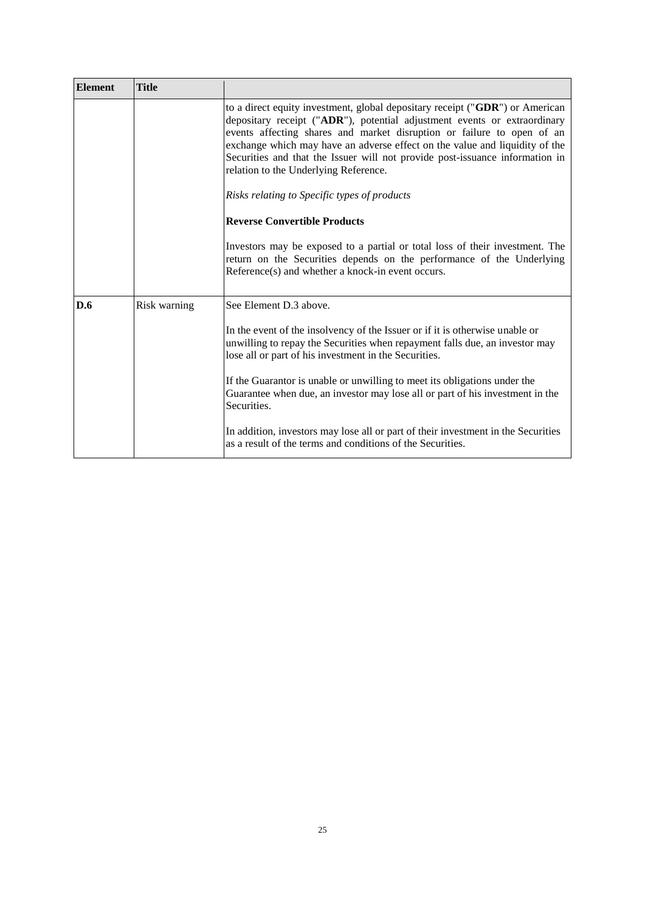| Element | Title | |
|---|---|---|
| | | to a direct equity investment, global depositary receipt ("**GDR**") or American depositary receipt ("**ADR**"), potential adjustment events or extraordinary events affecting shares and market disruption or failure to open of an exchange which may have an adverse effect on the value and liquidity of the Securities and that the Issuer will not provide post-issuance information in relation to the Underlying Reference.<br><br>*Risks relating to Specific types of products*<br><br>**Reverse Convertible Products**<br><br>Investors may be exposed to a partial or total loss of their investment. The return on the Securities depends on the performance of the Underlying Reference(s) and whether a knock-in event occurs. |
| **D.6** | Risk warning | See Element D.3 above.<br><br>In the event of the insolvency of the Issuer or if it is otherwise unable or unwilling to repay the Securities when repayment falls due, an investor may lose all or part of his investment in the Securities.<br><br>If the Guarantor is unable or unwilling to meet its obligations under the Guarantee when due, an investor may lose all or part of his investment in the Securities.<br><br>In addition, investors may lose all or part of their investment in the Securities as a result of the terms and conditions of the Securities. |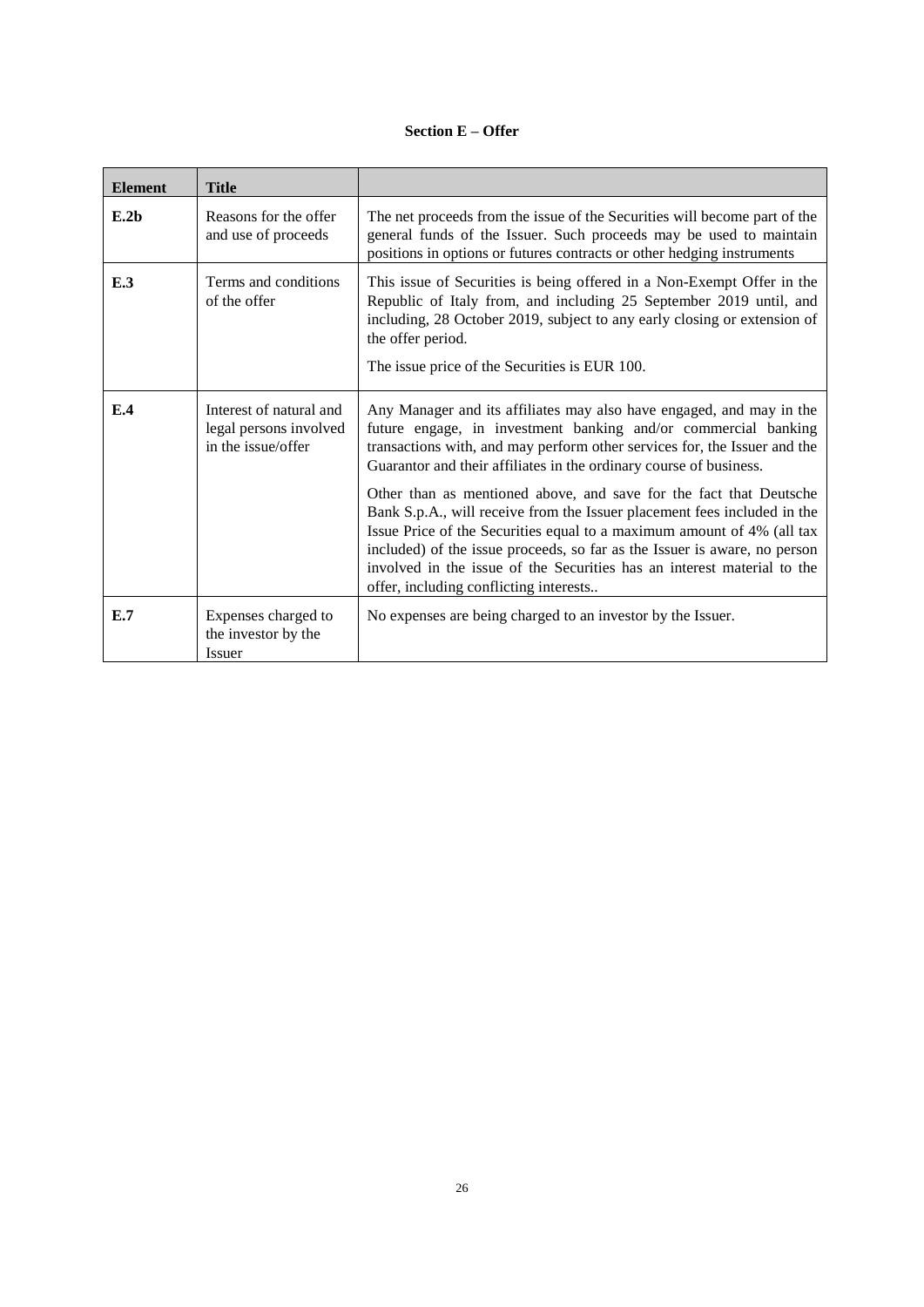**Section E – Offer**

| Element | Title | |
|---|---|---|
| **E.2b** | Reasons for the offer and use of proceeds | The net proceeds from the issue of the Securities will become part of the general funds of the Issuer. Such proceeds may be used to maintain positions in options or futures contracts or other hedging instruments |
| **E.3** | Terms and conditions of the offer | This issue of Securities is being offered in a Non-Exempt Offer in the Republic of Italy from, and including 25 September 2019 until, and including, 28 October 2019, subject to any early closing or extension of the offer period.<br><br>The issue price of the Securities is EUR 100. |
| **E.4** | Interest of natural and legal persons involved in the issue/offer | Any Manager and its affiliates may also have engaged, and may in the future engage, in investment banking and/or commercial banking transactions with, and may perform other services for, the Issuer and the Guarantor and their affiliates in the ordinary course of business.<br><br>Other than as mentioned above, and save for the fact that Deutsche Bank S.p.A., will receive from the Issuer placement fees included in the Issue Price of the Securities equal to a maximum amount of 4% (all tax included) of the issue proceeds, so far as the Issuer is aware, no person involved in the issue of the Securities has an interest material to the offer, including conflicting interests.. |
| **E.7** | Expenses charged to the investor by the Issuer | No expenses are being charged to an investor by the Issuer. |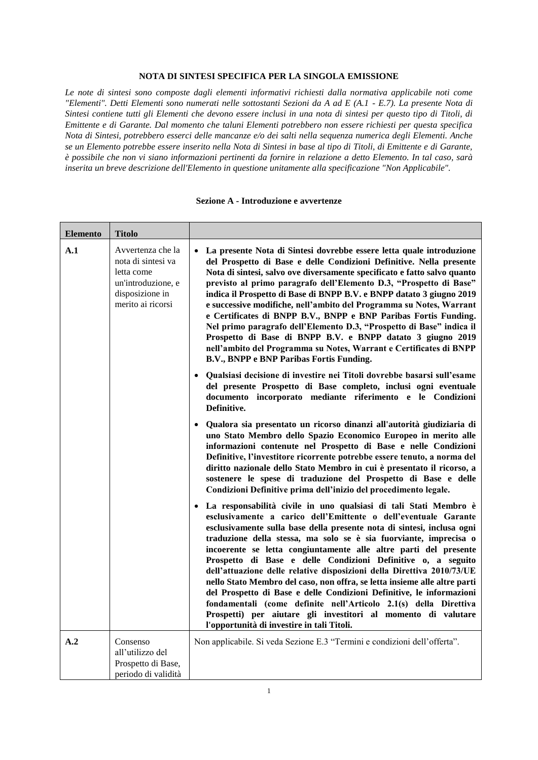**NOTA DI SINTESI SPECIFICA PER LA SINGOLA EMISSIONE**

*Le note di sintesi sono composte dagli elementi informativi richiesti dalla normativa applicabile noti come "Elementi". Detti Elementi sono numerati nelle sottostanti Sezioni da A ad E (A.1 - E.7). La presente Nota di Sintesi contiene tutti gli Elementi che devono essere inclusi in una nota di sintesi per questo tipo di Titoli, di Emittente e di Garante. Dal momento che taluni Elementi potrebbero non essere richiesti per questa specifica Nota di Sintesi, potrebbero esserci delle mancanze e/o dei salti nella sequenza numerica degli Elementi. Anche se un Elemento potrebbe essere inserito nella Nota di Sintesi in base al tipo di Titoli, di Emittente e di Garante, è possibile che non vi siano informazioni pertinenti da fornire in relazione a detto Elemento. In tal caso, sarà inserita un breve descrizione dell'Elemento in questione unitamente alla specificazione "Non Applicabile".*

**Sezione A - Introduzione e avvertenze**

| Elemento | Titolo | |
|---|---|---|
| **A.1** | Avvertenza che la nota di sintesi va letta come un'introduzione, e disposizione in merito ai ricorsi | • **La presente Nota di Sintesi dovrebbe essere letta quale introduzione del Prospetto di Base e delle Condizioni Definitive. Nella presente Nota di sintesi, salvo ove diversamente specificato e fatto salvo quanto previsto al primo paragrafo dell'Elemento D.3, "Prospetto di Base" indica il Prospetto di Base di BNPP B.V. e BNPP datato 3 giugno 2019 e successive modifiche, nell'ambito del Programma su Notes, Warrant e Certificates di BNPP B.V., BNPP e BNP Paribas Fortis Funding. Nel primo paragrafo dell'Elemento D.3, "Prospetto di Base" indica il Prospetto di Base di BNPP B.V. e BNPP datato 3 giugno 2019 nell'ambito del Programma su Notes, Warrant e Certificates di BNPP B.V., BNPP e BNP Paribas Fortis Funding.**<br><br>• **Qualsiasi decisione di investire nei Titoli dovrebbe basarsi sull'esame del presente Prospetto di Base completo, inclusi ogni eventuale documento incorporato mediante riferimento e le Condizioni Definitive.**<br><br>• **Qualora sia presentato un ricorso dinanzi all'autorità giudiziaria di uno Stato Membro dello Spazio Economico Europeo in merito alle informazioni contenute nel Prospetto di Base e nelle Condizioni Definitive, l'investitore ricorrente potrebbe essere tenuto, a norma del diritto nazionale dello Stato Membro in cui è presentato il ricorso, a sostenere le spese di traduzione del Prospetto di Base e delle Condizioni Definitive prima dell'inizio del procedimento legale.**<br><br>• **La responsabilità civile in uno qualsiasi di tali Stati Membro è esclusivamente a carico dell'Emittente o dell'eventuale Garante esclusivamente sulla base della presente nota di sintesi, inclusa ogni traduzione della stessa, ma solo se è sia fuorviante, imprecisa o incoerente se letta congiuntamente alle altre parti del presente Prospetto di Base e delle Condizioni Definitive o, a seguito dell'attuazione delle relative disposizioni della Direttiva 2010/73/UE nello Stato Membro del caso, non offra, se letta insieme alle altre parti del Prospetto di Base e delle Condizioni Definitive, le informazioni fondamentali (come definite nell'Articolo 2.1(s) della Direttiva Prospetti) per aiutare gli investitori al momento di valutare l'opportunità di investire in tali Titoli.** |
| **A.2** | Consenso all'utilizzo del Prospetto di Base, periodo di validità | Non applicabile. Si veda Sezione E.3 "Termini e condizioni dell'offerta". |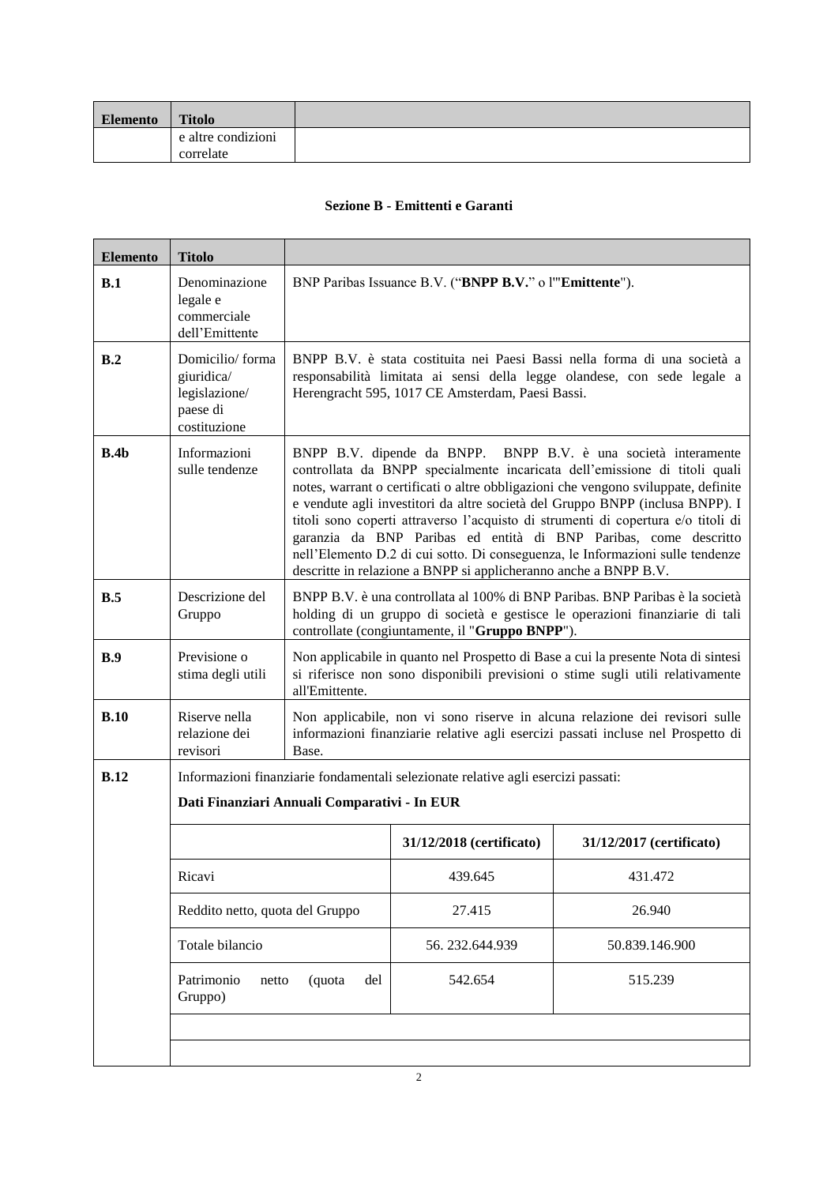| Elemento | Titolo | |
|---|---|---|
| | e altre condizioni correlate | |

**Sezione B - Emittenti e Garanti**

| Elemento | Titolo | | | |
|---|---|---|---|---|
| **B.1** | Denominazione legale e commerciale dell'Emittente | BNP Paribas Issuance B.V. ("**BNPP B.V.**" o l'"**Emittente**"). | | |
| **B.2** | Domicilio/ forma giuridica/ legislazione/ paese di costituzione | BNPP B.V. è stata costituita nei Paesi Bassi nella forma di una società a responsabilità limitata ai sensi della legge olandese, con sede legale a Herengracht 595, 1017 CE Amsterdam, Paesi Bassi. | | |
| **B.4b** | Informazioni sulle tendenze | BNPP B.V. dipende da BNPP. BNPP B.V. è una società interamente controllata da BNPP specialmente incaricata dell'emissione di titoli quali notes, warrant o certificati o altre obbligazioni che vengono sviluppate, definite e vendute agli investitori da altre società del Gruppo BNPP (inclusa BNPP). I titoli sono coperti attraverso l'acquisto di strumenti di copertura e/o titoli di garanzia da BNP Paribas ed entità di BNP Paribas, come descritto nell'Elemento D.2 di cui sotto. Di conseguenza, le Informazioni sulle tendenze descritte in relazione a BNPP si applicheranno anche a BNPP B.V. | | |
| **B.5** | Descrizione del Gruppo | BNPP B.V. è una controllata al 100% di BNP Paribas. BNP Paribas è la società holding di un gruppo di società e gestisce le operazioni finanziarie di tali controllate (congiuntamente, il "**Gruppo BNPP**"). | | |
| **B.9** | Previsione o stima degli utili | Non applicabile in quanto nel Prospetto di Base a cui la presente Nota di sintesi si riferisce non sono disponibili previsioni o stime sugli utili relativamente all'Emittente. | | |
| **B.10** | Riserve nella relazione dei revisori | Non applicabile, non vi sono riserve in alcuna relazione dei revisori sulle informazioni finanziarie relative agli esercizi passati incluse nel Prospetto di Base. | | |
| **B.12** | Informazioni finanziarie fondamentali selezionate relative agli esercizi passati: **Dati Finanziari Annuali Comparativi - In EUR** | | | |
| | | | **31/12/2018 (certificato)** | **31/12/2017 (certificato)** |
| | Ricavi | | 439.645 | 431.472 |
| | Reddito netto, quota del Gruppo | | 27.415 | 26.940 |
| | Totale bilancio | | 56. 232.644.939 | 50.839.146.900 |
| | Patrimonio netto (quota del Gruppo) | | 542.654 | 515.239 |
| | | | | |
| | | | | |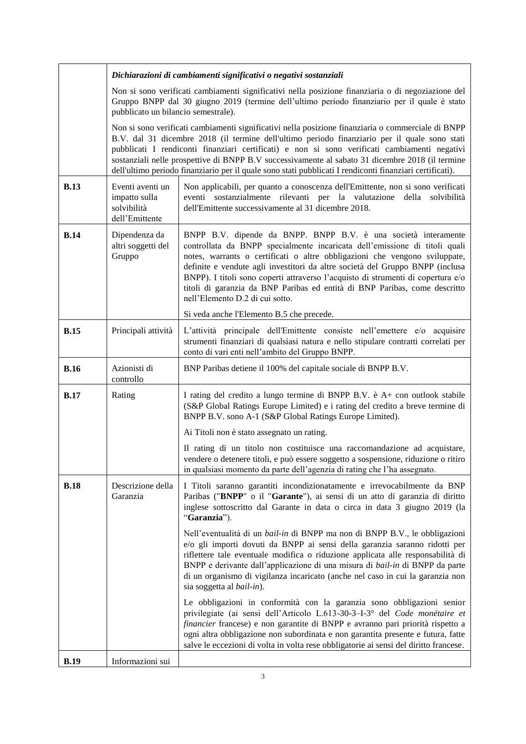| | | |
|---|---|---|
| | ***Dichiarazioni di cambiamenti significativi o negativi sostanziali***<br><br>Non si sono verificati cambiamenti significativi nella posizione finanziaria o di negoziazione del Gruppo BNPP dal 30 giugno 2019 (termine dell'ultimo periodo finanziario per il quale è stato pubblicato un bilancio semestrale).<br><br>Non si sono verificati cambiamenti significativi nella posizione finanziaria o commerciale di BNPP B.V. dal 31 dicembre 2018 (il termine dell'ultimo periodo finanziario per il quale sono stati pubblicati I rendiconti finanziari certificati) e non si sono verificati cambiamenti negativi sostanziali nelle prospettive di BNPP B.V successivamente al sabato 31 dicembre 2018 (il termine dell'ultimo periodo finanziario per il quale sono stati pubblicati I rendiconti finanziari certificati). | |
| **B.13** | Eventi aventi un impatto sulla solvibilità dell'Emittente | Non applicabili, per quanto a conoscenza dell'Emittente, non si sono verificati eventi sostanzialmente rilevanti per la valutazione della solvibilità dell'Emittente successivamente al 31 dicembre 2018. |
| **B.14** | Dipendenza da altri soggetti del Gruppo | BNPP B.V. dipende da BNPP. BNPP B.V. è una società interamente controllata da BNPP specialmente incaricata dell'emissione di titoli quali notes, warrants o certificati o altre obbligazioni che vengono sviluppate, definite e vendute agli investitori da altre società del Gruppo BNPP (inclusa BNPP). I titoli sono coperti attraverso l'acquisto di strumenti di copertura e/o titoli di garanzia da BNP Paribas ed entità di BNP Paribas, come descritto nell'Elemento D.2 di cui sotto.<br><br>Si veda anche l'Elemento B.5 che precede. |
| **B.15** | Principali attività | L'attività principale dell'Emittente consiste nell'emettere e/o acquisire strumenti finanziari di qualsiasi natura e nello stipulare contratti correlati per conto di vari enti nell'ambito del Gruppo BNPP. |
| **B.16** | Azionisti di controllo | BNP Paribas detiene il 100% del capitale sociale di BNPP B.V. |
| **B.17** | Rating | I rating del credito a lungo termine di BNPP B.V. è A+ con outlook stabile (S&P Global Ratings Europe Limited) e i rating del credito a breve termine di BNPP B.V. sono A-1 (S&P Global Ratings Europe Limited).<br><br>Ai Titoli non è stato assegnato un rating.<br><br>Il rating di un titolo non costituisce una raccomandazione ad acquistare, vendere o detenere titoli, e può essere soggetto a sospensione, riduzione o ritiro in qualsiasi momento da parte dell'agenzia di rating che l'ha assegnato. |
| **B.18** | Descrizione della Garanzia | I Titoli saranno garantiti incondizionatamente e irrevocabilmente da BNP Paribas ("**BNPP**" o il "**Garante**"), ai sensi di un atto di garanzia di diritto inglese sottoscritto dal Garante in data o circa in data 3 giugno 2019 (la "**Garanzia**").<br><br>Nell'eventualità di un *bail-in* di BNPP ma non di BNPP B.V., le obbligazioni e/o gli importi dovuti da BNPP ai sensi della garanzia saranno ridotti per riflettere tale eventuale modifica o riduzione applicata alle responsabilità di BNPP e derivante dall'applicazione di una misura di *bail-in* di BNPP da parte di un organismo di vigilanza incaricato (anche nel caso in cui la garanzia non sia soggetta al *bail-in*).<br><br>Le obbligazioni in conformità con la garanzia sono obbligazioni senior privilegiate (ai sensi dell'Articolo L.613-30-3–I-3° del *Code monétaire et financier* francese) e non garantite di BNPP e avranno pari priorità rispetto a ogni altra obbligazione non subordinata e non garantita presente e futura, fatte salve le eccezioni di volta in volta rese obbligatorie ai sensi del diritto francese. |
| **B.19** | Informazioni sui | |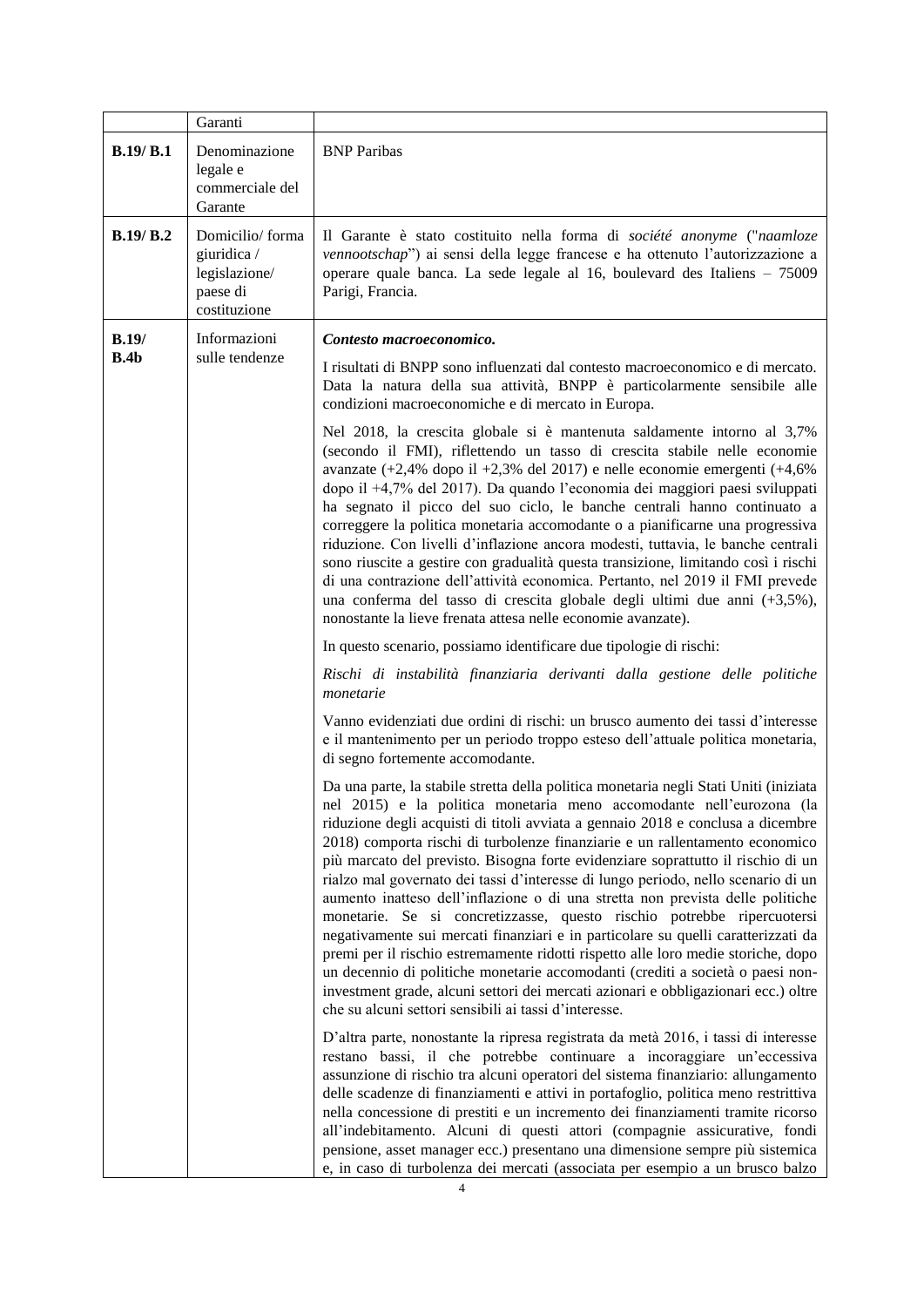| | | |
|---|---|---|
| | Garanti | |
| **B.19/ B.1** | Denominazione legale e commerciale del Garante | BNP Paribas |
| **B.19/ B.2** | Domicilio/ forma giuridica / legislazione/ paese di costituzione | Il Garante è stato costituito nella forma di *société anonyme* ("*naamloze vennootschap*") ai sensi della legge francese e ha ottenuto l'autorizzazione a operare quale banca. La sede legale al 16, boulevard des Italiens – 75009 Parigi, Francia. |
| **B.19/ B.4b** | Informazioni sulle tendenze | ***Contesto macroeconomico.***<br><br>I risultati di BNPP sono influenzati dal contesto macroeconomico e di mercato. Data la natura della sua attività, BNPP è particolarmente sensibile alle condizioni macroeconomiche e di mercato in Europa.<br><br>Nel 2018, la crescita globale si è mantenuta saldamente intorno al 3,7% (secondo il FMI), riflettendo un tasso di crescita stabile nelle economie avanzate (+2,4% dopo il +2,3% del 2017) e nelle economie emergenti (+4,6% dopo il +4,7% del 2017). Da quando l'economia dei maggiori paesi sviluppati ha segnato il picco del suo ciclo, le banche centrali hanno continuato a correggere la politica monetaria accomodante o a pianificarne una progressiva riduzione. Con livelli d'inflazione ancora modesti, tuttavia, le banche centrali sono riuscite a gestire con gradualità questa transizione, limitando così i rischi di una contrazione dell'attività economica. Pertanto, nel 2019 il FMI prevede una conferma del tasso di crescita globale degli ultimi due anni (+3,5%), nonostante la lieve frenata attesa nelle economie avanzate).<br><br>In questo scenario, possiamo identificare due tipologie di rischi:<br><br>*Rischi di instabilità finanziaria derivanti dalla gestione delle politiche monetarie*<br><br>Vanno evidenziati due ordini di rischi: un brusco aumento dei tassi d'interesse e il mantenimento per un periodo troppo esteso dell'attuale politica monetaria, di segno fortemente accomodante.<br><br>Da una parte, la stabile stretta della politica monetaria negli Stati Uniti (iniziata nel 2015) e la politica monetaria meno accomodante nell'eurozona (la riduzione degli acquisti di titoli avviata a gennaio 2018 e conclusa a dicembre 2018) comporta rischi di turbolenze finanziarie e un rallentamento economico più marcato del previsto. Bisogna forte evidenziare soprattutto il rischio di un rialzo mal governato dei tassi d'interesse di lungo periodo, nello scenario di un aumento inatteso dell'inflazione o di una stretta non prevista delle politiche monetarie. Se si concretizzasse, questo rischio potrebbe ripercuotersi negativamente sui mercati finanziari e in particolare su quelli caratterizzati da premi per il rischio estremamente ridotti rispetto alle loro medie storiche, dopo un decennio di politiche monetarie accomodanti (crediti a società o paesi non-investment grade, alcuni settori dei mercati azionari e obbligazionari ecc.) oltre che su alcuni settori sensibili ai tassi d'interesse.<br><br>D'altra parte, nonostante la ripresa registrata da metà 2016, i tassi di interesse restano bassi, il che potrebbe continuare a incoraggiare un'eccessiva assunzione di rischio tra alcuni operatori del sistema finanziario: allungamento delle scadenze di finanziamenti e attivi in portafoglio, politica meno restrittiva nella concessione di prestiti e un incremento dei finanziamenti tramite ricorso all'indebitamento. Alcuni di questi attori (compagnie assicurative, fondi pensione, asset manager ecc.) presentano una dimensione sempre più sistemica e, in caso di turbolenza dei mercati (associata per esempio a un brusco balzo |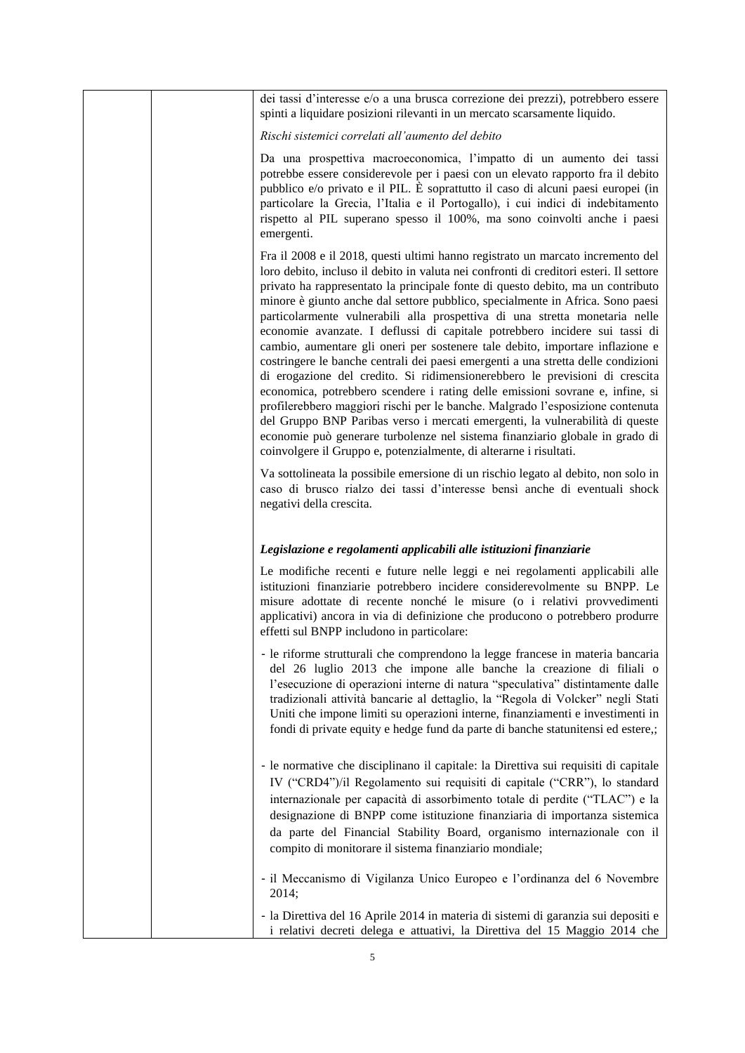dei tassi d'interesse e/o a una brusca correzione dei prezzi), potrebbero essere spinti a liquidare posizioni rilevanti in un mercato scarsamente liquido.

*Rischi sistemici correlati all'aumento del debito*

Da una prospettiva macroeconomica, l'impatto di un aumento dei tassi potrebbe essere considerevole per i paesi con un elevato rapporto fra il debito pubblico e/o privato e il PIL. È soprattutto il caso di alcuni paesi europei (in particolare la Grecia, l'Italia e il Portogallo), i cui indici di indebitamento rispetto al PIL superano spesso il 100%, ma sono coinvolti anche i paesi emergenti.

Fra il 2008 e il 2018, questi ultimi hanno registrato un marcato incremento del loro debito, incluso il debito in valuta nei confronti di creditori esteri. Il settore privato ha rappresentato la principale fonte di questo debito, ma un contributo minore è giunto anche dal settore pubblico, specialmente in Africa. Sono paesi particolarmente vulnerabili alla prospettiva di una stretta monetaria nelle economie avanzate. I deflussi di capitale potrebbero incidere sui tassi di cambio, aumentare gli oneri per sostenere tale debito, importare inflazione e costringere le banche centrali dei paesi emergenti a una stretta delle condizioni di erogazione del credito. Si ridimensionerebbero le previsioni di crescita economica, potrebbero scendere i rating delle emissioni sovrane e, infine, si profilerebbero maggiori rischi per le banche. Malgrado l'esposizione contenuta del Gruppo BNP Paribas verso i mercati emergenti, la vulnerabilità di queste economie può generare turbolenze nel sistema finanziario globale in grado di coinvolgere il Gruppo e, potenzialmente, di alterarne i risultati.

Va sottolineata la possibile emersione di un rischio legato al debito, non solo in caso di brusco rialzo dei tassi d'interesse bensì anche di eventuali shock negativi della crescita.

***Legislazione e regolamenti applicabili alle istituzioni finanziarie***

Le modifiche recenti e future nelle leggi e nei regolamenti applicabili alle istituzioni finanziarie potrebbero incidere considerevolmente su BNPP. Le misure adottate di recente nonché le misure (o i relativi provvedimenti applicativi) ancora in via di definizione che producono o potrebbero produrre effetti sul BNPP includono in particolare:

- le riforme strutturali che comprendono la legge francese in materia bancaria del 26 luglio 2013 che impone alle banche la creazione di filiali o l'esecuzione di operazioni interne di natura "speculativa" distintamente dalle tradizionali attività bancarie al dettaglio, la "Regola di Volcker" negli Stati Uniti che impone limiti su operazioni interne, finanziamenti e investimenti in fondi di private equity e hedge fund da parte di banche statunitensi ed estere,;
- le normative che disciplinano il capitale: la Direttiva sui requisiti di capitale IV ("CRD4")/il Regolamento sui requisiti di capitale ("CRR"), lo standard internazionale per capacità di assorbimento totale di perdite ("TLAC") e la designazione di BNPP come istituzione finanziaria di importanza sistemica da parte del Financial Stability Board, organismo internazionale con il compito di monitorare il sistema finanziario mondiale;
- il Meccanismo di Vigilanza Unico Europeo e l'ordinanza del 6 Novembre 2014;
- la Direttiva del 16 Aprile 2014 in materia di sistemi di garanzia sui depositi e i relativi decreti delega e attuativi, la Direttiva del 15 Maggio 2014 che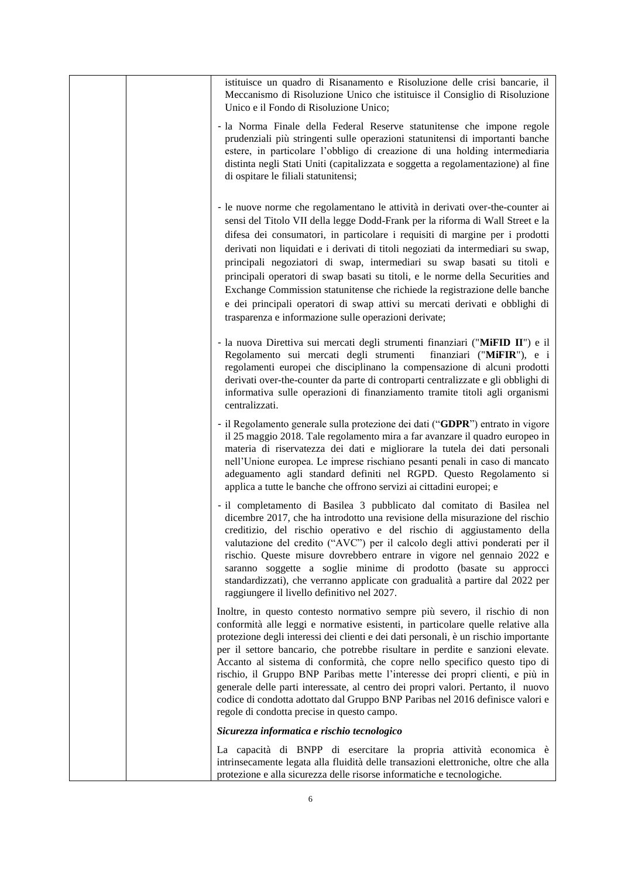istituisce un quadro di Risanamento e Risoluzione delle crisi bancarie, il Meccanismo di Risoluzione Unico che istituisce il Consiglio di Risoluzione Unico e il Fondo di Risoluzione Unico;

- la Norma Finale della Federal Reserve statunitense che impone regole prudenziali più stringenti sulle operazioni statunitensi di importanti banche estere, in particolare l'obbligo di creazione di una holding intermediaria distinta negli Stati Uniti (capitalizzata e soggetta a regolamentazione) al fine di ospitare le filiali statunitensi;

- le nuove norme che regolamentano le attività in derivati over-the-counter ai sensi del Titolo VII della legge Dodd-Frank per la riforma di Wall Street e la difesa dei consumatori, in particolare i requisiti di margine per i prodotti derivati non liquidati e i derivati di titoli negoziati da intermediari su swap, principali negoziatori di swap, intermediari su swap basati su titoli e principali operatori di swap basati su titoli, e le norme della Securities and Exchange Commission statunitense che richiede la registrazione delle banche e dei principali operatori di swap attivi su mercati derivati e obblighi di trasparenza e informazione sulle operazioni derivate;

- la nuova Direttiva sui mercati degli strumenti finanziari ("**MiFID II**") e il Regolamento sui mercati degli strumenti finanziari ("**MiFIR**"), e i regolamenti europei che disciplinano la compensazione di alcuni prodotti derivati over-the-counter da parte di controparti centralizzate e gli obblighi di informativa sulle operazioni di finanziamento tramite titoli agli organismi centralizzati.

- il Regolamento generale sulla protezione dei dati ("**GDPR**") entrato in vigore il 25 maggio 2018. Tale regolamento mira a far avanzare il quadro europeo in materia di riservatezza dei dati e migliorare la tutela dei dati personali nell'Unione europea. Le imprese rischiano pesanti penali in caso di mancato adeguamento agli standard definiti nel RGPD. Questo Regolamento si applica a tutte le banche che offrono servizi ai cittadini europei; e

- il completamento di Basilea 3 pubblicato dal comitato di Basilea nel dicembre 2017, che ha introdotto una revisione della misurazione del rischio creditizio, del rischio operativo e del rischio di aggiustamento della valutazione del credito ("AVC") per il calcolo degli attivi ponderati per il rischio. Queste misure dovrebbero entrare in vigore nel gennaio 2022 e saranno soggette a soglie minime di prodotto (basate su approcci standardizzati), che verranno applicate con gradualità a partire dal 2022 per raggiungere il livello definitivo nel 2027.

Inoltre, in questo contesto normativo sempre più severo, il rischio di non conformità alle leggi e normative esistenti, in particolare quelle relative alla protezione degli interessi dei clienti e dei dati personali, è un rischio importante per il settore bancario, che potrebbe risultare in perdite e sanzioni elevate. Accanto al sistema di conformità, che copre nello specifico questo tipo di rischio, il Gruppo BNP Paribas mette l'interesse dei propri clienti, e più in generale delle parti interessate, al centro dei propri valori. Pertanto, il nuovo codice di condotta adottato dal Gruppo BNP Paribas nel 2016 definisce valori e regole di condotta precise in questo campo.

***Sicurezza informatica e rischio tecnologico***

La capacità di BNPP di esercitare la propria attività economica è intrinsecamente legata alla fluidità delle transazioni elettroniche, oltre che alla protezione e alla sicurezza delle risorse informatiche e tecnologiche.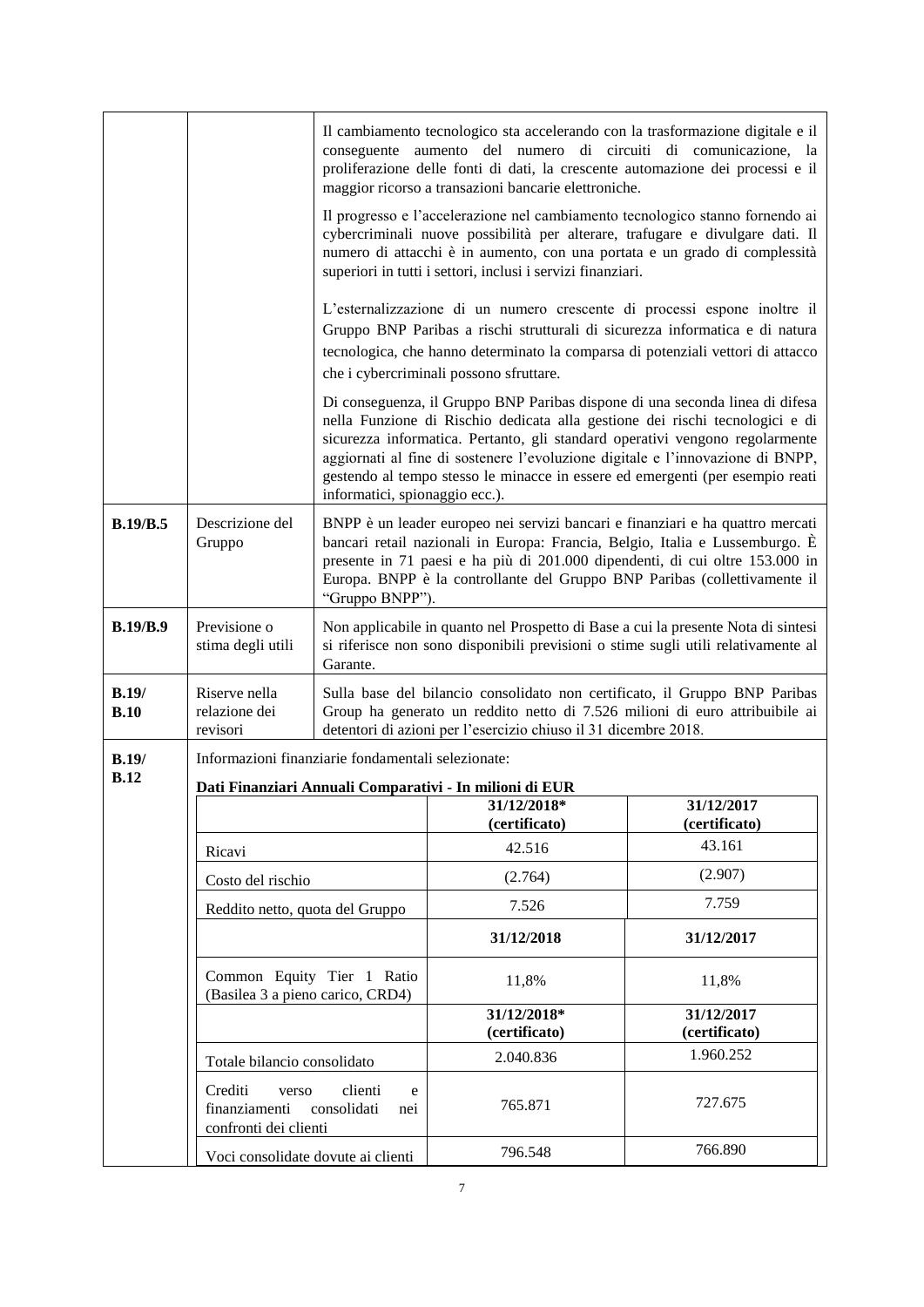| | | |
|---|---|---|
| | | Il cambiamento tecnologico sta accelerando con la trasformazione digitale e il conseguente aumento del numero di circuiti di comunicazione, la proliferazione delle fonti di dati, la crescente automazione dei processi e il maggior ricorso a transazioni bancarie elettroniche.<br><br>Il progresso e l'accelerazione nel cambiamento tecnologico stanno fornendo ai cybercriminali nuove possibilità per alterare, trafugare e divulgare dati. Il numero di attacchi è in aumento, con una portata e un grado di complessità superiori in tutti i settori, inclusi i servizi finanziari.<br><br>L'esternalizzazione di un numero crescente di processi espone inoltre il Gruppo BNP Paribas a rischi strutturali di sicurezza informatica e di natura tecnologica, che hanno determinato la comparsa di potenziali vettori di attacco che i cybercriminali possono sfruttare.<br><br>Di conseguenza, il Gruppo BNP Paribas dispone di una seconda linea di difesa nella Funzione di Rischio dedicata alla gestione dei rischi tecnologici e di sicurezza informatica. Pertanto, gli standard operativi vengono regolarmente aggiornati al fine di sostenere l'evoluzione digitale e l'innovazione di BNPP, gestendo al tempo stesso le minacce in essere ed emergenti (per esempio reati informatici, spionaggio ecc.). |
| **B.19/B.5** | Descrizione del Gruppo | BNPP è un leader europeo nei servizi bancari e finanziari e ha quattro mercati bancari retail nazionali in Europa: Francia, Belgio, Italia e Lussemburgo. È presente in 71 paesi e ha più di 201.000 dipendenti, di cui oltre 153.000 in Europa. BNPP è la controllante del Gruppo BNP Paribas (collettivamente il "Gruppo BNPP"). |
| **B.19/B.9** | Previsione o stima degli utili | Non applicabile in quanto nel Prospetto di Base a cui la presente Nota di sintesi si riferisce non sono disponibili previsioni o stime sugli utili relativamente al Garante. |
| **B.19/ B.10** | Riserve nella relazione dei revisori | Sulla base del bilancio consolidato non certificato, il Gruppo BNP Paribas Group ha generato un reddito netto di 7.526 milioni di euro attribuibile ai detentori di azioni per l'esercizio chiuso il 31 dicembre 2018. |
| **B.19/ B.12** | Informazioni finanziarie fondamentali selezionate: | |

**Dati Finanziari Annuali Comparativi - In milioni di EUR**

| | 31/12/2018* (certificato) | 31/12/2017 (certificato) |
|---|---|---|
| Ricavi | 42.516 | 43.161 |
| Costo del rischio | (2.764) | (2.907) |
| Reddito netto, quota del Gruppo | 7.526 | 7.759 |
| | **31/12/2018** | **31/12/2017** |
| Common Equity Tier 1 Ratio (Basilea 3 a pieno carico, CRD4) | 11,8% | 11,8% |
| | **31/12/2018\* (certificato)** | **31/12/2017 (certificato)** |
| Totale bilancio consolidato | 2.040.836 | 1.960.252 |
| Crediti verso clienti e finanziamenti consolidati nei confronti dei clienti | 765.871 | 727.675 |
| Voci consolidate dovute ai clienti | 796.548 | 766.890 |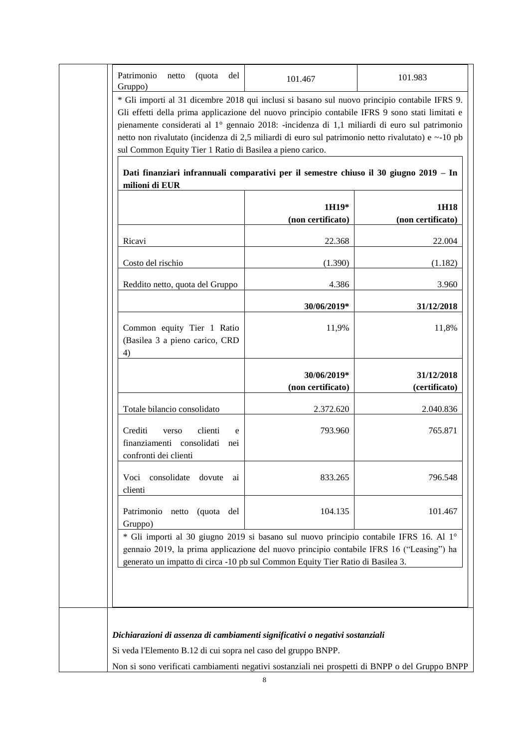| | | |
|---|---|---|
| Patrimonio netto (quota del Gruppo) | 101.467 | 101.983 |

* Gli importi al 31 dicembre 2018 qui inclusi si basano sul nuovo principio contabile IFRS 9. Gli effetti della prima applicazione del nuovo principio contabile IFRS 9 sono stati limitati e pienamente considerati al 1° gennaio 2018: -incidenza di 1,1 miliardi di euro sul patrimonio netto non rivalutato (incidenza di 2,5 miliardi di euro sul patrimonio netto rivalutato) e ~-10 pb sul Common Equity Tier 1 Ratio di Basilea a pieno carico.

**Dati finanziari infrannuali comparativi per il semestre chiuso il 30 giugno 2019 – In milioni di EUR**

| | **1H19*** **(non certificato)** | **1H18** **(non certificato)** |
|---|---|---|
| Ricavi | 22.368 | 22.004 |
| Costo del rischio | (1.390) | (1.182) |
| Reddito netto, quota del Gruppo | 4.386 | 3.960 |
| | **30/06/2019*** | **31/12/2018** |
| Common equity Tier 1 Ratio (Basilea 3 a pieno carico, CRD 4) | 11,9% | 11,8% |
| | **30/06/2019*** **(non certificato)** | **31/12/2018** **(certificato)** |
| Totale bilancio consolidato | 2.372.620 | 2.040.836 |
| Crediti verso clienti e finanziamenti consolidati nei confronti dei clienti | 793.960 | 765.871 |
| Voci consolidate dovute ai clienti | 833.265 | 796.548 |
| Patrimonio netto (quota del Gruppo) | 104.135 | 101.467 |

* Gli importi al 30 giugno 2019 si basano sul nuovo principio contabile IFRS 16. Al 1° gennaio 2019, la prima applicazione del nuovo principio contabile IFRS 16 ("Leasing") ha generato un impatto di circa -10 pb sul Common Equity Tier Ratio di Basilea 3.

*Dichiarazioni di assenza di cambiamenti significativi o negativi sostanziali*

Si veda l'Elemento B.12 di cui sopra nel caso del gruppo BNPP.

Non si sono verificati cambiamenti negativi sostanziali nei prospetti di BNPP o del Gruppo BNPP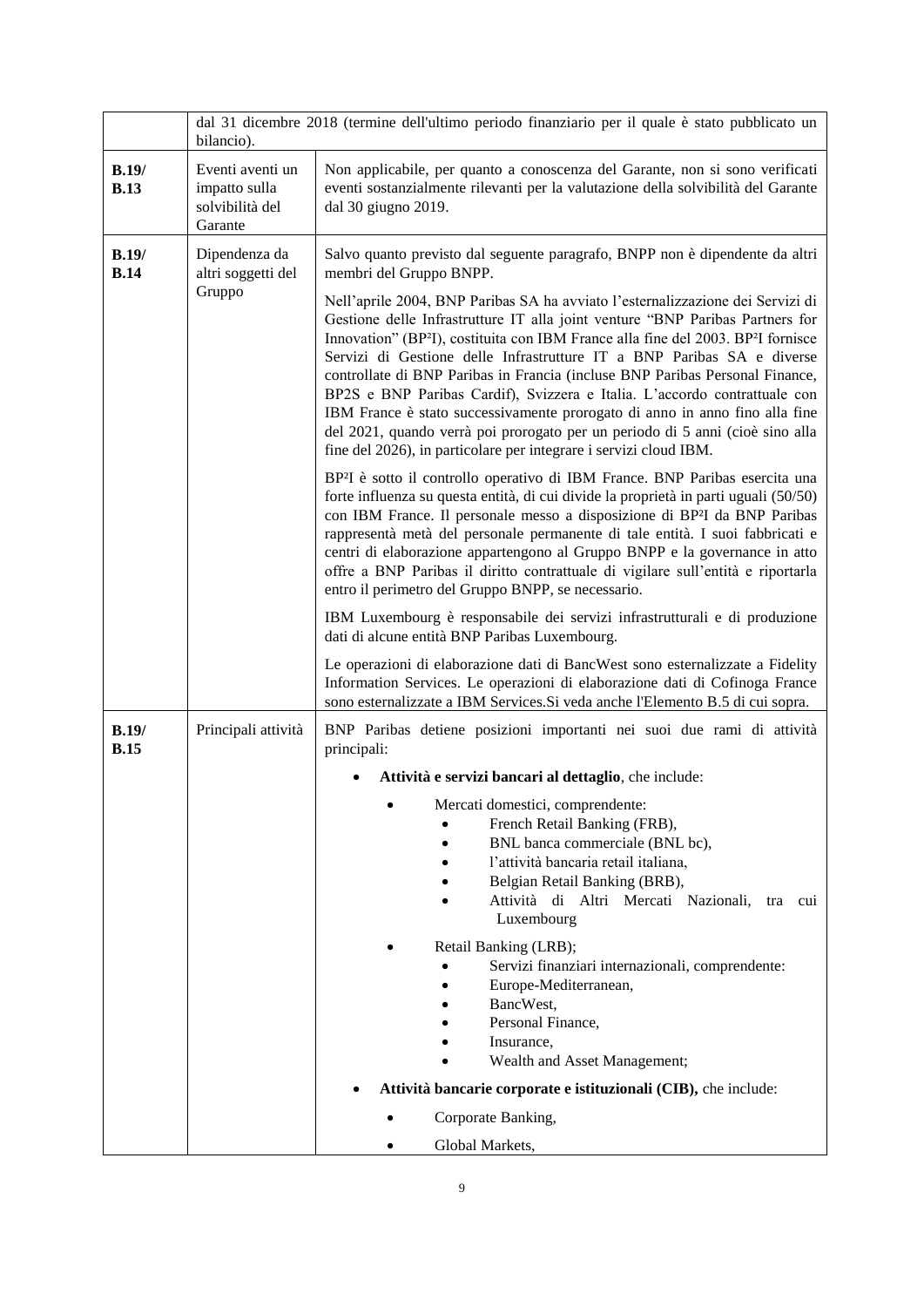| | | |
|---|---|---|
| | dal 31 dicembre 2018 (termine dell'ultimo periodo finanziario per il quale è stato pubblicato un bilancio). | |
| **B.19/ B.13** | Eventi aventi un impatto sulla solvibilità del Garante | Non applicabile, per quanto a conoscenza del Garante, non si sono verificati eventi sostanzialmente rilevanti per la valutazione della solvibilità del Garante dal 30 giugno 2019. |
| **B.19/ B.14** | Dipendenza da altri soggetti del Gruppo | Salvo quanto previsto dal seguente paragrafo, BNPP non è dipendente da altri membri del Gruppo BNPP.<br><br>Nell'aprile 2004, BNP Paribas SA ha avviato l'esternalizzazione dei Servizi di Gestione delle Infrastrutture IT alla joint venture "BNP Paribas Partners for Innovation" (BP²I), costituita con IBM France alla fine del 2003. BP²I fornisce Servizi di Gestione delle Infrastrutture IT a BNP Paribas SA e diverse controllate di BNP Paribas in Francia (incluse BNP Paribas Personal Finance, BP2S e BNP Paribas Cardif), Svizzera e Italia. L'accordo contrattuale con IBM France è stato successivamente prorogato di anno in anno fino alla fine del 2021, quando verrà poi prorogato per un periodo di 5 anni (cioè sino alla fine del 2026), in particolare per integrare i servizi cloud IBM.<br><br>BP²I è sotto il controllo operativo di IBM France. BNP Paribas esercita una forte influenza su questa entità, di cui divide la proprietà in parti uguali (50/50) con IBM France. Il personale messo a disposizione di BP²I da BNP Paribas rappresentà metà del personale permanente di tale entità. I suoi fabbricati e centri di elaborazione appartengono al Gruppo BNPP e la governance in atto offre a BNP Paribas il diritto contrattuale di vigilare sull'entità e riportarla entro il perimetro del Gruppo BNPP, se necessario.<br><br>IBM Luxembourg è responsabile dei servizi infrastrutturali e di produzione dati di alcune entità BNP Paribas Luxembourg.<br><br>Le operazioni di elaborazione dati di BancWest sono esternalizzate a Fidelity Information Services. Le operazioni di elaborazione dati di Cofinoga France sono esternalizzate a IBM Services.Si veda anche l'Elemento B.5 di cui sopra. |
| **B.19/ B.15** | Principali attività | BNP Paribas detiene posizioni importanti nei suoi due rami di attività principali:<br>• **Attività e servizi bancari al dettaglio**, che include:<br>&nbsp;&nbsp;• Mercati domestici, comprendente:<br>&nbsp;&nbsp;&nbsp;&nbsp;• French Retail Banking (FRB),<br>&nbsp;&nbsp;&nbsp;&nbsp;• BNL banca commerciale (BNL bc),<br>&nbsp;&nbsp;&nbsp;&nbsp;• l'attività bancaria retail italiana,<br>&nbsp;&nbsp;&nbsp;&nbsp;• Belgian Retail Banking (BRB),<br>&nbsp;&nbsp;&nbsp;&nbsp;• Attività di Altri Mercati Nazionali, tra cui Luxembourg<br>&nbsp;&nbsp;• Retail Banking (LRB);<br>&nbsp;&nbsp;&nbsp;&nbsp;• Servizi finanziari internazionali, comprendente:<br>&nbsp;&nbsp;&nbsp;&nbsp;• Europe-Mediterranean,<br>&nbsp;&nbsp;&nbsp;&nbsp;• BancWest,<br>&nbsp;&nbsp;&nbsp;&nbsp;• Personal Finance,<br>&nbsp;&nbsp;&nbsp;&nbsp;• Insurance,<br>&nbsp;&nbsp;&nbsp;&nbsp;• Wealth and Asset Management;<br>• **Attività bancarie corporate e istituzionali (CIB),** che include:<br>&nbsp;&nbsp;• Corporate Banking,<br>&nbsp;&nbsp;• Global Markets, |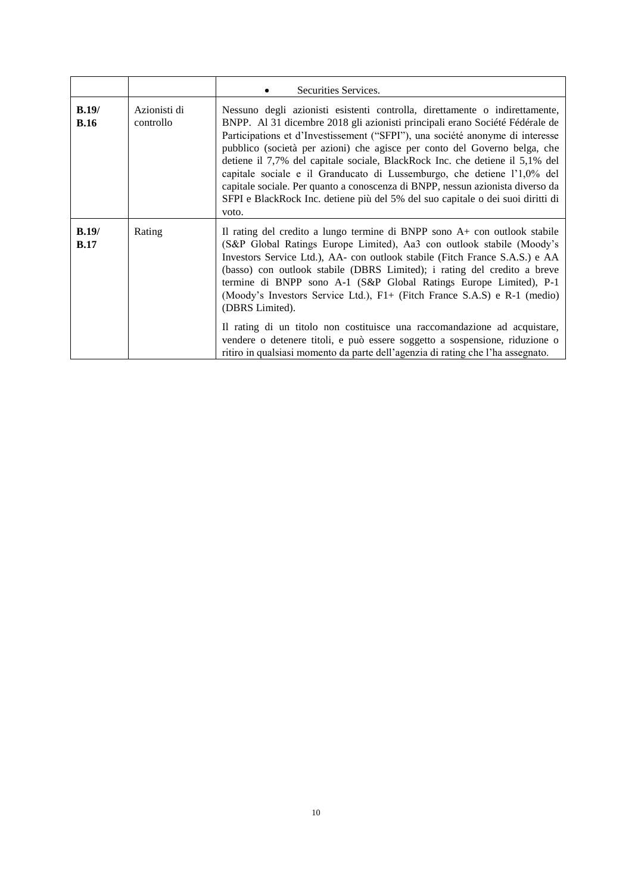| | | |
|---|---|---|
| | | • Securities Services. |
| **B.19/ B.16** | Azionisti di controllo | Nessuno degli azionisti esistenti controlla, direttamente o indirettamente, BNPP. Al 31 dicembre 2018 gli azionisti principali erano Société Fédérale de Participations et d'Investissement ("SFPI"), una société anonyme di interesse pubblico (società per azioni) che agisce per conto del Governo belga, che detiene il 7,7% del capitale sociale, BlackRock Inc. che detiene il 5,1% del capitale sociale e il Granducato di Lussemburgo, che detiene l'1,0% del capitale sociale. Per quanto a conoscenza di BNPP, nessun azionista diverso da SFPI e BlackRock Inc. detiene più del 5% del suo capitale o dei suoi diritti di voto. |
| **B.19/ B.17** | Rating | Il rating del credito a lungo termine di BNPP sono A+ con outlook stabile (S&P Global Ratings Europe Limited), Aa3 con outlook stabile (Moody's Investors Service Ltd.), AA- con outlook stabile (Fitch France S.A.S.) e AA (basso) con outlook stabile (DBRS Limited); i rating del credito a breve termine di BNPP sono A-1 (S&P Global Ratings Europe Limited), P-1 (Moody's Investors Service Ltd.), F1+ (Fitch France S.A.S) e R-1 (medio) (DBRS Limited).<br><br>Il rating di un titolo non costituisce una raccomandazione ad acquistare, vendere o detenere titoli, e può essere soggetto a sospensione, riduzione o ritiro in qualsiasi momento da parte dell'agenzia di rating che l'ha assegnato. |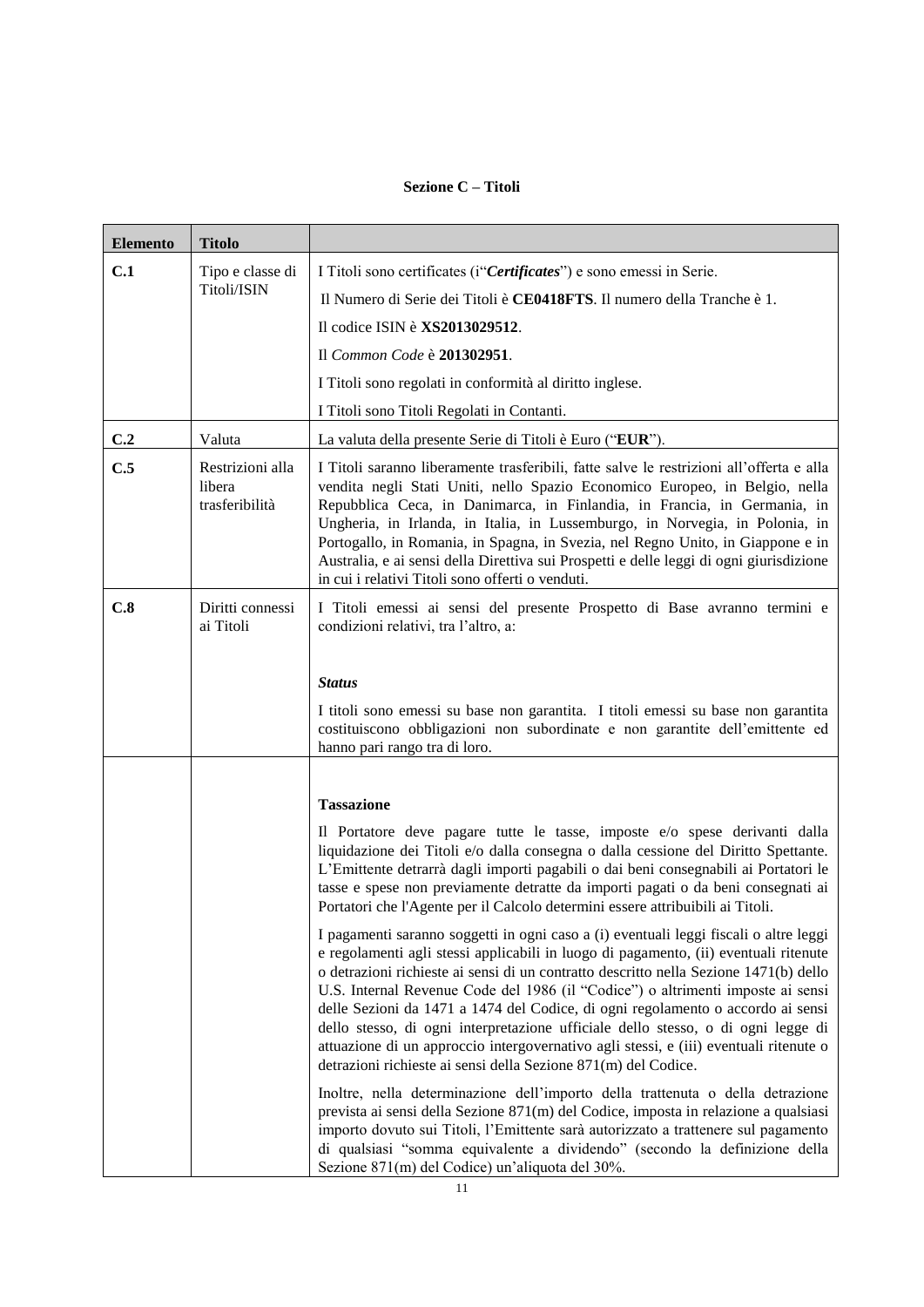**Sezione C – Titoli**

| Elemento | Titolo | |
|---|---|---|
| **C.1** | Tipo e classe di Titoli/ISIN | I Titoli sono certificates (i"*Certificates*") e sono emessi in Serie.<br><br>Il Numero di Serie dei Titoli è **CE0418FTS**. Il numero della Tranche è 1.<br><br>Il codice ISIN è **XS2013029512**.<br><br>Il *Common Code* è **201302951**.<br><br>I Titoli sono regolati in conformità al diritto inglese.<br><br>I Titoli sono Titoli Regolati in Contanti. |
| **C.2** | Valuta | La valuta della presente Serie di Titoli è Euro ("**EUR**"). |
| **C.5** | Restrizioni alla libera trasferibilità | I Titoli saranno liberamente trasferibili, fatte salve le restrizioni all'offerta e alla vendita negli Stati Uniti, nello Spazio Economico Europeo, in Belgio, nella Repubblica Ceca, in Danimarca, in Finlandia, in Francia, in Germania, in Ungheria, in Irlanda, in Italia, in Lussemburgo, in Norvegia, in Polonia, in Portogallo, in Romania, in Spagna, in Svezia, nel Regno Unito, in Giappone e in Australia, e ai sensi della Direttiva sui Prospetti e delle leggi di ogni giurisdizione in cui i relativi Titoli sono offerti o venduti. |
| **C.8** | Diritti connessi ai Titoli | I Titoli emessi ai sensi del presente Prospetto di Base avranno termini e condizioni relativi, tra l'altro, a:<br><br>***Status***<br><br>I titoli sono emessi su base non garantita. I titoli emessi su base non garantita costituiscono obbligazioni non subordinate e non garantite dell'emittente ed hanno pari rango tra di loro. |
| | | **Tassazione**<br><br>Il Portatore deve pagare tutte le tasse, imposte e/o spese derivanti dalla liquidazione dei Titoli e/o dalla consegna o dalla cessione del Diritto Spettante. L'Emittente detrarrà dagli importi pagabili o dai beni consegnabili ai Portatori le tasse e spese non previamente detratte da importi pagati o da beni consegnati ai Portatori che l'Agente per il Calcolo determini essere attribuibili ai Titoli.<br><br>I pagamenti saranno soggetti in ogni caso a (i) eventuali leggi fiscali o altre leggi e regolamenti agli stessi applicabili in luogo di pagamento, (ii) eventuali ritenute o detrazioni richieste ai sensi di un contratto descritto nella Sezione 1471(b) dello U.S. Internal Revenue Code del 1986 (il "Codice") o altrimenti imposte ai sensi delle Sezioni da 1471 a 1474 del Codice, di ogni regolamento o accordo ai sensi dello stesso, di ogni interpretazione ufficiale dello stesso, o di ogni legge di attuazione di un approccio intergovernativo agli stessi, e (iii) eventuali ritenute o detrazioni richieste ai sensi della Sezione 871(m) del Codice.<br><br>Inoltre, nella determinazione dell'importo della trattenuta o della detrazione prevista ai sensi della Sezione 871(m) del Codice, imposta in relazione a qualsiasi importo dovuto sui Titoli, l'Emittente sarà autorizzato a trattenere sul pagamento di qualsiasi "somma equivalente a dividendo" (secondo la definizione della Sezione 871(m) del Codice) un'aliquota del 30%. |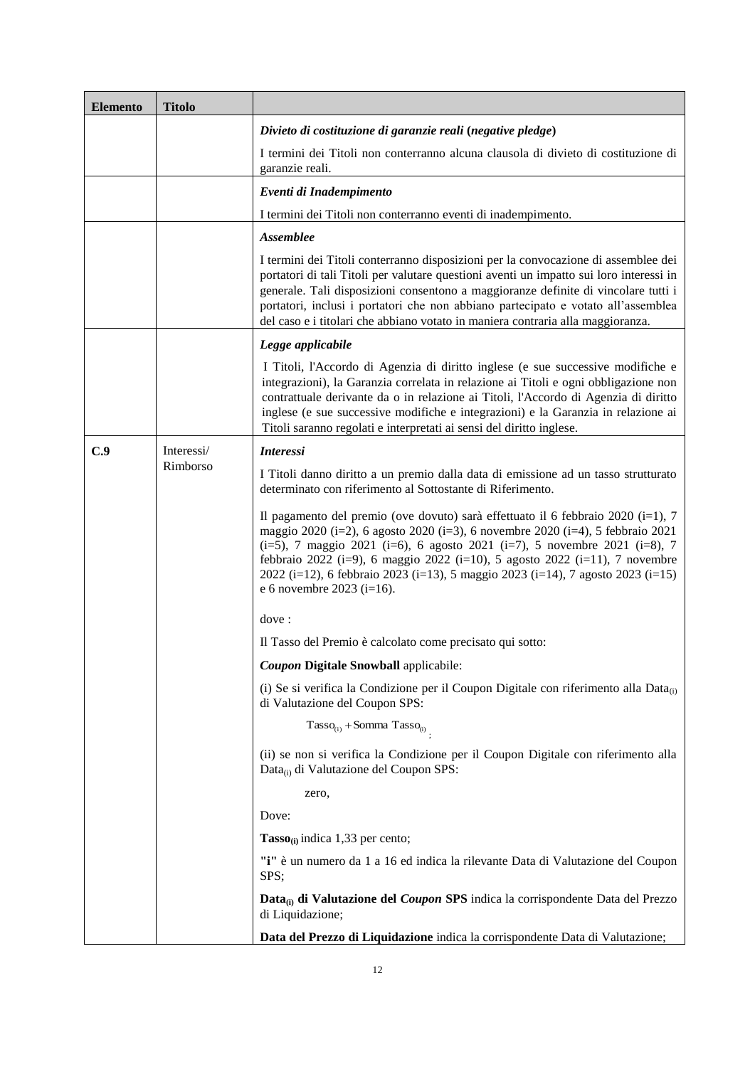| Elemento | Titolo | |
|---|---|---|
| | | ***Divieto di costituzione di garanzie reali* (*negative pledge*)**<br><br>I termini dei Titoli non conterranno alcuna clausola di divieto di costituzione di garanzie reali. |
| | | ***Eventi di Inadempimento***<br><br>I termini dei Titoli non conterranno eventi di inadempimento. |
| | | ***Assemblee***<br><br>I termini dei Titoli conterranno disposizioni per la convocazione di assemblee dei portatori di tali Titoli per valutare questioni aventi un impatto sui loro interessi in generale. Tali disposizioni consentono a maggioranze definite di vincolare tutti i portatori, inclusi i portatori che non abbiano partecipato e votato all'assemblea del caso e i titolari che abbiano votato in maniera contraria alla maggioranza. |
| | | ***Legge applicabile***<br><br>I Titoli, l'Accordo di Agenzia di diritto inglese (e sue successive modifiche e integrazioni), la Garanzia correlata in relazione ai Titoli e ogni obbligazione non contrattuale derivante da o in relazione ai Titoli, l'Accordo di Agenzia di diritto inglese (e sue successive modifiche e integrazioni) e la Garanzia in relazione ai Titoli saranno regolati e interpretati ai sensi del diritto inglese. |
| **C.9** | Interessi/ Rimborso | ***Interessi***<br><br>I Titoli danno diritto a un premio dalla data di emissione ad un tasso strutturato determinato con riferimento al Sottostante di Riferimento.<br><br>Il pagamento del premio (ove dovuto) sarà effettuato il 6 febbraio 2020 (i=1), 7 maggio 2020 (i=2), 6 agosto 2020 (i=3), 6 novembre 2020 (i=4), 5 febbraio 2021 (i=5), 7 maggio 2021 (i=6), 6 agosto 2021 (i=7), 5 novembre 2021 (i=8), 7 febbraio 2022 (i=9), 6 maggio 2022 (i=10), 5 agosto 2022 (i=11), 7 novembre 2022 (i=12), 6 febbraio 2023 (i=13), 5 maggio 2023 (i=14), 7 agosto 2023 (i=15) e 6 novembre 2023 (i=16).<br><br>dove :<br><br>Il Tasso del Premio è calcolato come precisato qui sotto:<br><br>***Coupon* Digitale Snowball** applicabile:<br><br>(i) Se si verifica la Condizione per il Coupon Digitale con riferimento alla $\text{Data}_{(i)}$ di Valutazione del Coupon SPS:<br><br>$\text{Tasso}_{(i)} + \text{Somma Tasso}_{(i)}$ ;<br><br>(ii) se non si verifica la Condizione per il Coupon Digitale con riferimento alla $\text{Data}_{(i)}$ di Valutazione del Coupon SPS:<br><br>zero,<br><br>Dove:<br><br>**$\text{Tasso}_{(i)}$** indica 1,33 per cento;<br><br>**"i"** è un numero da 1 a 16 ed indica la rilevante Data di Valutazione del Coupon SPS;<br><br>**$\text{Data}_{(i)}$ di Valutazione del *Coupon* SPS** indica la corrispondente Data del Prezzo di Liquidazione;<br><br>**Data del Prezzo di Liquidazione** indica la corrispondente Data di Valutazione; |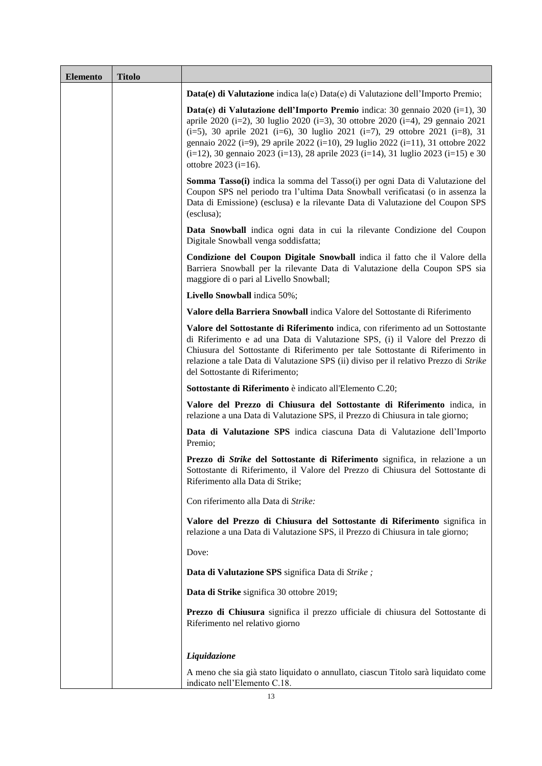| Elemento | Titolo | |
|---|---|---|
| | | **Data(e) di Valutazione** indica la(e) Data(e) di Valutazione dell'Importo Premio;<br><br>**Data(e) di Valutazione dell'Importo Premio** indica: 30 gennaio 2020 (i=1), 30 aprile 2020 (i=2), 30 luglio 2020 (i=3), 30 ottobre 2020 (i=4), 29 gennaio 2021 (i=5), 30 aprile 2021 (i=6), 30 luglio 2021 (i=7), 29 ottobre 2021 (i=8), 31 gennaio 2022 (i=9), 29 aprile 2022 (i=10), 29 luglio 2022 (i=11), 31 ottobre 2022 (i=12), 30 gennaio 2023 (i=13), 28 aprile 2023 (i=14), 31 luglio 2023 (i=15) e 30 ottobre 2023 (i=16).<br><br>**Somma Tasso(i)** indica la somma del Tasso(i) per ogni Data di Valutazione del Coupon SPS nel periodo tra l'ultima Data Snowball verificatasi (o in assenza la Data di Emissione) (esclusa) e la rilevante Data di Valutazione del Coupon SPS (esclusa);<br><br>**Data Snowball** indica ogni data in cui la rilevante Condizione del Coupon Digitale Snowball venga soddisfatta;<br><br>**Condizione del Coupon Digitale Snowball** indica il fatto che il Valore della Barriera Snowball per la rilevante Data di Valutazione della Coupon SPS sia maggiore di o pari al Livello Snowball;<br><br>**Livello Snowball** indica 50%;<br><br>**Valore della Barriera Snowball** indica Valore del Sottostante di Riferimento<br><br>**Valore del Sottostante di Riferimento** indica, con riferimento ad un Sottostante di Riferimento e ad una Data di Valutazione SPS, (i) il Valore del Prezzo di Chiusura del Sottostante di Riferimento per tale Sottostante di Riferimento in relazione a tale Data di Valutazione SPS (ii) diviso per il relativo Prezzo di *Strike* del Sottostante di Riferimento;<br><br>**Sottostante di Riferimento** è indicato all'Elemento C.20;<br><br>**Valore del Prezzo di Chiusura del Sottostante di Riferimento** indica, in relazione a una Data di Valutazione SPS, il Prezzo di Chiusura in tale giorno;<br><br>**Data di Valutazione SPS** indica ciascuna Data di Valutazione dell'Importo Premio;<br><br>**Prezzo di *Strike* del Sottostante di Riferimento** significa, in relazione a un Sottostante di Riferimento, il Valore del Prezzo di Chiusura del Sottostante di Riferimento alla Data di Strike;<br><br>Con riferimento alla Data di *Strike:*<br><br>**Valore del Prezzo di Chiusura del Sottostante di Riferimento** significa in relazione a una Data di Valutazione SPS, il Prezzo di Chiusura in tale giorno;<br><br>Dove:<br><br>**Data di Valutazione SPS** significa Data di *Strike ;*<br><br>**Data di Strike** significa 30 ottobre 2019;<br><br>**Prezzo di Chiusura** significa il prezzo ufficiale di chiusura del Sottostante di Riferimento nel relativo giorno<br><br>***Liquidazione***<br><br>A meno che sia già stato liquidato o annullato, ciascun Titolo sarà liquidato come indicato nell'Elemento C.18. |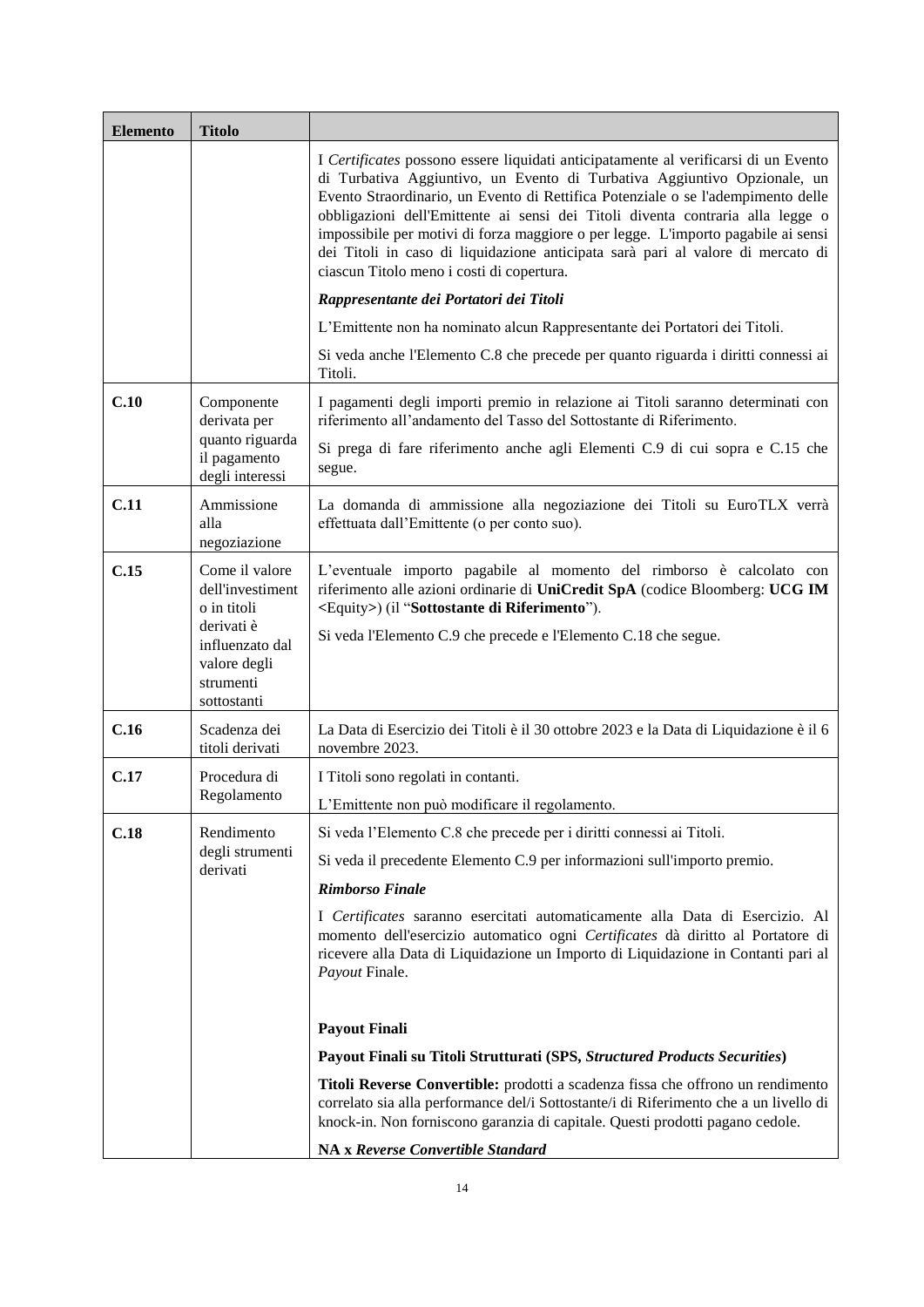| Elemento | Titolo | |
|---|---|---|
| | | I *Certificates* possono essere liquidati anticipatamente al verificarsi di un Evento di Turbativa Aggiuntivo, un Evento di Turbativa Aggiuntivo Opzionale, un Evento Straordinario, un Evento di Rettifica Potenziale o se l'adempimento delle obbligazioni dell'Emittente ai sensi dei Titoli diventa contraria alla legge o impossibile per motivi di forza maggiore o per legge. L'importo pagabile ai sensi dei Titoli in caso di liquidazione anticipata sarà pari al valore di mercato di ciascun Titolo meno i costi di copertura.<br><br>***Rappresentante dei Portatori dei Titoli***<br><br>L'Emittente non ha nominato alcun Rappresentante dei Portatori dei Titoli.<br><br>Si veda anche l'Elemento C.8 che precede per quanto riguarda i diritti connessi ai Titoli. |
| **C.10** | Componente derivata per quanto riguarda il pagamento degli interessi | I pagamenti degli importi premio in relazione ai Titoli saranno determinati con riferimento all'andamento del Tasso del Sottostante di Riferimento.<br><br>Si prega di fare riferimento anche agli Elementi C.9 di cui sopra e C.15 che segue. |
| **C.11** | Ammissione alla negoziazione | La domanda di ammissione alla negoziazione dei Titoli su EuroTLX verrà effettuata dall'Emittente (o per conto suo). |
| **C.15** | Come il valore dell'investimento in titoli derivati è influenzato dal valore degli strumenti sottostanti | L'eventuale importo pagabile al momento del rimborso è calcolato con riferimento alle azioni ordinarie di **UniCredit SpA** (codice Bloomberg: **UCG IM** <Equity>) (il "**Sottostante di Riferimento**").<br><br>Si veda l'Elemento C.9 che precede e l'Elemento C.18 che segue. |
| **C.16** | Scadenza dei titoli derivati | La Data di Esercizio dei Titoli è il 30 ottobre 2023 e la Data di Liquidazione è il 6 novembre 2023. |
| **C.17** | Procedura di Regolamento | I Titoli sono regolati in contanti.<br><br>L'Emittente non può modificare il regolamento. |
| **C.18** | Rendimento degli strumenti derivati | Si veda l'Elemento C.8 che precede per i diritti connessi ai Titoli.<br><br>Si veda il precedente Elemento C.9 per informazioni sull'importo premio.<br><br>***Rimborso Finale***<br><br>I *Certificates* saranno esercitati automaticamente alla Data di Esercizio. Al momento dell'esercizio automatico ogni *Certificates* dà diritto al Portatore di ricevere alla Data di Liquidazione un Importo di Liquidazione in Contanti pari al *Payout* Finale.<br><br>**Payout Finali**<br><br>**Payout Finali su Titoli Strutturati (SPS, *Structured Products Securities*)**<br><br>**Titoli Reverse Convertible:** prodotti a scadenza fissa che offrono un rendimento correlato sia alla performance del/i Sottostante/i di Riferimento che a un livello di knock-in. Non forniscono garanzia di capitale. Questi prodotti pagano cedole.<br><br>**NA x *Reverse Convertible Standard*** |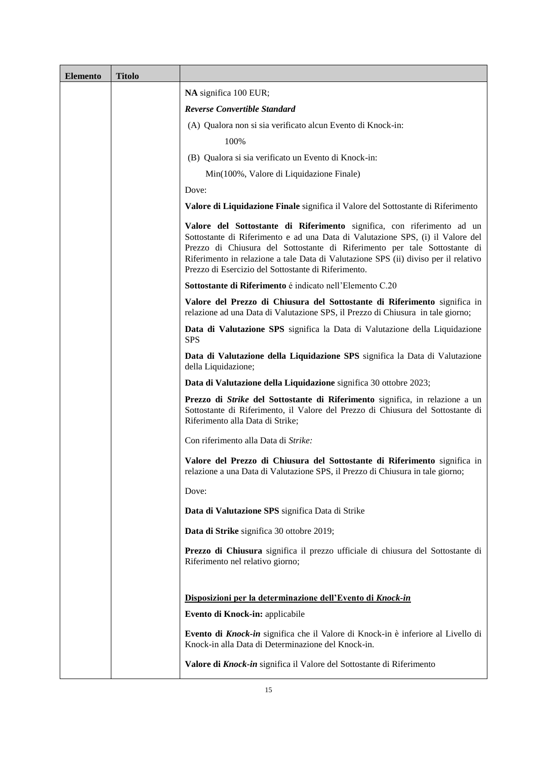| Elemento | Titolo | |
|---|---|---|
| | | **NA** significa 100 EUR;<br><br>***Reverse Convertible Standard***<br><br>(A) Qualora non si sia verificato alcun Evento di Knock-in:<br><br>100%<br><br>(B) Qualora si sia verificato un Evento di Knock-in:<br><br>Min(100%, Valore di Liquidazione Finale)<br><br>Dove:<br><br>**Valore di Liquidazione Finale** significa il Valore del Sottostante di Riferimento<br><br>**Valore del Sottostante di Riferimento** significa, con riferimento ad un Sottostante di Riferimento e ad una Data di Valutazione SPS, (i) il Valore del Prezzo di Chiusura del Sottostante di Riferimento per tale Sottostante di Riferimento in relazione a tale Data di Valutazione SPS (ii) diviso per il relativo Prezzo di Esercizio del Sottostante di Riferimento.<br><br>**Sottostante di Riferimento** é indicato nell'Elemento C.20<br><br>**Valore del Prezzo di Chiusura del Sottostante di Riferimento** significa in relazione ad una Data di Valutazione SPS, il Prezzo di Chiusura in tale giorno;<br><br>**Data di Valutazione SPS** significa la Data di Valutazione della Liquidazione SPS<br><br>**Data di Valutazione della Liquidazione SPS** significa la Data di Valutazione della Liquidazione;<br><br>**Data di Valutazione della Liquidazione** significa 30 ottobre 2023;<br><br>**Prezzo di *Strike* del Sottostante di Riferimento** significa, in relazione a un Sottostante di Riferimento, il Valore del Prezzo di Chiusura del Sottostante di Riferimento alla Data di Strike;<br><br>Con riferimento alla Data di *Strike:*<br><br>**Valore del Prezzo di Chiusura del Sottostante di Riferimento** significa in relazione a una Data di Valutazione SPS, il Prezzo di Chiusura in tale giorno;<br><br>Dove:<br><br>**Data di Valutazione SPS** significa Data di Strike<br><br>**Data di Strike** significa 30 ottobre 2019;<br><br>**Prezzo di Chiusura** significa il prezzo ufficiale di chiusura del Sottostante di Riferimento nel relativo giorno;<br><br>**<u>Disposizioni per la determinazione dell'Evento di *Knock-in*</u>**<br><br>**Evento di Knock-in:** applicabile<br><br>**Evento di *Knock-in*** significa che il Valore di Knock-in è inferiore al Livello di Knock-in alla Data di Determinazione del Knock-in.<br><br>**Valore di *Knock-in*** significa il Valore del Sottostante di Riferimento |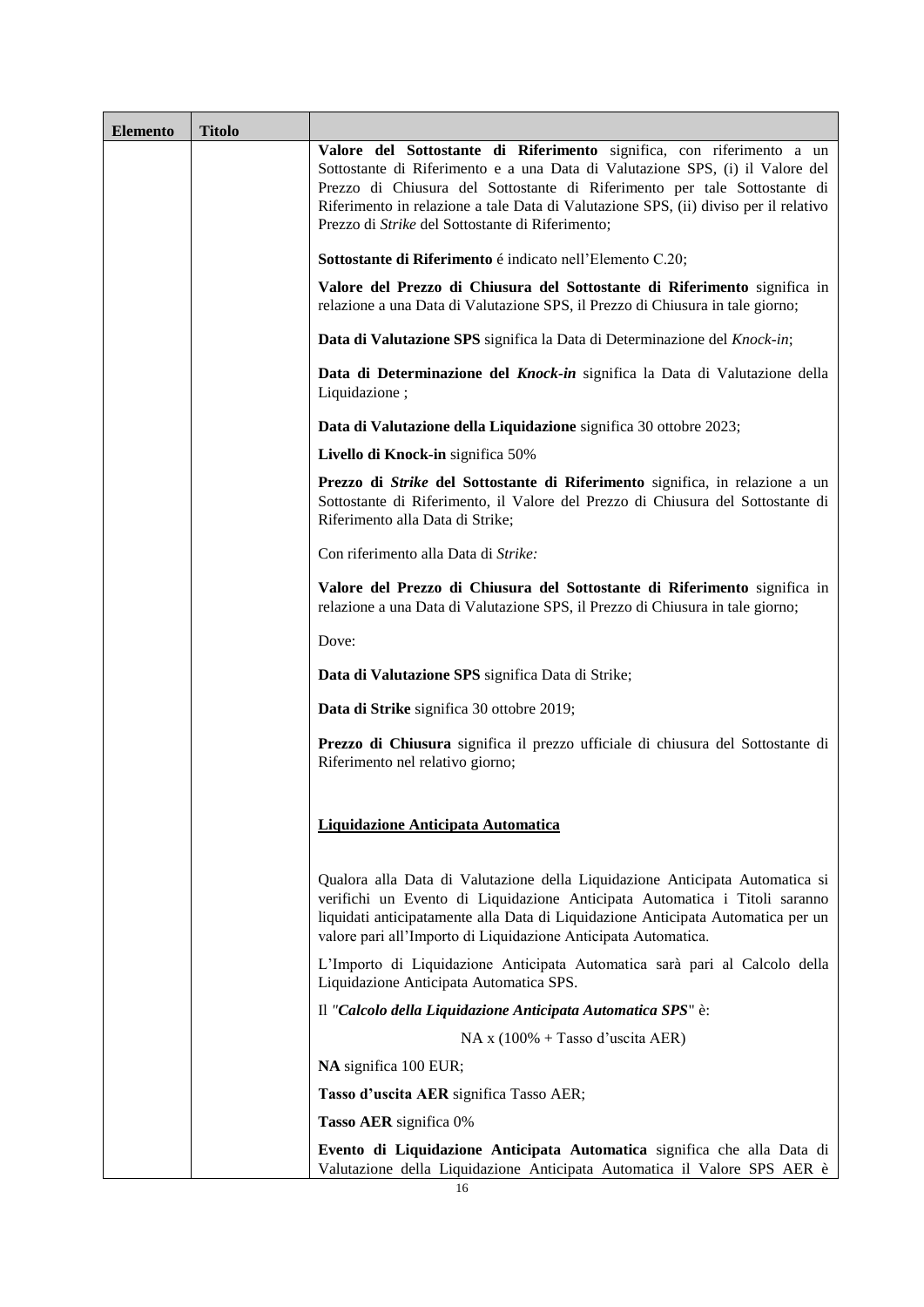| Elemento | Titolo | |
|---|---|---|
| | | **Valore del Sottostante di Riferimento** significa, con riferimento a un Sottostante di Riferimento e a una Data di Valutazione SPS, (i) il Valore del Prezzo di Chiusura del Sottostante di Riferimento per tale Sottostante di Riferimento in relazione a tale Data di Valutazione SPS, (ii) diviso per il relativo Prezzo di *Strike* del Sottostante di Riferimento;<br><br>**Sottostante di Riferimento** é indicato nell'Elemento C.20;<br><br>**Valore del Prezzo di Chiusura del Sottostante di Riferimento** significa in relazione a una Data di Valutazione SPS, il Prezzo di Chiusura in tale giorno;<br><br>**Data di Valutazione SPS** significa la Data di Determinazione del *Knock-in*;<br><br>**Data di Determinazione del *Knock-in*** significa la Data di Valutazione della Liquidazione ;<br><br>**Data di Valutazione della Liquidazione** significa 30 ottobre 2023;<br><br>**Livello di Knock-in** significa 50%<br><br>**Prezzo di *Strike* del Sottostante di Riferimento** significa, in relazione a un Sottostante di Riferimento, il Valore del Prezzo di Chiusura del Sottostante di Riferimento alla Data di Strike;<br><br>Con riferimento alla Data di *Strike:*<br><br>**Valore del Prezzo di Chiusura del Sottostante di Riferimento** significa in relazione a una Data di Valutazione SPS, il Prezzo di Chiusura in tale giorno;<br><br>Dove:<br><br>**Data di Valutazione SPS** significa Data di Strike;<br><br>**Data di Strike** significa 30 ottobre 2019;<br><br>**Prezzo di Chiusura** significa il prezzo ufficiale di chiusura del Sottostante di Riferimento nel relativo giorno;<br><br><u>**Liquidazione Anticipata Automatica**</u><br><br>Qualora alla Data di Valutazione della Liquidazione Anticipata Automatica si verifichi un Evento di Liquidazione Anticipata Automatica i Titoli saranno liquidati anticipatamente alla Data di Liquidazione Anticipata Automatica per un valore pari all'Importo di Liquidazione Anticipata Automatica.<br><br>L'Importo di Liquidazione Anticipata Automatica sarà pari al Calcolo della Liquidazione Anticipata Automatica SPS.<br><br>Il *"**Calcolo della Liquidazione Anticipata Automatica SPS**"* è:<br><br>NA x (100% + Tasso d'uscita AER)<br><br>**NA** significa 100 EUR;<br><br>**Tasso d'uscita AER** significa Tasso AER;<br><br>**Tasso AER** significa 0%<br><br>**Evento di Liquidazione Anticipata Automatica** significa che alla Data di Valutazione della Liquidazione Anticipata Automatica il Valore SPS AER è |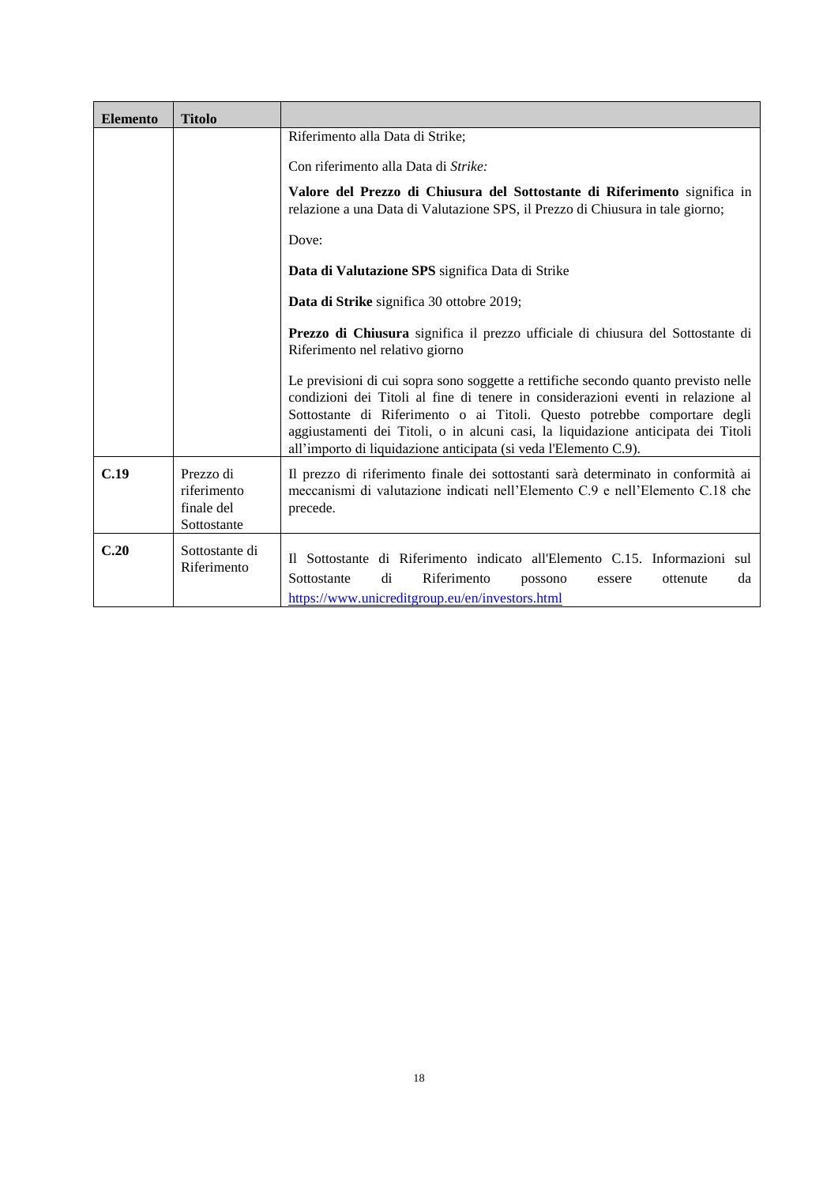| Elemento | Titolo | |
|---|---|---|
| | | Riferimento alla Data di Strike;<br><br>Con riferimento alla Data di *Strike:*<br><br>**Valore del Prezzo di Chiusura del Sottostante di Riferimento** significa in relazione a una Data di Valutazione SPS, il Prezzo di Chiusura in tale giorno;<br><br>Dove:<br><br>**Data di Valutazione SPS** significa Data di Strike<br><br>**Data di Strike** significa 30 ottobre 2019;<br><br>**Prezzo di Chiusura** significa il prezzo ufficiale di chiusura del Sottostante di Riferimento nel relativo giorno<br><br>Le previsioni di cui sopra sono soggette a rettifiche secondo quanto previsto nelle condizioni dei Titoli al fine di tenere in considerazioni eventi in relazione al Sottostante di Riferimento o ai Titoli. Questo potrebbe comportare degli aggiustamenti dei Titoli, o in alcuni casi, la liquidazione anticipata dei Titoli all'importo di liquidazione anticipata (si veda l'Elemento C.9). |
| **C.19** | Prezzo di riferimento finale del Sottostante | Il prezzo di riferimento finale dei sottostanti sarà determinato in conformità ai meccanismi di valutazione indicati nell'Elemento C.9 e nell'Elemento C.18 che precede. |
| **C.20** | Sottostante di Riferimento | Il Sottostante di Riferimento indicato all'Elemento C.15. Informazioni sul Sottostante di Riferimento possono essere ottenute da https://www.unicreditgroup.eu/en/investors.html |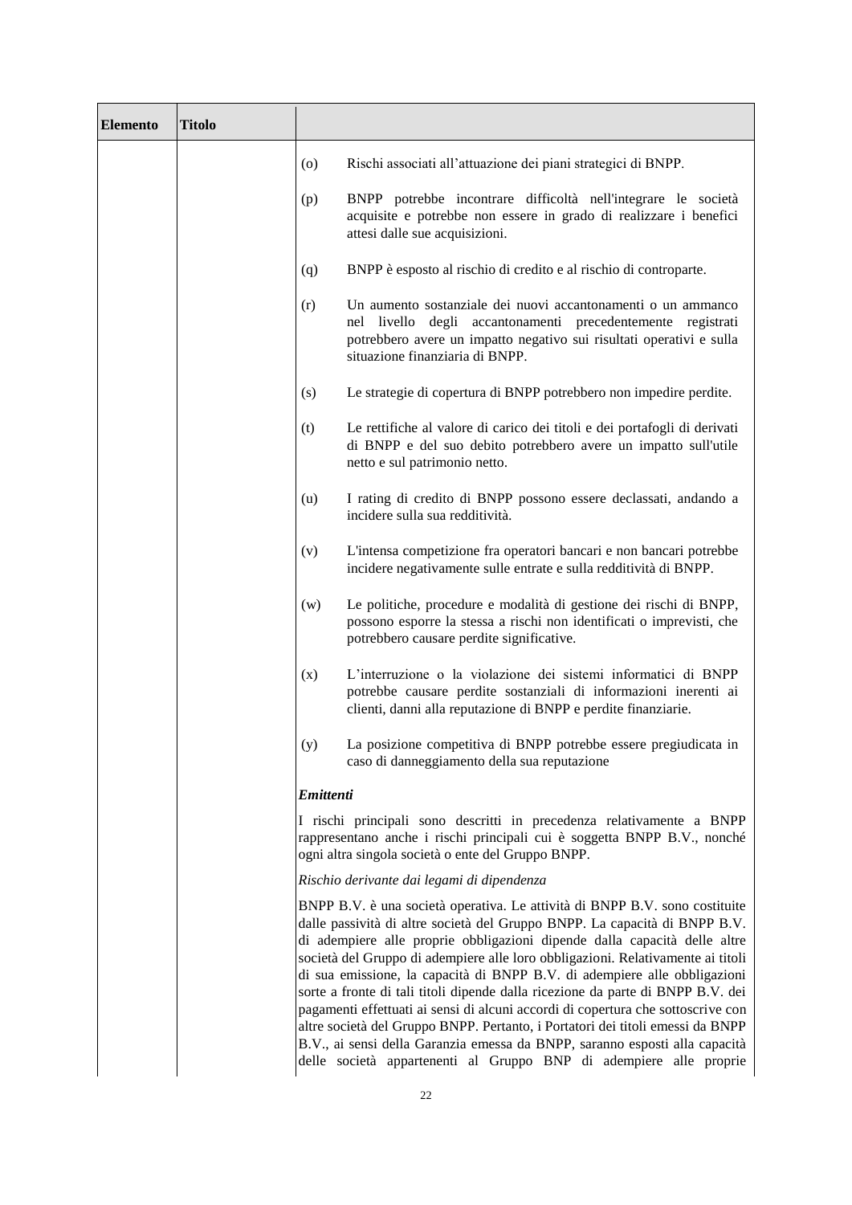| Elemento | Titolo | |
|---|---|---|
| | | (o) Rischi associati all'attuazione dei piani strategici di BNPP.<br><br>(p) BNPP potrebbe incontrare difficoltà nell'integrare le società acquisite e potrebbe non essere in grado di realizzare i benefici attesi dalle sue acquisizioni.<br><br>(q) BNPP è esposto al rischio di credito e al rischio di controparte.<br><br>(r) Un aumento sostanziale dei nuovi accantonamenti o un ammanco nel livello degli accantonamenti precedentemente registrati potrebbero avere un impatto negativo sui risultati operativi e sulla situazione finanziaria di BNPP.<br><br>(s) Le strategie di copertura di BNPP potrebbero non impedire perdite.<br><br>(t) Le rettifiche al valore di carico dei titoli e dei portafogli di derivati di BNPP e del suo debito potrebbero avere un impatto sull'utile netto e sul patrimonio netto.<br><br>(u) I rating di credito di BNPP possono essere declassati, andando a incidere sulla sua redditività.<br><br>(v) L'intensa competizione fra operatori bancari e non bancari potrebbe incidere negativamente sulle entrate e sulla redditività di BNPP.<br><br>(w) Le politiche, procedure e modalità di gestione dei rischi di BNPP, possono esporre la stessa a rischi non identificati o imprevisti, che potrebbero causare perdite significative.<br><br>(x) L'interruzione o la violazione dei sistemi informatici di BNPP potrebbe causare perdite sostanziali di informazioni inerenti ai clienti, danni alla reputazione di BNPP e perdite finanziarie.<br><br>(y) La posizione competitiva di BNPP potrebbe essere pregiudicata in caso di danneggiamento della sua reputazione<br><br>***Emittenti***<br><br>I rischi principali sono descritti in precedenza relativamente a BNPP rappresentano anche i rischi principali cui è soggetta BNPP B.V., nonché ogni altra singola società o ente del Gruppo BNPP.<br><br>*Rischio derivante dai legami di dipendenza*<br><br>BNPP B.V. è una società operativa. Le attività di BNPP B.V. sono costituite dalle passività di altre società del Gruppo BNPP. La capacità di BNPP B.V. di adempiere alle proprie obbligazioni dipende dalla capacità delle altre società del Gruppo di adempiere alle loro obbligazioni. Relativamente ai titoli di sua emissione, la capacità di BNPP B.V. di adempiere alle obbligazioni sorte a fronte di tali titoli dipende dalla ricezione da parte di BNPP B.V. dei pagamenti effettuati ai sensi di alcuni accordi di copertura che sottoscrive con altre società del Gruppo BNPP. Pertanto, i Portatori dei titoli emessi da BNPP B.V., ai sensi della Garanzia emessa da BNPP, saranno esposti alla capacità delle società appartenenti al Gruppo BNP di adempiere alle proprie |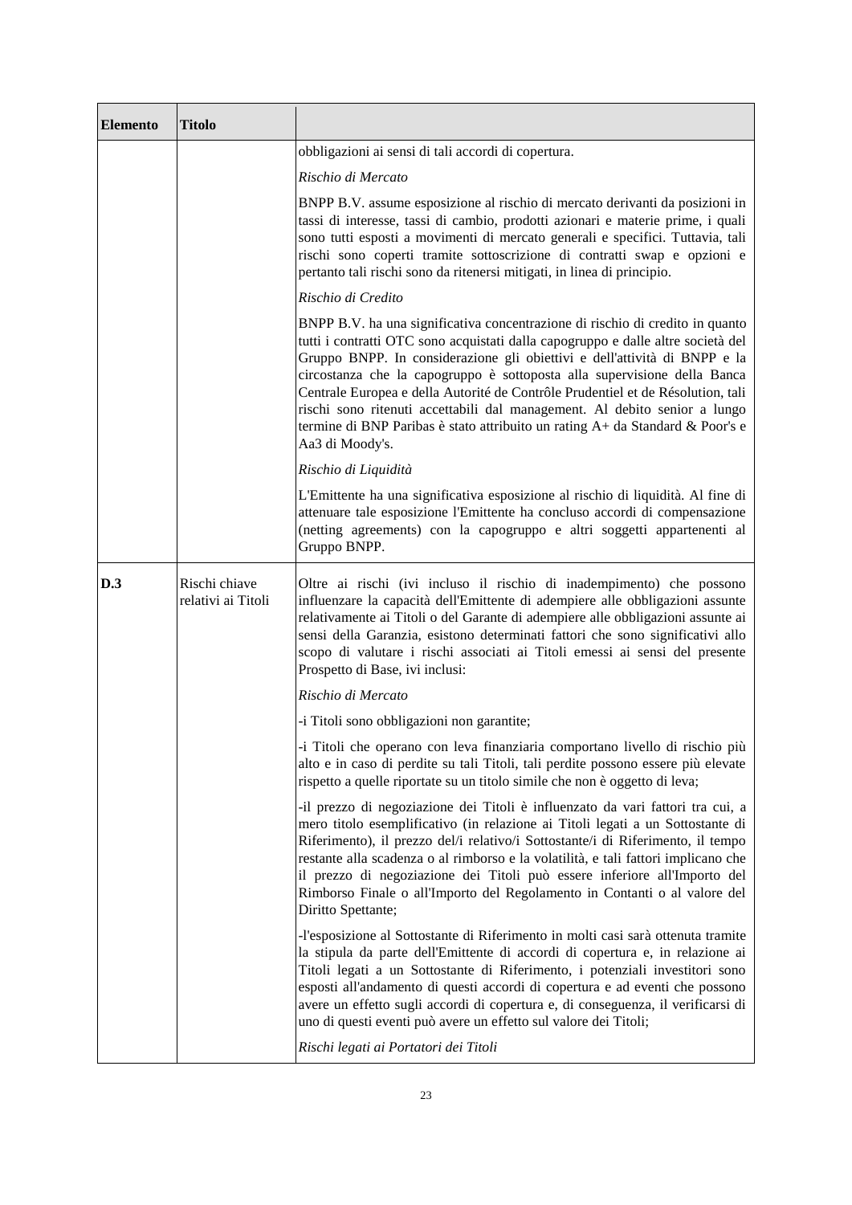| Elemento | Titolo | |
|---|---|---|
| | | obbligazioni ai sensi di tali accordi di copertura.<br><br>*Rischio di Mercato*<br><br>BNPP B.V. assume esposizione al rischio di mercato derivanti da posizioni in tassi di interesse, tassi di cambio, prodotti azionari e materie prime, i quali sono tutti esposti a movimenti di mercato generali e specifici. Tuttavia, tali rischi sono coperti tramite sottoscrizione di contratti swap e opzioni e pertanto tali rischi sono da ritenersi mitigati, in linea di principio.<br><br>*Rischio di Credito*<br><br>BNPP B.V. ha una significativa concentrazione di rischio di credito in quanto tutti i contratti OTC sono acquistati dalla capogruppo e dalle altre società del Gruppo BNPP. In considerazione gli obiettivi e dell'attività di BNPP e la circostanza che la capogruppo è sottoposta alla supervisione della Banca Centrale Europea e della Autorité de Contrôle Prudentiel et de Résolution, tali rischi sono ritenuti accettabili dal management. Al debito senior a lungo termine di BNP Paribas è stato attribuito un rating A+ da Standard & Poor's e Aa3 di Moody's.<br><br>*Rischio di Liquidità*<br><br>L'Emittente ha una significativa esposizione al rischio di liquidità. Al fine di attenuare tale esposizione l'Emittente ha concluso accordi di compensazione (netting agreements) con la capogruppo e altri soggetti appartenenti al Gruppo BNPP. |
| **D.3** | Rischi chiave relativi ai Titoli | Oltre ai rischi (ivi incluso il rischio di inadempimento) che possono influenzare la capacità dell'Emittente di adempiere alle obbligazioni assunte relativamente ai Titoli o del Garante di adempiere alle obbligazioni assunte ai sensi della Garanzia, esistono determinati fattori che sono significativi allo scopo di valutare i rischi associati ai Titoli emessi ai sensi del presente Prospetto di Base, ivi inclusi:<br><br>*Rischio di Mercato*<br><br>-i Titoli sono obbligazioni non garantite;<br><br>-i Titoli che operano con leva finanziaria comportano livello di rischio più alto e in caso di perdite su tali Titoli, tali perdite possono essere più elevate rispetto a quelle riportate su un titolo simile che non è oggetto di leva;<br><br>-il prezzo di negoziazione dei Titoli è influenzato da vari fattori tra cui, a mero titolo esemplificativo (in relazione ai Titoli legati a un Sottostante di Riferimento), il prezzo del/i relativo/i Sottostante/i di Riferimento, il tempo restante alla scadenza o al rimborso e la volatilità, e tali fattori implicano che il prezzo di negoziazione dei Titoli può essere inferiore all'Importo del Rimborso Finale o all'Importo del Regolamento in Contanti o al valore del Diritto Spettante;<br><br>-l'esposizione al Sottostante di Riferimento in molti casi sarà ottenuta tramite la stipula da parte dell'Emittente di accordi di copertura e, in relazione ai Titoli legati a un Sottostante di Riferimento, i potenziali investitori sono esposti all'andamento di questi accordi di copertura e ad eventi che possono avere un effetto sugli accordi di copertura e, di conseguenza, il verificarsi di uno di questi eventi può avere un effetto sul valore dei Titoli;<br><br>*Rischi legati ai Portatori dei Titoli* |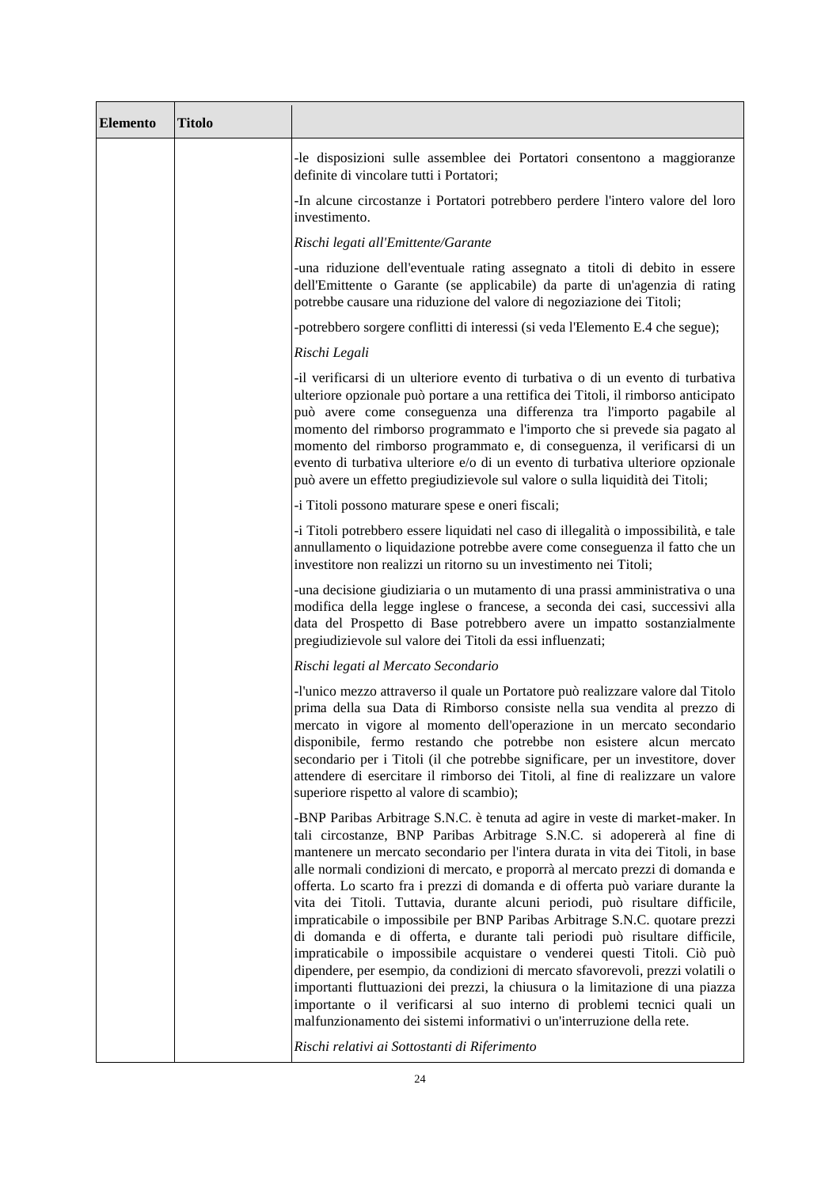| Elemento | Titolo | |
|---|---|---|
| | | -le disposizioni sulle assemblee dei Portatori consentono a maggioranze definite di vincolare tutti i Portatori;<br><br>-In alcune circostanze i Portatori potrebbero perdere l'intero valore del loro investimento.<br><br>*Rischi legati all'Emittente/Garante*<br><br>-una riduzione dell'eventuale rating assegnato a titoli di debito in essere dell'Emittente o Garante (se applicabile) da parte di un'agenzia di rating potrebbe causare una riduzione del valore di negoziazione dei Titoli;<br><br>-potrebbero sorgere conflitti di interessi (si veda l'Elemento E.4 che segue);<br><br>*Rischi Legali*<br><br>-il verificarsi di un ulteriore evento di turbativa o di un evento di turbativa ulteriore opzionale può portare a una rettifica dei Titoli, il rimborso anticipato può avere come conseguenza una differenza tra l'importo pagabile al momento del rimborso programmato e l'importo che si prevede sia pagato al momento del rimborso programmato e, di conseguenza, il verificarsi di un evento di turbativa ulteriore e/o di un evento di turbativa ulteriore opzionale può avere un effetto pregiudizievole sul valore o sulla liquidità dei Titoli;<br><br>-i Titoli possono maturare spese e oneri fiscali;<br><br>-i Titoli potrebbero essere liquidati nel caso di illegalità o impossibilità, e tale annullamento o liquidazione potrebbe avere come conseguenza il fatto che un investitore non realizzi un ritorno su un investimento nei Titoli;<br><br>-una decisione giudiziaria o un mutamento di una prassi amministrativa o una modifica della legge inglese o francese, a seconda dei casi, successivi alla data del Prospetto di Base potrebbero avere un impatto sostanzialmente pregiudizievole sul valore dei Titoli da essi influenzati;<br><br>*Rischi legati al Mercato Secondario*<br><br>-l'unico mezzo attraverso il quale un Portatore può realizzare valore dal Titolo prima della sua Data di Rimborso consiste nella sua vendita al prezzo di mercato in vigore al momento dell'operazione in un mercato secondario disponibile, fermo restando che potrebbe non esistere alcun mercato secondario per i Titoli (il che potrebbe significare, per un investitore, dover attendere di esercitare il rimborso dei Titoli, al fine di realizzare un valore superiore rispetto al valore di scambio);<br><br>-BNP Paribas Arbitrage S.N.C. è tenuta ad agire in veste di market-maker. In tali circostanze, BNP Paribas Arbitrage S.N.C. si adopererà al fine di mantenere un mercato secondario per l'intera durata in vita dei Titoli, in base alle normali condizioni di mercato, e proporrà al mercato prezzi di domanda e offerta. Lo scarto fra i prezzi di domanda e di offerta può variare durante la vita dei Titoli. Tuttavia, durante alcuni periodi, può risultare difficile, impraticabile o impossibile per BNP Paribas Arbitrage S.N.C. quotare prezzi di domanda e di offerta, e durante tali periodi può risultare difficile, impraticabile o impossibile acquistare o venderei questi Titoli. Ciò può dipendere, per esempio, da condizioni di mercato sfavorevoli, prezzi volatili o importanti fluttuazioni dei prezzi, la chiusura o la limitazione di una piazza importante o il verificarsi al suo interno di problemi tecnici quali un malfunzionamento dei sistemi informativi o un'interruzione della rete.<br><br>*Rischi relativi ai Sottostanti di Riferimento* |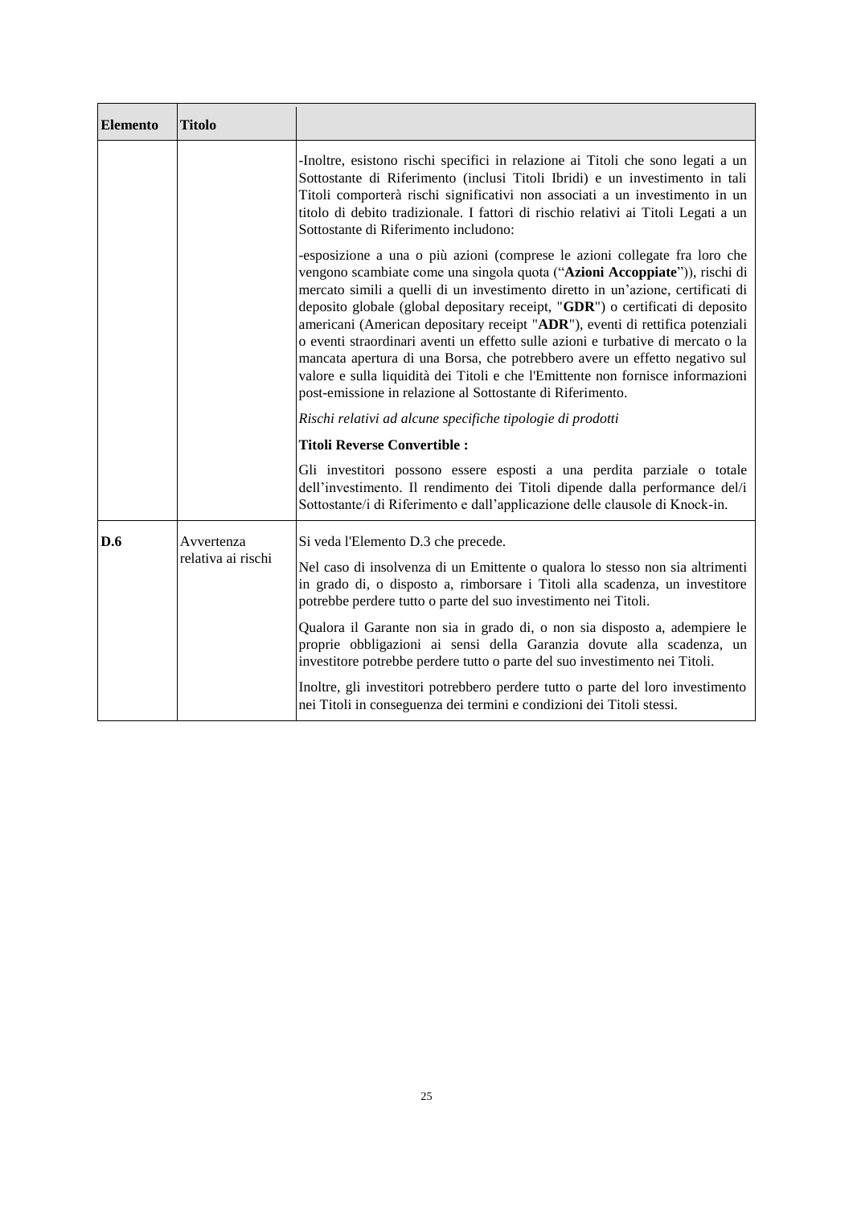| Elemento | Titolo | |
|---|---|---|
| | | -Inoltre, esistono rischi specifici in relazione ai Titoli che sono legati a un Sottostante di Riferimento (inclusi Titoli Ibridi) e un investimento in tali Titoli comporterà rischi significativi non associati a un investimento in un titolo di debito tradizionale. I fattori di rischio relativi ai Titoli Legati a un Sottostante di Riferimento includono:<br><br>-esposizione a una o più azioni (comprese le azioni collegate fra loro che vengono scambiate come una singola quota (“**Azioni Accoppiate**”)), rischi di mercato simili a quelli di un investimento diretto in un’azione, certificati di deposito globale (global depositary receipt, "**GDR**") o certificati di deposito americani (American depositary receipt "**ADR**"), eventi di rettifica potenziali o eventi straordinari aventi un effetto sulle azioni e turbative di mercato o la mancata apertura di una Borsa, che potrebbero avere un effetto negativo sul valore e sulla liquidità dei Titoli e che l'Emittente non fornisce informazioni post-emissione in relazione al Sottostante di Riferimento.<br><br>*Rischi relativi ad alcune specifiche tipologie di prodotti*<br><br>**Titoli Reverse Convertible :**<br><br>Gli investitori possono essere esposti a una perdita parziale o totale dell’investimento. Il rendimento dei Titoli dipende dalla performance del/i Sottostante/i di Riferimento e dall’applicazione delle clausole di Knock-in. |
| **D.6** | Avvertenza relativa ai rischi | Si veda l'Elemento D.3 che precede.<br><br>Nel caso di insolvenza di un Emittente o qualora lo stesso non sia altrimenti in grado di, o disposto a, rimborsare i Titoli alla scadenza, un investitore potrebbe perdere tutto o parte del suo investimento nei Titoli.<br><br>Qualora il Garante non sia in grado di, o non sia disposto a, adempiere le proprie obbligazioni ai sensi della Garanzia dovute alla scadenza, un investitore potrebbe perdere tutto o parte del suo investimento nei Titoli.<br><br>Inoltre, gli investitori potrebbero perdere tutto o parte del loro investimento nei Titoli in conseguenza dei termini e condizioni dei Titoli stessi. |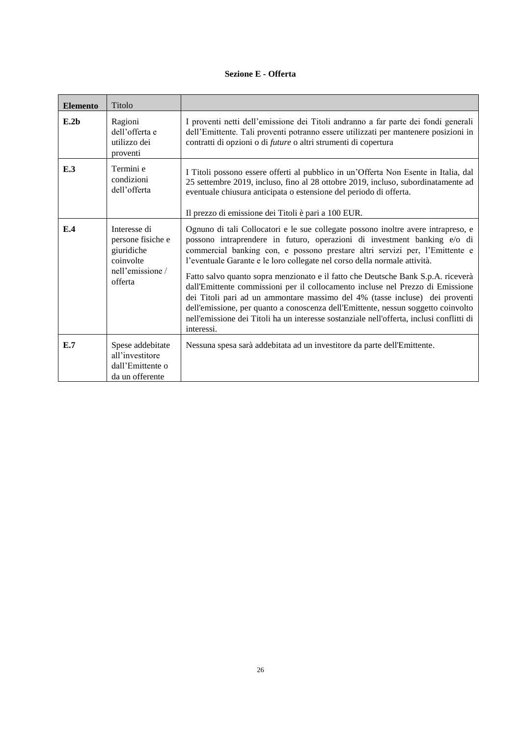**Sezione E - Offerta**

| Elemento | Titolo | |
|---|---|---|
| **E.2b** | Ragioni dell'offerta e utilizzo dei proventi | I proventi netti dell'emissione dei Titoli andranno a far parte dei fondi generali dell'Emittente. Tali proventi potranno essere utilizzati per mantenere posizioni in contratti di opzioni o di *future* o altri strumenti di copertura |
| **E.3** | Termini e condizioni dell'offerta | I Titoli possono essere offerti al pubblico in un'Offerta Non Esente in Italia, dal 25 settembre 2019, incluso, fino al 28 ottobre 2019, incluso, subordinatamente ad eventuale chiusura anticipata o estensione del periodo di offerta.<br><br>Il prezzo di emissione dei Titoli è pari a 100 EUR. |
| **E.4** | Interesse di persone fisiche e giuridiche coinvolte nell'emissione / offerta | Ognuno di tali Collocatori e le sue collegate possono inoltre avere intrapreso, e possono intraprendere in futuro, operazioni di investment banking e/o di commercial banking con, e possono prestare altri servizi per, l'Emittente e l'eventuale Garante e le loro collegate nel corso della normale attività.<br><br>Fatto salvo quanto sopra menzionato e il fatto che Deutsche Bank S.p.A. riceverà dall'Emittente commissioni per il collocamento incluse nel Prezzo di Emissione dei Titoli pari ad un ammontare massimo del 4% (tasse incluse) dei proventi dell'emissione, per quanto a conoscenza dell'Emittente, nessun soggetto coinvolto nell'emissione dei Titoli ha un interesse sostanziale nell'offerta, inclusi conflitti di interessi. |
| **E.7** | Spese addebitate all'investitore dall'Emittente o da un offerente | Nessuna spesa sarà addebitata ad un investitore da parte dell'Emittente. |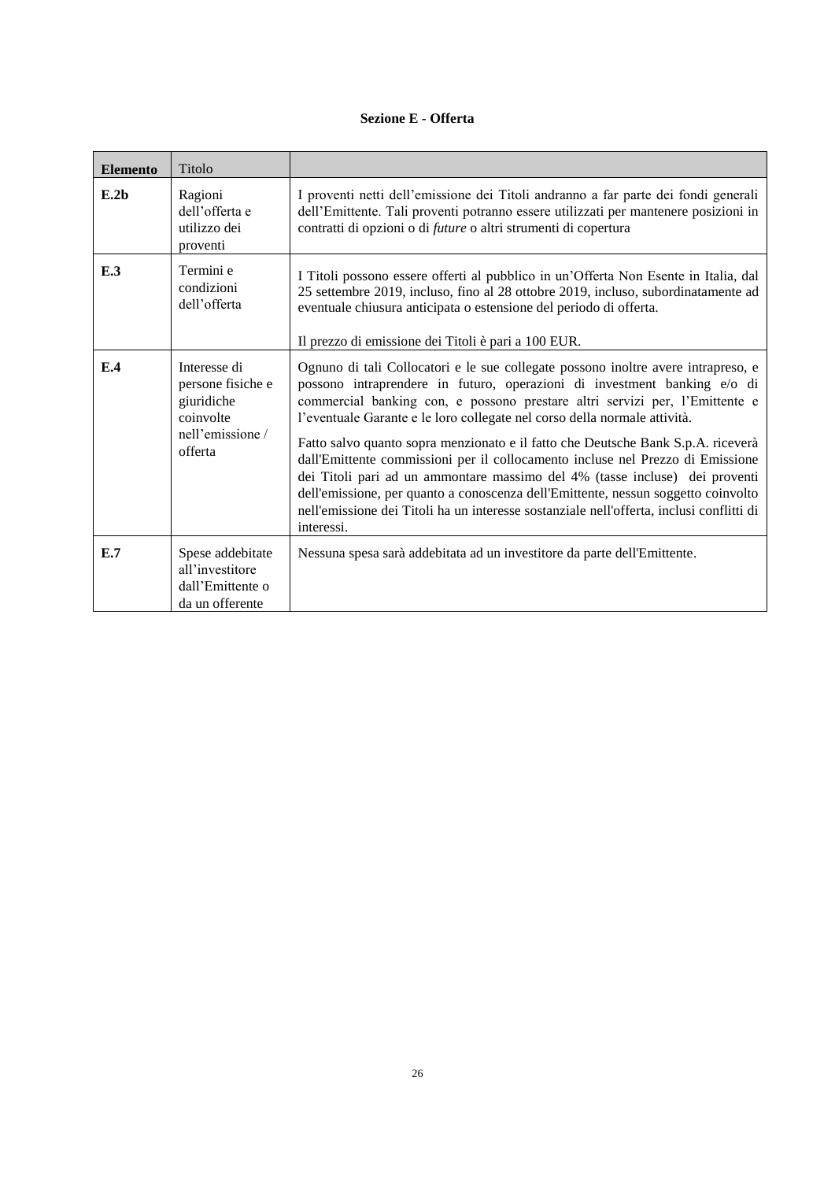**Sezione E - Offerta**

| Elemento | Titolo | |
|---|---|---|
| **E.2b** | Ragioni dell'offerta e utilizzo dei proventi | I proventi netti dell'emissione dei Titoli andranno a far parte dei fondi generali dell'Emittente. Tali proventi potranno essere utilizzati per mantenere posizioni in contratti di opzioni o di *future* o altri strumenti di copertura |
| **E.3** | Termini e condizioni dell'offerta | I Titoli possono essere offerti al pubblico in un'Offerta Non Esente in Italia, dal 25 settembre 2019, incluso, fino al 28 ottobre 2019, incluso, subordinatamente ad eventuale chiusura anticipata o estensione del periodo di offerta.<br><br>Il prezzo di emissione dei Titoli è pari a 100 EUR. |
| **E.4** | Interesse di persone fisiche e giuridiche coinvolte nell'emissione / offerta | Ognuno di tali Collocatori e le sue collegate possono inoltre avere intrapreso, e possono intraprendere in futuro, operazioni di investment banking e/o di commercial banking con, e possono prestare altri servizi per, l'Emittente e l'eventuale Garante e le loro collegate nel corso della normale attività.<br><br>Fatto salvo quanto sopra menzionato e il fatto che Deutsche Bank S.p.A. riceverà dall'Emittente commissioni per il collocamento incluse nel Prezzo di Emissione dei Titoli pari ad un ammontare massimo del 4% (tasse incluse) dei proventi dell'emissione, per quanto a conoscenza dell'Emittente, nessun soggetto coinvolto nell'emissione dei Titoli ha un interesse sostanziale nell'offerta, inclusi conflitti di interessi. |
| **E.7** | Spese addebitate all'investitore dall'Emittente o da un offerente | Nessuna spesa sarà addebitata ad un investitore da parte dell'Emittente. |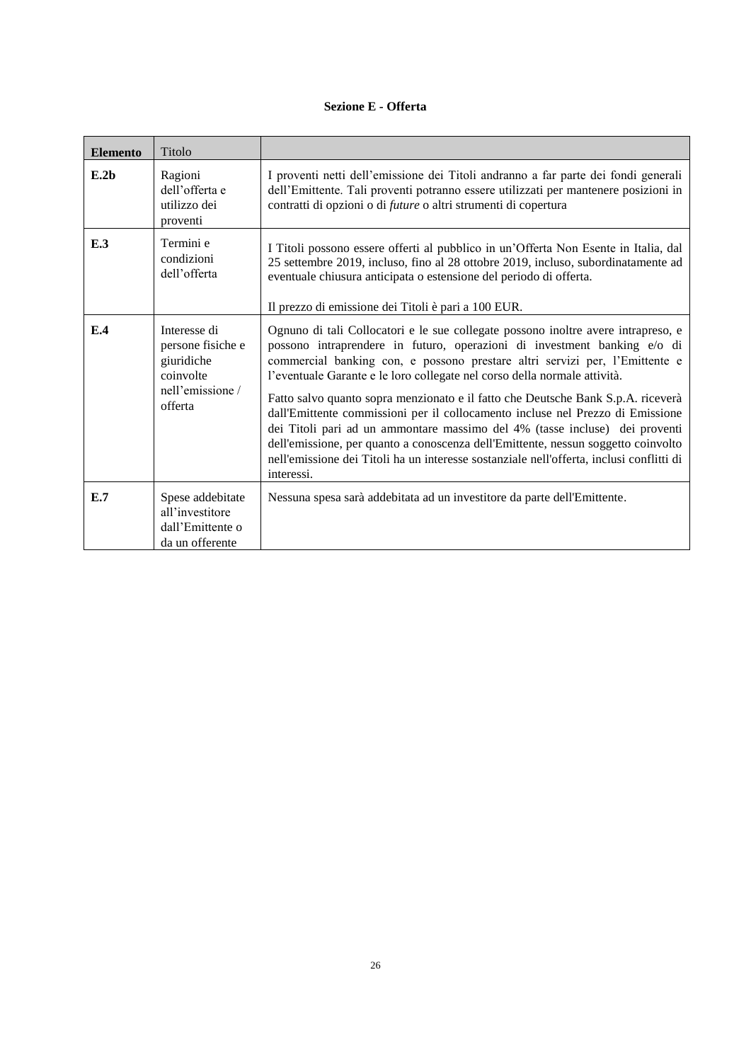**Sezione E - Offerta**

| Elemento | Titolo | |
|---|---|---|
| **E.2b** | Ragioni dell'offerta e utilizzo dei proventi | I proventi netti dell'emissione dei Titoli andranno a far parte dei fondi generali dell'Emittente. Tali proventi potranno essere utilizzati per mantenere posizioni in contratti di opzioni o di *future* o altri strumenti di copertura |
| **E.3** | Termini e condizioni dell'offerta | I Titoli possono essere offerti al pubblico in un'Offerta Non Esente in Italia, dal 25 settembre 2019, incluso, fino al 28 ottobre 2019, incluso, subordinatamente ad eventuale chiusura anticipata o estensione del periodo di offerta.<br><br>Il prezzo di emissione dei Titoli è pari a 100 EUR. |
| **E.4** | Interesse di persone fisiche e giuridiche coinvolte nell'emissione / offerta | Ognuno di tali Collocatori e le sue collegate possono inoltre avere intrapreso, e possono intraprendere in futuro, operazioni di investment banking e/o di commercial banking con, e possono prestare altri servizi per, l'Emittente e l'eventuale Garante e le loro collegate nel corso della normale attività.<br><br>Fatto salvo quanto sopra menzionato e il fatto che Deutsche Bank S.p.A. riceverà dall'Emittente commissioni per il collocamento incluse nel Prezzo di Emissione dei Titoli pari ad un ammontare massimo del 4% (tasse incluse) dei proventi dell'emissione, per quanto a conoscenza dell'Emittente, nessun soggetto coinvolto nell'emissione dei Titoli ha un interesse sostanziale nell'offerta, inclusi conflitti di interessi. |
| **E.7** | Spese addebitate all'investitore dall'Emittente o da un offerente | Nessuna spesa sarà addebitata ad un investitore da parte dell'Emittente. |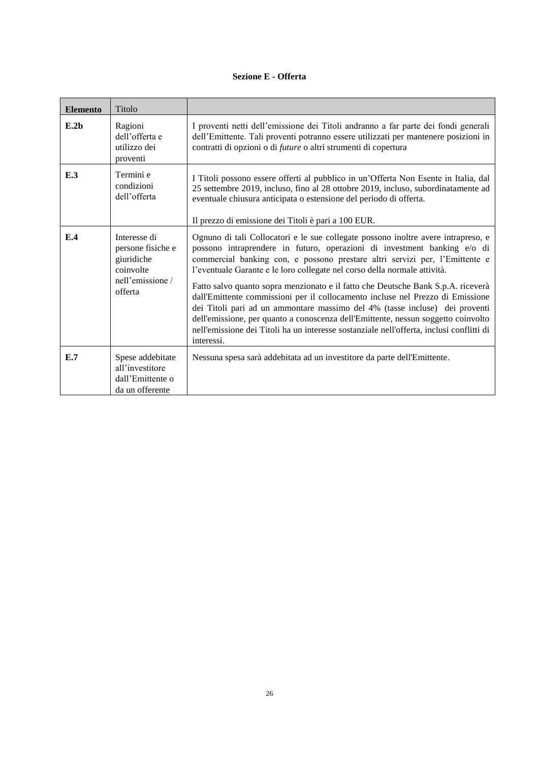**Sezione E - Offerta**

| Elemento | Titolo | |
|---|---|---|
| **E.2b** | Ragioni dell'offerta e utilizzo dei proventi | I proventi netti dell'emissione dei Titoli andranno a far parte dei fondi generali dell'Emittente. Tali proventi potranno essere utilizzati per mantenere posizioni in contratti di opzioni o di *future* o altri strumenti di copertura |
| **E.3** | Termini e condizioni dell'offerta | I Titoli possono essere offerti al pubblico in un'Offerta Non Esente in Italia, dal 25 settembre 2019, incluso, fino al 28 ottobre 2019, incluso, subordinatamente ad eventuale chiusura anticipata o estensione del periodo di offerta.<br><br>Il prezzo di emissione dei Titoli è pari a 100 EUR. |
| **E.4** | Interesse di persone fisiche e giuridiche coinvolte nell'emissione / offerta | Ognuno di tali Collocatori e le sue collegate possono inoltre avere intrapreso, e possono intraprendere in futuro, operazioni di investment banking e/o di commercial banking con, e possono prestare altri servizi per, l'Emittente e l'eventuale Garante e le loro collegate nel corso della normale attività.<br><br>Fatto salvo quanto sopra menzionato e il fatto che Deutsche Bank S.p.A. riceverà dall'Emittente commissioni per il collocamento incluse nel Prezzo di Emissione dei Titoli pari ad un ammontare massimo del 4% (tasse incluse) dei proventi dell'emissione, per quanto a conoscenza dell'Emittente, nessun soggetto coinvolto nell'emissione dei Titoli ha un interesse sostanziale nell'offerta, inclusi conflitti di interessi. |
| **E.7** | Spese addebitate all'investitore dall'Emittente o da un offerente | Nessuna spesa sarà addebitata ad un investitore da parte dell'Emittente. |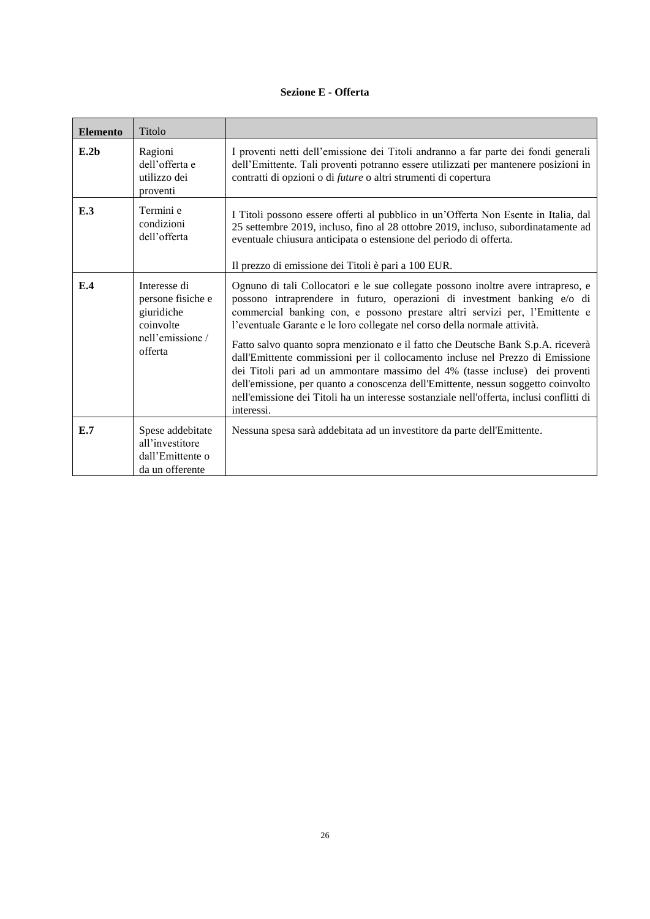**Sezione E - Offerta**

| Elemento | Titolo | |
|---|---|---|
| **E.2b** | Ragioni dell'offerta e utilizzo dei proventi | I proventi netti dell'emissione dei Titoli andranno a far parte dei fondi generali dell'Emittente. Tali proventi potranno essere utilizzati per mantenere posizioni in contratti di opzioni o di *future* o altri strumenti di copertura |
| **E.3** | Termini e condizioni dell'offerta | I Titoli possono essere offerti al pubblico in un'Offerta Non Esente in Italia, dal 25 settembre 2019, incluso, fino al 28 ottobre 2019, incluso, subordinatamente ad eventuale chiusura anticipata o estensione del periodo di offerta.<br><br>Il prezzo di emissione dei Titoli è pari a 100 EUR. |
| **E.4** | Interesse di persone fisiche e giuridiche coinvolte nell'emissione / offerta | Ognuno di tali Collocatori e le sue collegate possono inoltre avere intrapreso, e possono intraprendere in futuro, operazioni di investment banking e/o di commercial banking con, e possono prestare altri servizi per, l'Emittente e l'eventuale Garante e le loro collegate nel corso della normale attività.<br><br>Fatto salvo quanto sopra menzionato e il fatto che Deutsche Bank S.p.A. riceverà dall'Emittente commissioni per il collocamento incluse nel Prezzo di Emissione dei Titoli pari ad un ammontare massimo del 4% (tasse incluse) dei proventi dell'emissione, per quanto a conoscenza dell'Emittente, nessun soggetto coinvolto nell'emissione dei Titoli ha un interesse sostanziale nell'offerta, inclusi conflitti di interessi. |
| **E.7** | Spese addebitate all'investitore dall'Emittente o da un offerente | Nessuna spesa sarà addebitata ad un investitore da parte dell'Emittente. |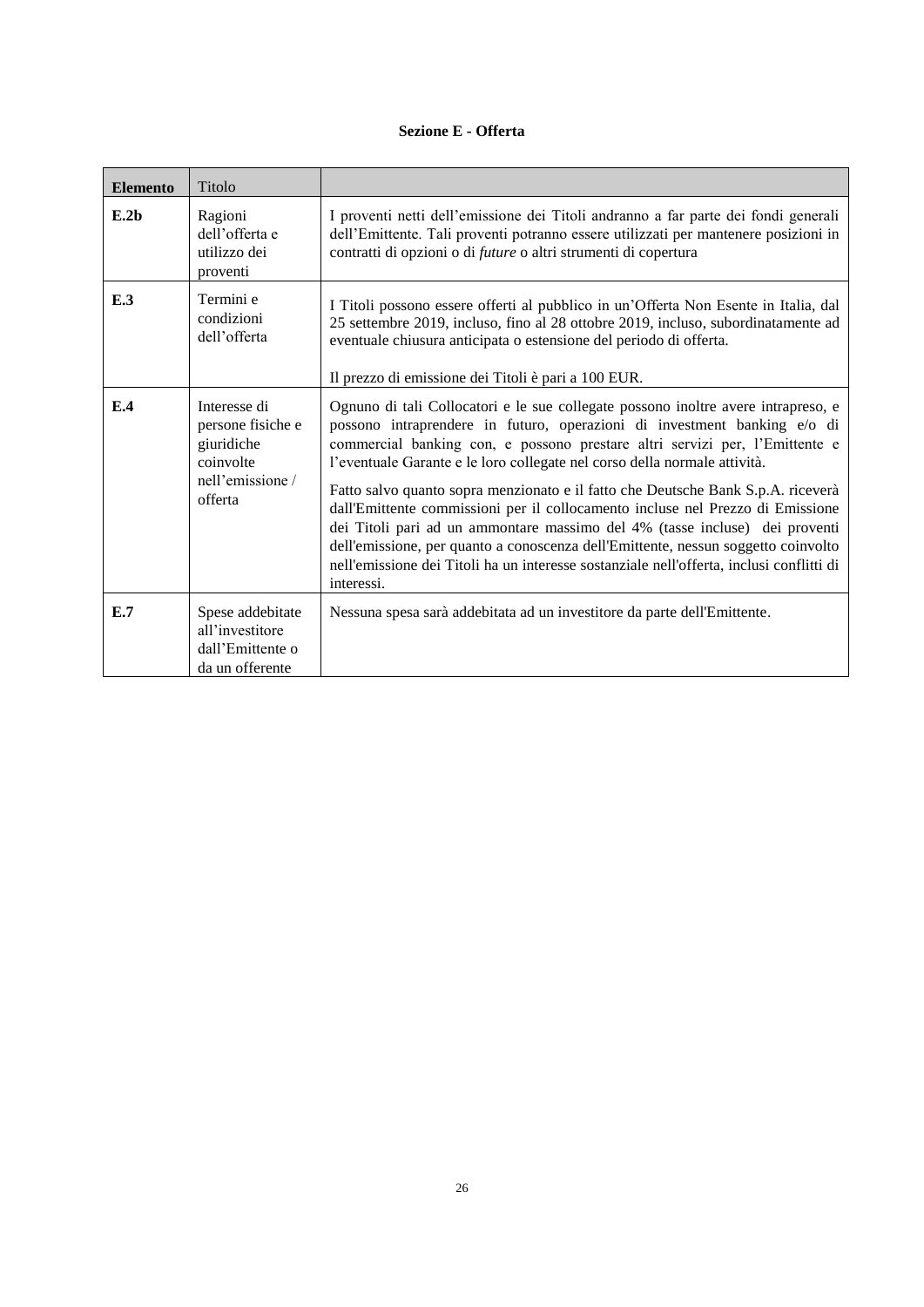**Sezione E - Offerta**

| Elemento | Titolo | |
|---|---|---|
| **E.2b** | Ragioni dell'offerta e utilizzo dei proventi | I proventi netti dell'emissione dei Titoli andranno a far parte dei fondi generali dell'Emittente. Tali proventi potranno essere utilizzati per mantenere posizioni in contratti di opzioni o di *future* o altri strumenti di copertura |
| **E.3** | Termini e condizioni dell'offerta | I Titoli possono essere offerti al pubblico in un'Offerta Non Esente in Italia, dal 25 settembre 2019, incluso, fino al 28 ottobre 2019, incluso, subordinatamente ad eventuale chiusura anticipata o estensione del periodo di offerta.<br><br>Il prezzo di emissione dei Titoli è pari a 100 EUR. |
| **E.4** | Interesse di persone fisiche e giuridiche coinvolte nell'emissione / offerta | Ognuno di tali Collocatori e le sue collegate possono inoltre avere intrapreso, e possono intraprendere in futuro, operazioni di investment banking e/o di commercial banking con, e possono prestare altri servizi per, l'Emittente e l'eventuale Garante e le loro collegate nel corso della normale attività.<br><br>Fatto salvo quanto sopra menzionato e il fatto che Deutsche Bank S.p.A. riceverà dall'Emittente commissioni per il collocamento incluse nel Prezzo di Emissione dei Titoli pari ad un ammontare massimo del 4% (tasse incluse) dei proventi dell'emissione, per quanto a conoscenza dell'Emittente, nessun soggetto coinvolto nell'emissione dei Titoli ha un interesse sostanziale nell'offerta, inclusi conflitti di interessi. |
| **E.7** | Spese addebitate all'investitore dall'Emittente o da un offerente | Nessuna spesa sarà addebitata ad un investitore da parte dell'Emittente. |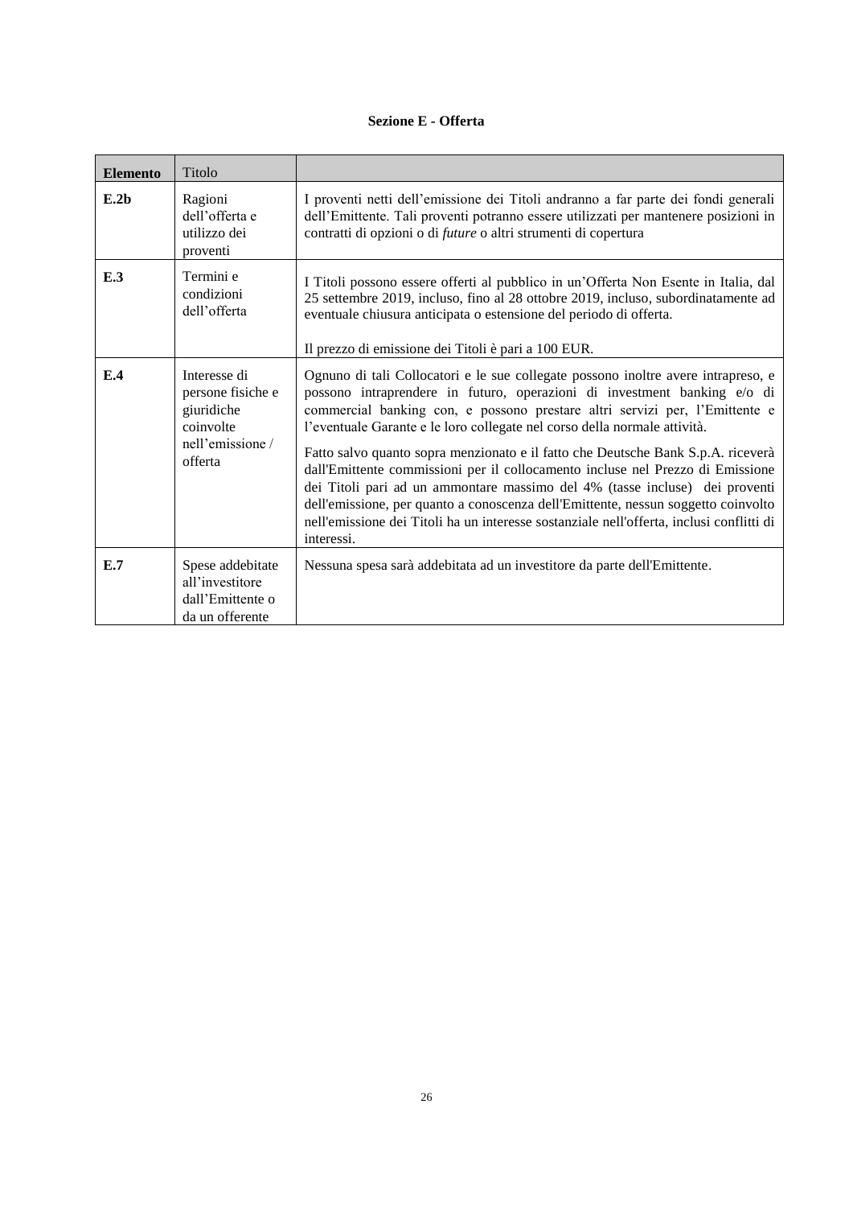**Sezione E - Offerta**

| **Elemento** | Titolo | |
|---|---|---|
| **E.2b** | Ragioni dell'offerta e utilizzo dei proventi | I proventi netti dell'emissione dei Titoli andranno a far parte dei fondi generali dell'Emittente. Tali proventi potranno essere utilizzati per mantenere posizioni in contratti di opzioni o di *future* o altri strumenti di copertura |
| **E.3** | Termini e condizioni dell'offerta | I Titoli possono essere offerti al pubblico in un'Offerta Non Esente in Italia, dal 25 settembre 2019, incluso, fino al 28 ottobre 2019, incluso, subordinatamente ad eventuale chiusura anticipata o estensione del periodo di offerta.<br><br>Il prezzo di emissione dei Titoli è pari a 100 EUR. |
| **E.4** | Interesse di persone fisiche e giuridiche coinvolte nell'emissione / offerta | Ognuno di tali Collocatori e le sue collegate possono inoltre avere intrapreso, e possono intraprendere in futuro, operazioni di investment banking e/o di commercial banking con, e possono prestare altri servizi per, l'Emittente e l'eventuale Garante e le loro collegate nel corso della normale attività.<br><br>Fatto salvo quanto sopra menzionato e il fatto che Deutsche Bank S.p.A. riceverà dall'Emittente commissioni per il collocamento incluse nel Prezzo di Emissione dei Titoli pari ad un ammontare massimo del 4% (tasse incluse) dei proventi dell'emissione, per quanto a conoscenza dell'Emittente, nessun soggetto coinvolto nell'emissione dei Titoli ha un interesse sostanziale nell'offerta, inclusi conflitti di interessi. |
| **E.7** | Spese addebitate all'investitore dall'Emittente o da un offerente | Nessuna spesa sarà addebitata ad un investitore da parte dell'Emittente. |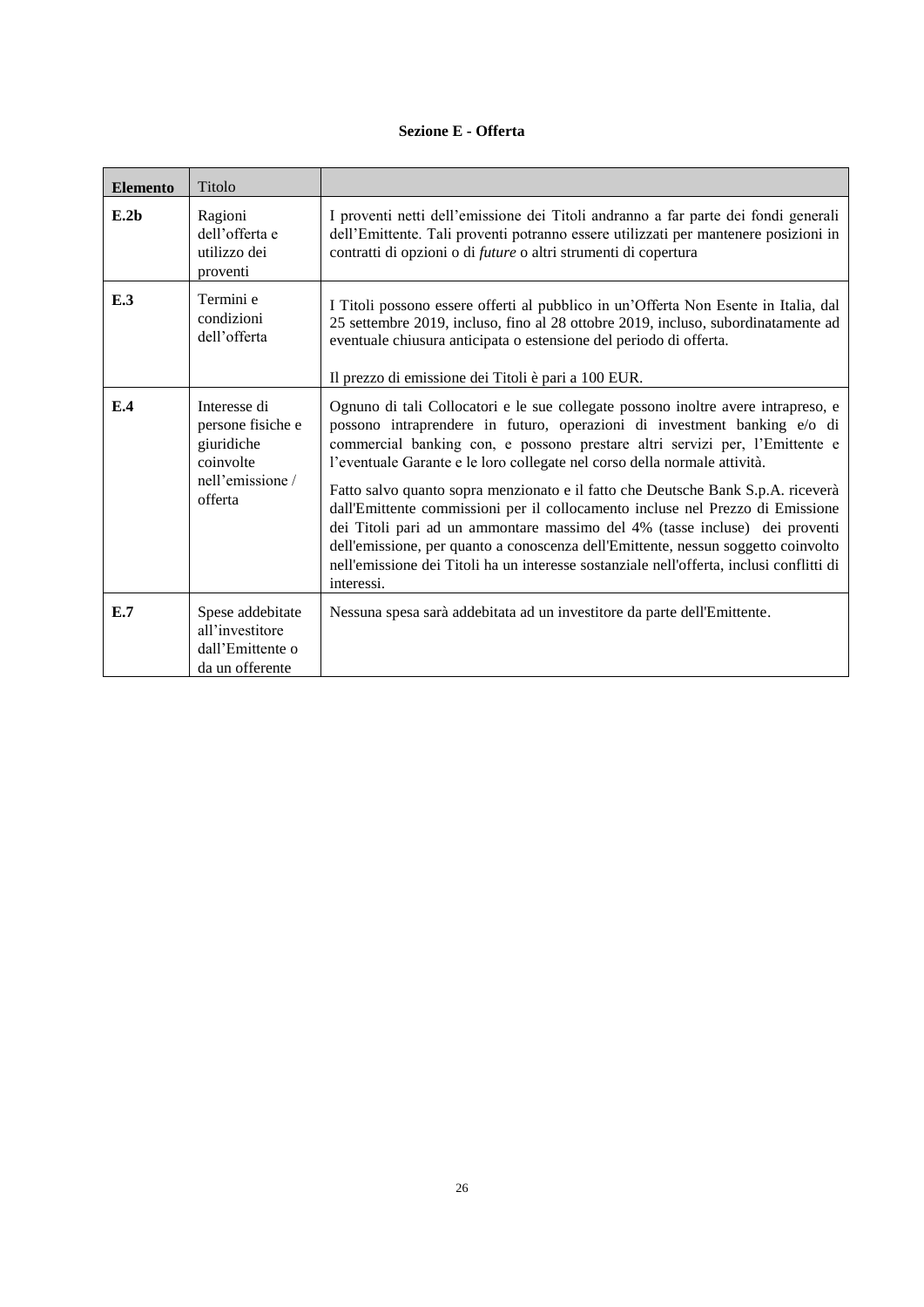**Sezione E - Offerta**

| Elemento | Titolo | |
|---|---|---|
| **E.2b** | Ragioni dell'offerta e utilizzo dei proventi | I proventi netti dell'emissione dei Titoli andranno a far parte dei fondi generali dell'Emittente. Tali proventi potranno essere utilizzati per mantenere posizioni in contratti di opzioni o di *future* o altri strumenti di copertura |
| **E.3** | Termini e condizioni dell'offerta | I Titoli possono essere offerti al pubblico in un'Offerta Non Esente in Italia, dal 25 settembre 2019, incluso, fino al 28 ottobre 2019, incluso, subordinatamente ad eventuale chiusura anticipata o estensione del periodo di offerta.<br><br>Il prezzo di emissione dei Titoli è pari a 100 EUR. |
| **E.4** | Interesse di persone fisiche e giuridiche coinvolte nell'emissione / offerta | Ognuno di tali Collocatori e le sue collegate possono inoltre avere intrapreso, e possono intraprendere in futuro, operazioni di investment banking e/o di commercial banking con, e possono prestare altri servizi per, l'Emittente e l'eventuale Garante e le loro collegate nel corso della normale attività.<br><br>Fatto salvo quanto sopra menzionato e il fatto che Deutsche Bank S.p.A. riceverà dall'Emittente commissioni per il collocamento incluse nel Prezzo di Emissione dei Titoli pari ad un ammontare massimo del 4% (tasse incluse) dei proventi dell'emissione, per quanto a conoscenza dell'Emittente, nessun soggetto coinvolto nell'emissione dei Titoli ha un interesse sostanziale nell'offerta, inclusi conflitti di interessi. |
| **E.7** | Spese addebitate all'investitore dall'Emittente o da un offerente | Nessuna spesa sarà addebitata ad un investitore da parte dell'Emittente. |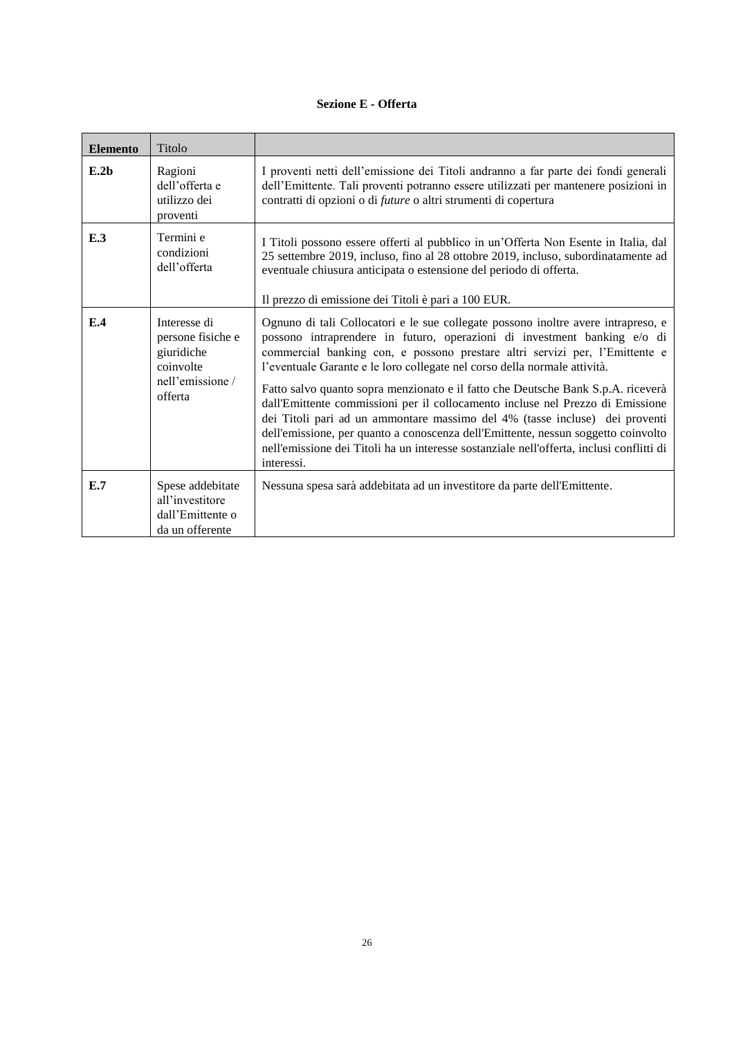**Sezione E - Offerta**

| Elemento | Titolo | |
|---|---|---|
| **E.2b** | Ragioni dell'offerta e utilizzo dei proventi | I proventi netti dell'emissione dei Titoli andranno a far parte dei fondi generali dell'Emittente. Tali proventi potranno essere utilizzati per mantenere posizioni in contratti di opzioni o di *future* o altri strumenti di copertura |
| **E.3** | Termini e condizioni dell'offerta | I Titoli possono essere offerti al pubblico in un'Offerta Non Esente in Italia, dal 25 settembre 2019, incluso, fino al 28 ottobre 2019, incluso, subordinatamente ad eventuale chiusura anticipata o estensione del periodo di offerta.<br><br>Il prezzo di emissione dei Titoli è pari a 100 EUR. |
| **E.4** | Interesse di persone fisiche e giuridiche coinvolte nell'emissione / offerta | Ognuno di tali Collocatori e le sue collegate possono inoltre avere intrapreso, e possono intraprendere in futuro, operazioni di investment banking e/o di commercial banking con, e possono prestare altri servizi per, l'Emittente e l'eventuale Garante e le loro collegate nel corso della normale attività.<br><br>Fatto salvo quanto sopra menzionato e il fatto che Deutsche Bank S.p.A. riceverà dall'Emittente commissioni per il collocamento incluse nel Prezzo di Emissione dei Titoli pari ad un ammontare massimo del 4% (tasse incluse) dei proventi dell'emissione, per quanto a conoscenza dell'Emittente, nessun soggetto coinvolto nell'emissione dei Titoli ha un interesse sostanziale nell'offerta, inclusi conflitti di interessi. |
| **E.7** | Spese addebitate all'investitore dall'Emittente o da un offerente | Nessuna spesa sarà addebitata ad un investitore da parte dell'Emittente. |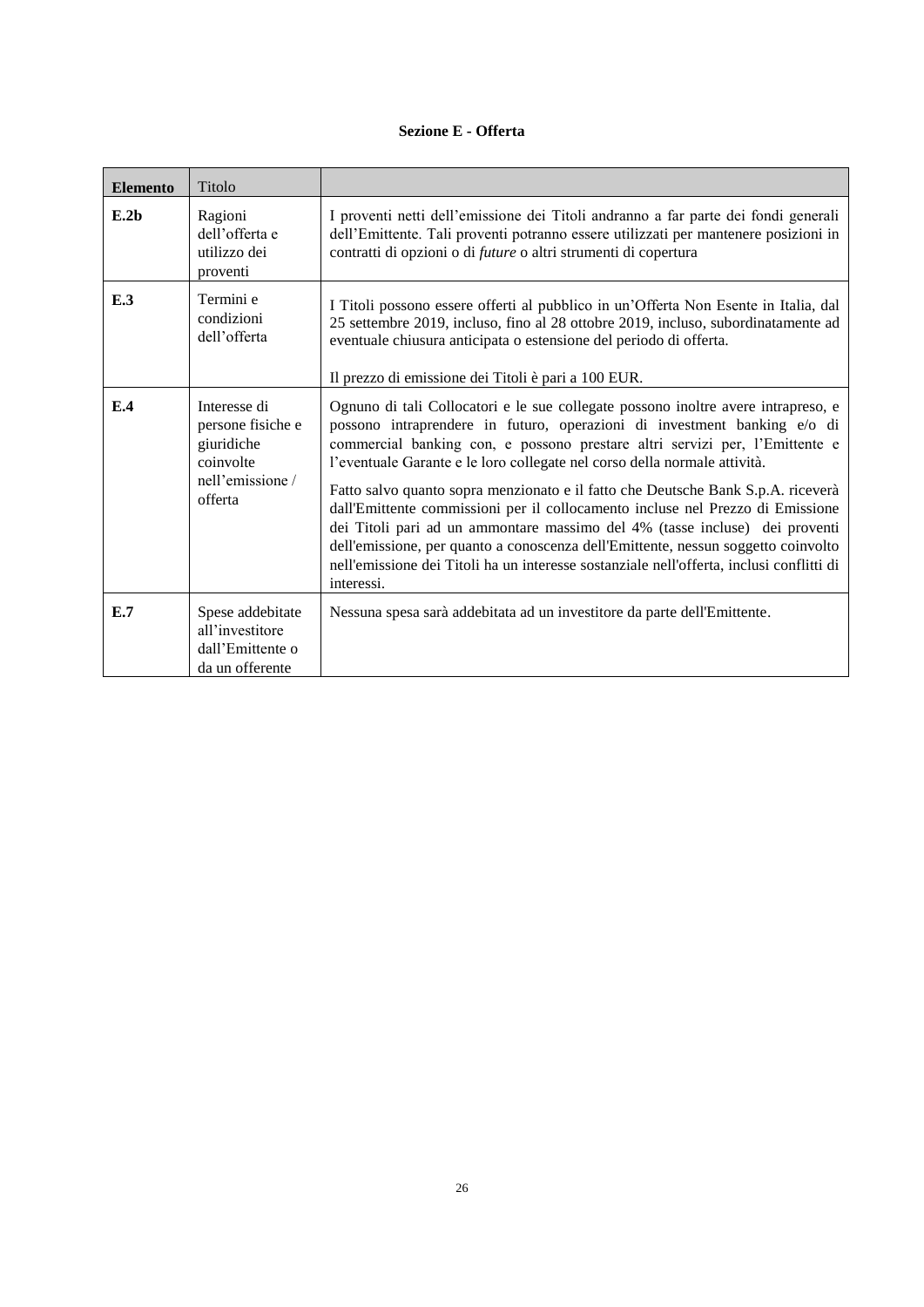**Sezione E - Offerta**

| Elemento | Titolo | |
|---|---|---|
| **E.2b** | Ragioni dell'offerta e utilizzo dei proventi | I proventi netti dell'emissione dei Titoli andranno a far parte dei fondi generali dell'Emittente. Tali proventi potranno essere utilizzati per mantenere posizioni in contratti di opzioni o di *future* o altri strumenti di copertura |
| **E.3** | Termini e condizioni dell'offerta | I Titoli possono essere offerti al pubblico in un'Offerta Non Esente in Italia, dal 25 settembre 2019, incluso, fino al 28 ottobre 2019, incluso, subordinatamente ad eventuale chiusura anticipata o estensione del periodo di offerta.<br><br>Il prezzo di emissione dei Titoli è pari a 100 EUR. |
| **E.4** | Interesse di persone fisiche e giuridiche coinvolte nell'emissione / offerta | Ognuno di tali Collocatori e le sue collegate possono inoltre avere intrapreso, e possono intraprendere in futuro, operazioni di investment banking e/o di commercial banking con, e possono prestare altri servizi per, l'Emittente e l'eventuale Garante e le loro collegate nel corso della normale attività.<br><br>Fatto salvo quanto sopra menzionato e il fatto che Deutsche Bank S.p.A. riceverà dall'Emittente commissioni per il collocamento incluse nel Prezzo di Emissione dei Titoli pari ad un ammontare massimo del 4% (tasse incluse) dei proventi dell'emissione, per quanto a conoscenza dell'Emittente, nessun soggetto coinvolto nell'emissione dei Titoli ha un interesse sostanziale nell'offerta, inclusi conflitti di interessi. |
| **E.7** | Spese addebitate all'investitore dall'Emittente o da un offerente | Nessuna spesa sarà addebitata ad un investitore da parte dell'Emittente. |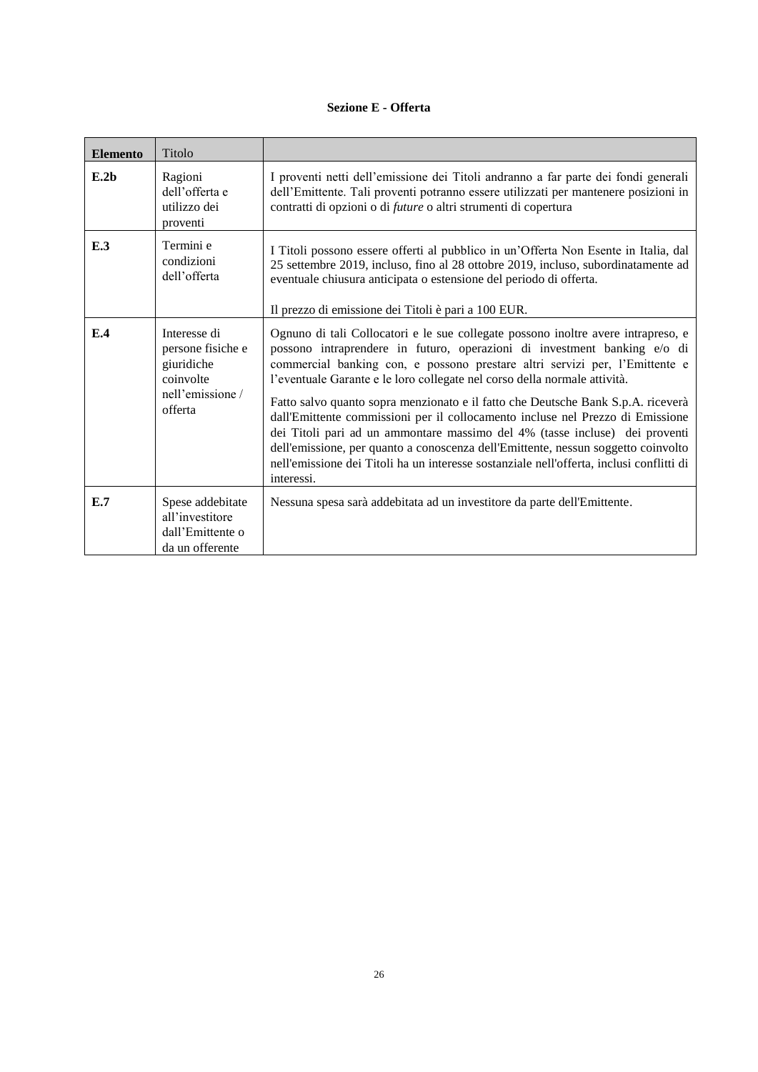**Sezione E - Offerta**

| Elemento | Titolo | |
|---|---|---|
| **E.2b** | Ragioni dell'offerta e utilizzo dei proventi | I proventi netti dell'emissione dei Titoli andranno a far parte dei fondi generali dell'Emittente. Tali proventi potranno essere utilizzati per mantenere posizioni in contratti di opzioni o di *future* o altri strumenti di copertura |
| **E.3** | Termini e condizioni dell'offerta | I Titoli possono essere offerti al pubblico in un'Offerta Non Esente in Italia, dal 25 settembre 2019, incluso, fino al 28 ottobre 2019, incluso, subordinatamente ad eventuale chiusura anticipata o estensione del periodo di offerta.<br><br>Il prezzo di emissione dei Titoli è pari a 100 EUR. |
| **E.4** | Interesse di persone fisiche e giuridiche coinvolte nell'emissione / offerta | Ognuno di tali Collocatori e le sue collegate possono inoltre avere intrapreso, e possono intraprendere in futuro, operazioni di investment banking e/o di commercial banking con, e possono prestare altri servizi per, l'Emittente e l'eventuale Garante e le loro collegate nel corso della normale attività.<br><br>Fatto salvo quanto sopra menzionato e il fatto che Deutsche Bank S.p.A. riceverà dall'Emittente commissioni per il collocamento incluse nel Prezzo di Emissione dei Titoli pari ad un ammontare massimo del 4% (tasse incluse) dei proventi dell'emissione, per quanto a conoscenza dell'Emittente, nessun soggetto coinvolto nell'emissione dei Titoli ha un interesse sostanziale nell'offerta, inclusi conflitti di interessi. |
| **E.7** | Spese addebitate all'investitore dall'Emittente o da un offerente | Nessuna spesa sarà addebitata ad un investitore da parte dell'Emittente. |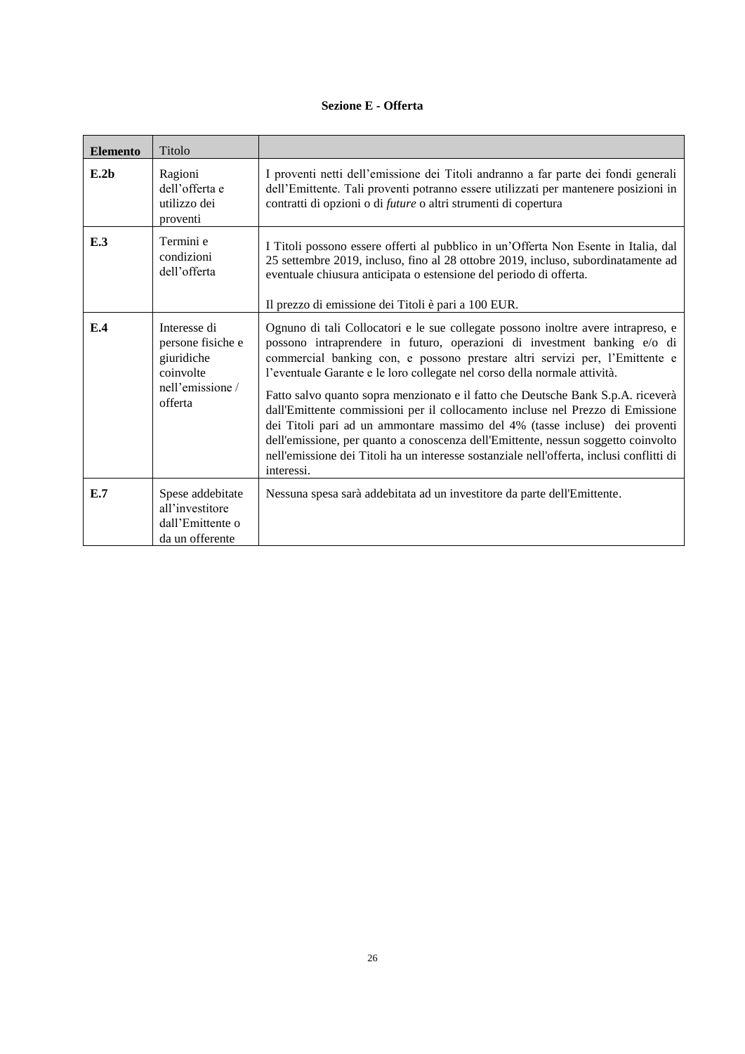**Sezione E - Offerta**

| Elemento | Titolo | |
|---|---|---|
| **E.2b** | Ragioni dell'offerta e utilizzo dei proventi | I proventi netti dell'emissione dei Titoli andranno a far parte dei fondi generali dell'Emittente. Tali proventi potranno essere utilizzati per mantenere posizioni in contratti di opzioni o di *future* o altri strumenti di copertura |
| **E.3** | Termini e condizioni dell'offerta | I Titoli possono essere offerti al pubblico in un'Offerta Non Esente in Italia, dal 25 settembre 2019, incluso, fino al 28 ottobre 2019, incluso, subordinatamente ad eventuale chiusura anticipata o estensione del periodo di offerta.<br><br>Il prezzo di emissione dei Titoli è pari a 100 EUR. |
| **E.4** | Interesse di persone fisiche e giuridiche coinvolte nell'emissione / offerta | Ognuno di tali Collocatori e le sue collegate possono inoltre avere intrapreso, e possono intraprendere in futuro, operazioni di investment banking e/o di commercial banking con, e possono prestare altri servizi per, l'Emittente e l'eventuale Garante e le loro collegate nel corso della normale attività.<br><br>Fatto salvo quanto sopra menzionato e il fatto che Deutsche Bank S.p.A. riceverà dall'Emittente commissioni per il collocamento incluse nel Prezzo di Emissione dei Titoli pari ad un ammontare massimo del 4% (tasse incluse) dei proventi dell'emissione, per quanto a conoscenza dell'Emittente, nessun soggetto coinvolto nell'emissione dei Titoli ha un interesse sostanziale nell'offerta, inclusi conflitti di interessi. |
| **E.7** | Spese addebitate all'investitore dall'Emittente o da un offerente | Nessuna spesa sarà addebitata ad un investitore da parte dell'Emittente. |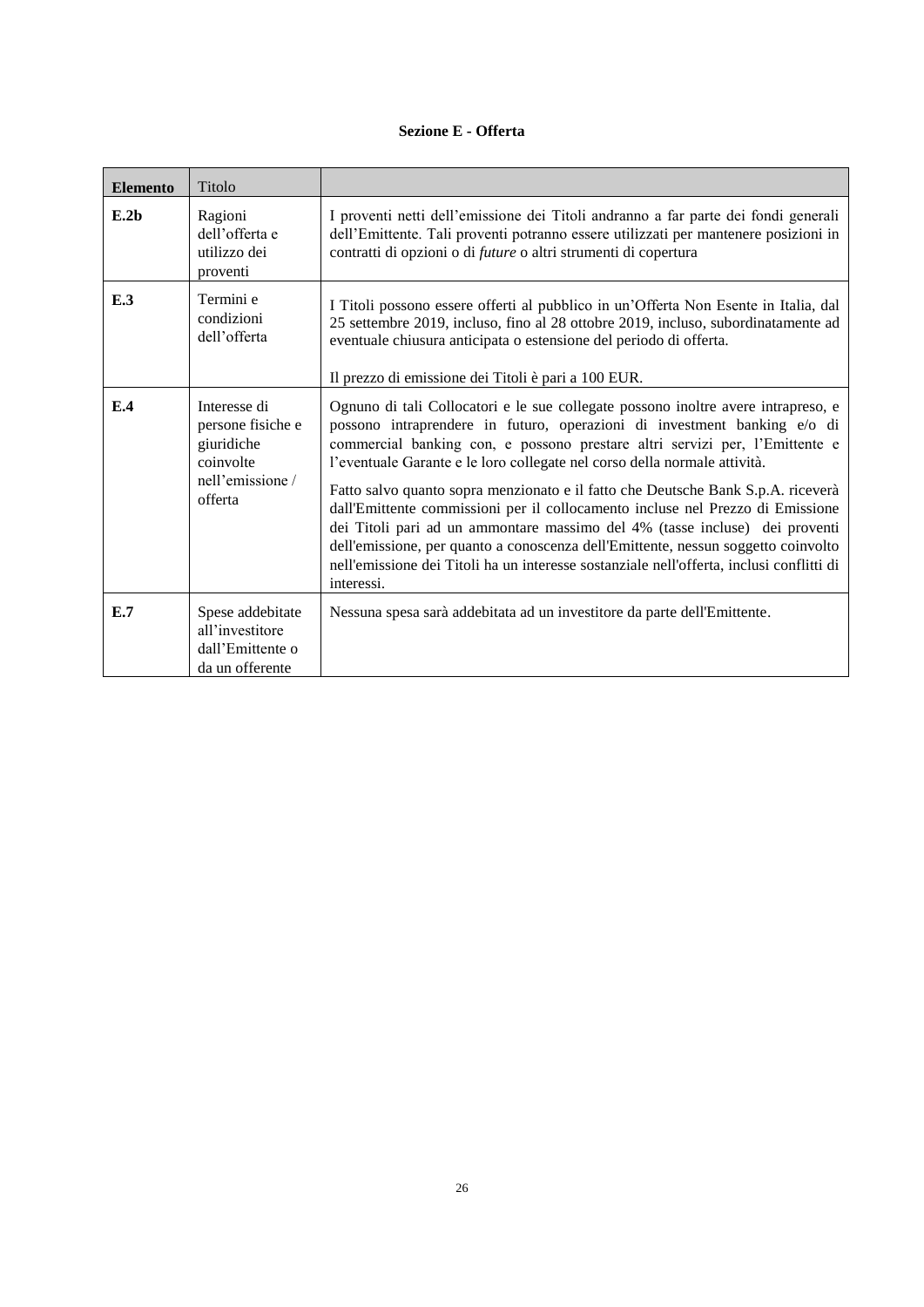**Sezione E - Offerta**

| Elemento | Titolo | |
|---|---|---|
| **E.2b** | Ragioni dell'offerta e utilizzo dei proventi | I proventi netti dell'emissione dei Titoli andranno a far parte dei fondi generali dell'Emittente. Tali proventi potranno essere utilizzati per mantenere posizioni in contratti di opzioni o di *future* o altri strumenti di copertura |
| **E.3** | Termini e condizioni dell'offerta | I Titoli possono essere offerti al pubblico in un'Offerta Non Esente in Italia, dal 25 settembre 2019, incluso, fino al 28 ottobre 2019, incluso, subordinatamente ad eventuale chiusura anticipata o estensione del periodo di offerta.<br><br>Il prezzo di emissione dei Titoli è pari a 100 EUR. |
| **E.4** | Interesse di persone fisiche e giuridiche coinvolte nell'emissione / offerta | Ognuno di tali Collocatori e le sue collegate possono inoltre avere intrapreso, e possono intraprendere in futuro, operazioni di investment banking e/o di commercial banking con, e possono prestare altri servizi per, l'Emittente e l'eventuale Garante e le loro collegate nel corso della normale attività.<br><br>Fatto salvo quanto sopra menzionato e il fatto che Deutsche Bank S.p.A. riceverà dall'Emittente commissioni per il collocamento incluse nel Prezzo di Emissione dei Titoli pari ad un ammontare massimo del 4% (tasse incluse) dei proventi dell'emissione, per quanto a conoscenza dell'Emittente, nessun soggetto coinvolto nell'emissione dei Titoli ha un interesse sostanziale nell'offerta, inclusi conflitti di interessi. |
| **E.7** | Spese addebitate all'investitore dall'Emittente o da un offerente | Nessuna spesa sarà addebitata ad un investitore da parte dell'Emittente. |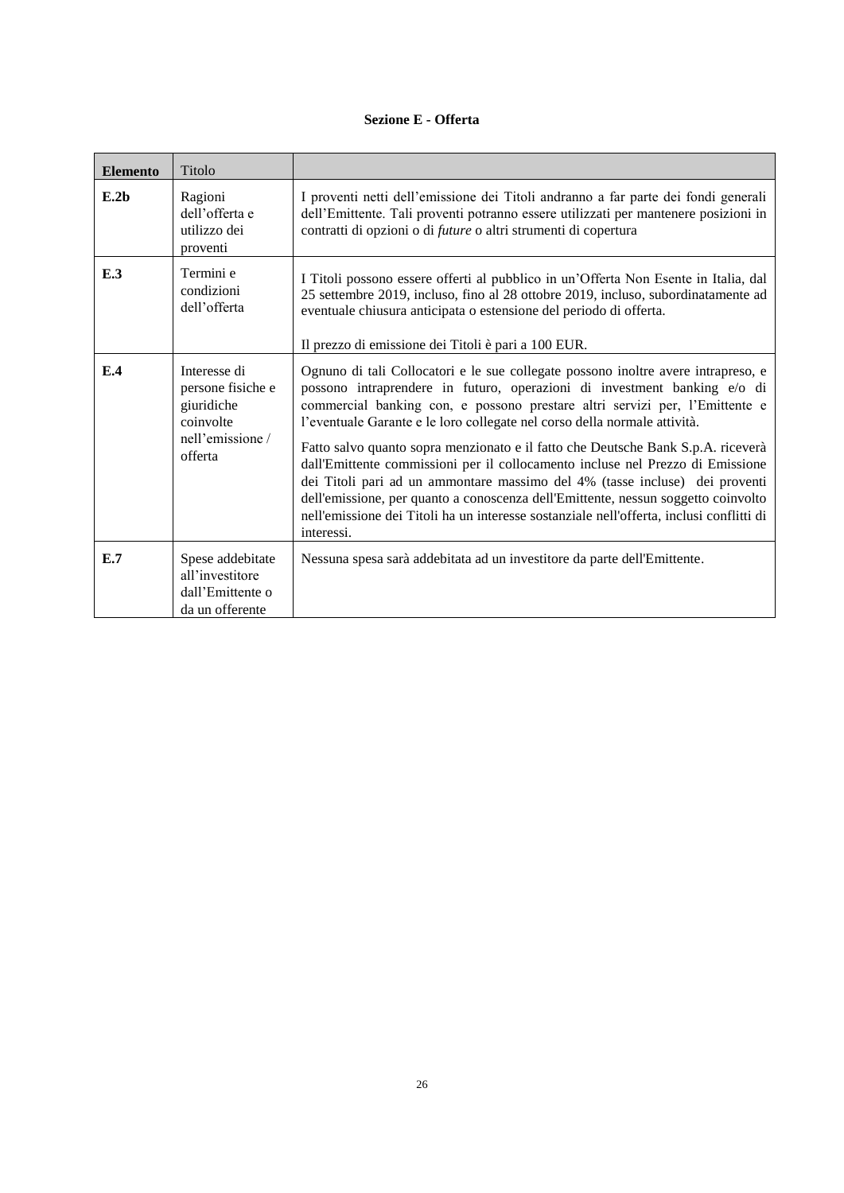**Sezione E - Offerta**

| Elemento | Titolo | |
|---|---|---|
| **E.2b** | Ragioni dell'offerta e utilizzo dei proventi | I proventi netti dell'emissione dei Titoli andranno a far parte dei fondi generali dell'Emittente. Tali proventi potranno essere utilizzati per mantenere posizioni in contratti di opzioni o di *future* o altri strumenti di copertura |
| **E.3** | Termini e condizioni dell'offerta | I Titoli possono essere offerti al pubblico in un'Offerta Non Esente in Italia, dal 25 settembre 2019, incluso, fino al 28 ottobre 2019, incluso, subordinatamente ad eventuale chiusura anticipata o estensione del periodo di offerta.<br><br>Il prezzo di emissione dei Titoli è pari a 100 EUR. |
| **E.4** | Interesse di persone fisiche e giuridiche coinvolte nell'emissione / offerta | Ognuno di tali Collocatori e le sue collegate possono inoltre avere intrapreso, e possono intraprendere in futuro, operazioni di investment banking e/o di commercial banking con, e possono prestare altri servizi per, l'Emittente e l'eventuale Garante e le loro collegate nel corso della normale attività.<br><br>Fatto salvo quanto sopra menzionato e il fatto che Deutsche Bank S.p.A. riceverà dall'Emittente commissioni per il collocamento incluse nel Prezzo di Emissione dei Titoli pari ad un ammontare massimo del 4% (tasse incluse) dei proventi dell'emissione, per quanto a conoscenza dell'Emittente, nessun soggetto coinvolto nell'emissione dei Titoli ha un interesse sostanziale nell'offerta, inclusi conflitti di interessi. |
| **E.7** | Spese addebitate all'investitore dall'Emittente o da un offerente | Nessuna spesa sarà addebitata ad un investitore da parte dell'Emittente. |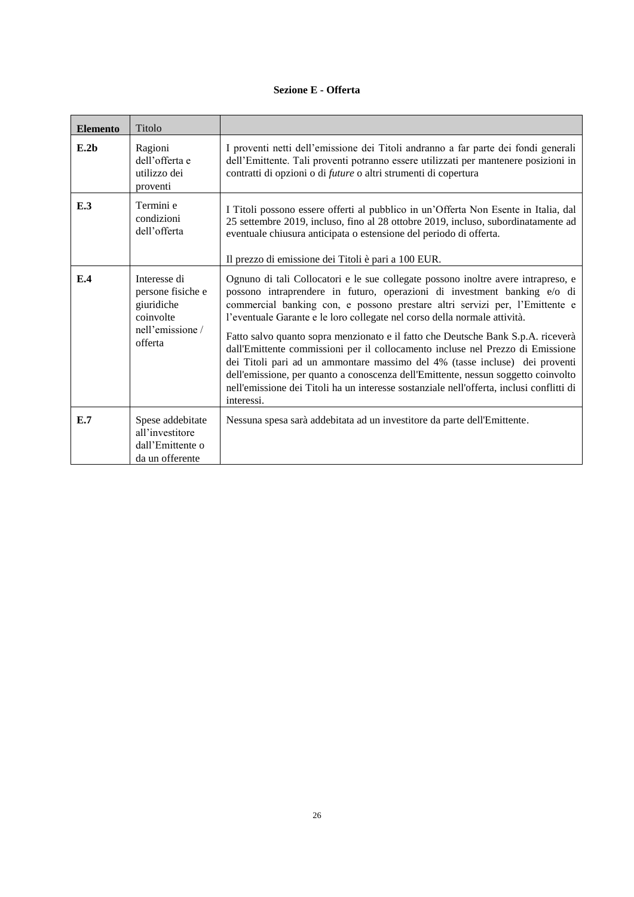**Sezione E - Offerta**

| Elemento | Titolo | |
|---|---|---|
| **E.2b** | Ragioni dell'offerta e utilizzo dei proventi | I proventi netti dell'emissione dei Titoli andranno a far parte dei fondi generali dell'Emittente. Tali proventi potranno essere utilizzati per mantenere posizioni in contratti di opzioni o di *future* o altri strumenti di copertura |
| **E.3** | Termini e condizioni dell'offerta | I Titoli possono essere offerti al pubblico in un'Offerta Non Esente in Italia, dal 25 settembre 2019, incluso, fino al 28 ottobre 2019, incluso, subordinatamente ad eventuale chiusura anticipata o estensione del periodo di offerta.<br><br>Il prezzo di emissione dei Titoli è pari a 100 EUR. |
| **E.4** | Interesse di persone fisiche e giuridiche coinvolte nell'emissione / offerta | Ognuno di tali Collocatori e le sue collegate possono inoltre avere intrapreso, e possono intraprendere in futuro, operazioni di investment banking e/o di commercial banking con, e possono prestare altri servizi per, l'Emittente e l'eventuale Garante e le loro collegate nel corso della normale attività.<br><br>Fatto salvo quanto sopra menzionato e il fatto che Deutsche Bank S.p.A. riceverà dall'Emittente commissioni per il collocamento incluse nel Prezzo di Emissione dei Titoli pari ad un ammontare massimo del 4% (tasse incluse) dei proventi dell'emissione, per quanto a conoscenza dell'Emittente, nessun soggetto coinvolto nell'emissione dei Titoli ha un interesse sostanziale nell'offerta, inclusi conflitti di interessi. |
| **E.7** | Spese addebitate all'investitore dall'Emittente o da un offerente | Nessuna spesa sarà addebitata ad un investitore da parte dell'Emittente. |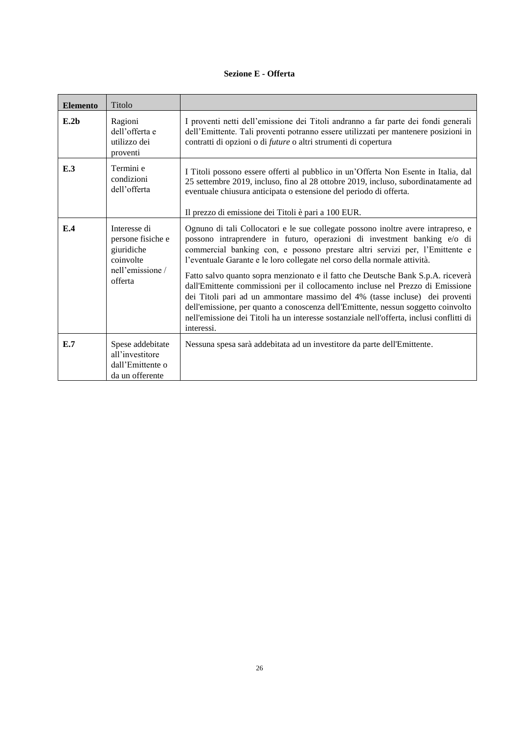**Sezione E - Offerta**

| Elemento | Titolo | |
|---|---|---|
| **E.2b** | Ragioni dell'offerta e utilizzo dei proventi | I proventi netti dell'emissione dei Titoli andranno a far parte dei fondi generali dell'Emittente. Tali proventi potranno essere utilizzati per mantenere posizioni in contratti di opzioni o di *future* o altri strumenti di copertura |
| **E.3** | Termini e condizioni dell'offerta | I Titoli possono essere offerti al pubblico in un'Offerta Non Esente in Italia, dal 25 settembre 2019, incluso, fino al 28 ottobre 2019, incluso, subordinatamente ad eventuale chiusura anticipata o estensione del periodo di offerta.<br><br>Il prezzo di emissione dei Titoli è pari a 100 EUR. |
| **E.4** | Interesse di persone fisiche e giuridiche coinvolte nell'emissione / offerta | Ognuno di tali Collocatori e le sue collegate possono inoltre avere intrapreso, e possono intraprendere in futuro, operazioni di investment banking e/o di commercial banking con, e possono prestare altri servizi per, l'Emittente e l'eventuale Garante e le loro collegate nel corso della normale attività.<br><br>Fatto salvo quanto sopra menzionato e il fatto che Deutsche Bank S.p.A. riceverà dall'Emittente commissioni per il collocamento incluse nel Prezzo di Emissione dei Titoli pari ad un ammontare massimo del 4% (tasse incluse) dei proventi dell'emissione, per quanto a conoscenza dell'Emittente, nessun soggetto coinvolto nell'emissione dei Titoli ha un interesse sostanziale nell'offerta, inclusi conflitti di interessi. |
| **E.7** | Spese addebitate all'investitore dall'Emittente o da un offerente | Nessuna spesa sarà addebitata ad un investitore da parte dell'Emittente. |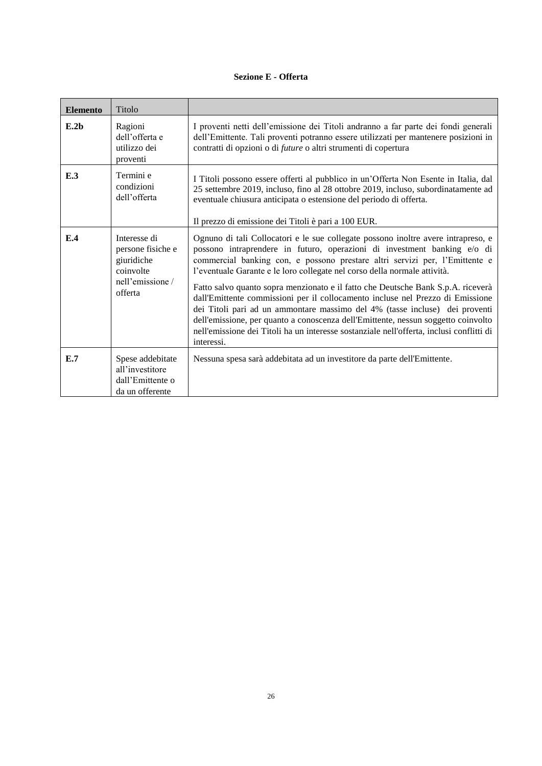**Sezione E - Offerta**

| Elemento | Titolo | |
|---|---|---|
| **E.2b** | Ragioni dell'offerta e utilizzo dei proventi | I proventi netti dell'emissione dei Titoli andranno a far parte dei fondi generali dell'Emittente. Tali proventi potranno essere utilizzati per mantenere posizioni in contratti di opzioni o di *future* o altri strumenti di copertura |
| **E.3** | Termini e condizioni dell'offerta | I Titoli possono essere offerti al pubblico in un'Offerta Non Esente in Italia, dal 25 settembre 2019, incluso, fino al 28 ottobre 2019, incluso, subordinatamente ad eventuale chiusura anticipata o estensione del periodo di offerta.<br><br>Il prezzo di emissione dei Titoli è pari a 100 EUR. |
| **E.4** | Interesse di persone fisiche e giuridiche coinvolte nell'emissione / offerta | Ognuno di tali Collocatori e le sue collegate possono inoltre avere intrapreso, e possono intraprendere in futuro, operazioni di investment banking e/o di commercial banking con, e possono prestare altri servizi per, l'Emittente e l'eventuale Garante e le loro collegate nel corso della normale attività.<br><br>Fatto salvo quanto sopra menzionato e il fatto che Deutsche Bank S.p.A. riceverà dall'Emittente commissioni per il collocamento incluse nel Prezzo di Emissione dei Titoli pari ad un ammontare massimo del 4% (tasse incluse) dei proventi dell'emissione, per quanto a conoscenza dell'Emittente, nessun soggetto coinvolto nell'emissione dei Titoli ha un interesse sostanziale nell'offerta, inclusi conflitti di interessi. |
| **E.7** | Spese addebitate all'investitore dall'Emittente o da un offerente | Nessuna spesa sarà addebitata ad un investitore da parte dell'Emittente. |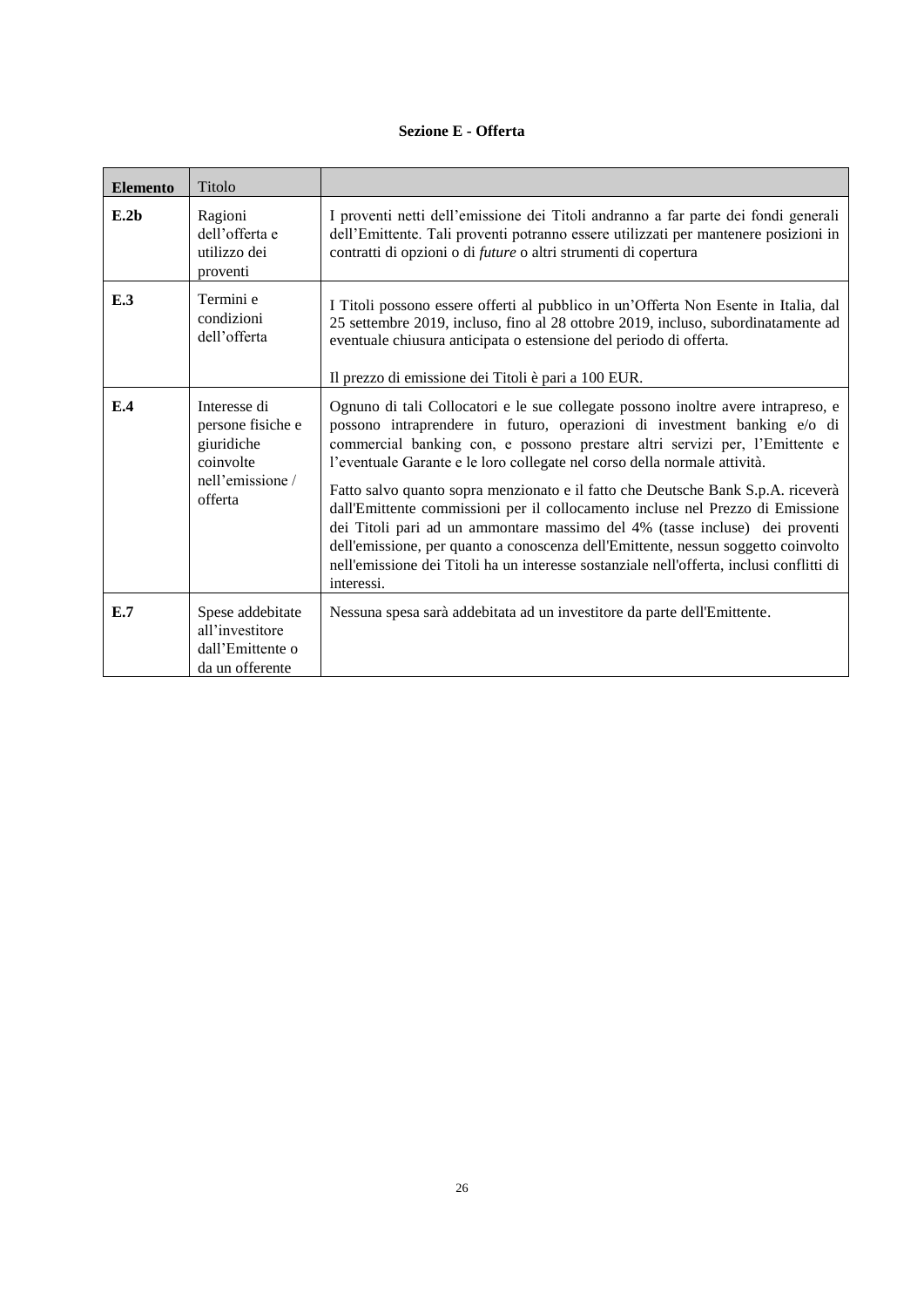**Sezione E - Offerta**

| Elemento | Titolo | |
|---|---|---|
| **E.2b** | Ragioni dell'offerta e utilizzo dei proventi | I proventi netti dell'emissione dei Titoli andranno a far parte dei fondi generali dell'Emittente. Tali proventi potranno essere utilizzati per mantenere posizioni in contratti di opzioni o di *future* o altri strumenti di copertura |
| **E.3** | Termini e condizioni dell'offerta | I Titoli possono essere offerti al pubblico in un'Offerta Non Esente in Italia, dal 25 settembre 2019, incluso, fino al 28 ottobre 2019, incluso, subordinatamente ad eventuale chiusura anticipata o estensione del periodo di offerta.<br><br>Il prezzo di emissione dei Titoli è pari a 100 EUR. |
| **E.4** | Interesse di persone fisiche e giuridiche coinvolte nell'emissione / offerta | Ognuno di tali Collocatori e le sue collegate possono inoltre avere intrapreso, e possono intraprendere in futuro, operazioni di investment banking e/o di commercial banking con, e possono prestare altri servizi per, l'Emittente e l'eventuale Garante e le loro collegate nel corso della normale attività.<br><br>Fatto salvo quanto sopra menzionato e il fatto che Deutsche Bank S.p.A. riceverà dall'Emittente commissioni per il collocamento incluse nel Prezzo di Emissione dei Titoli pari ad un ammontare massimo del 4% (tasse incluse) dei proventi dell'emissione, per quanto a conoscenza dell'Emittente, nessun soggetto coinvolto nell'emissione dei Titoli ha un interesse sostanziale nell'offerta, inclusi conflitti di interessi. |
| **E.7** | Spese addebitate all'investitore dall'Emittente o da un offerente | Nessuna spesa sarà addebitata ad un investitore da parte dell'Emittente. |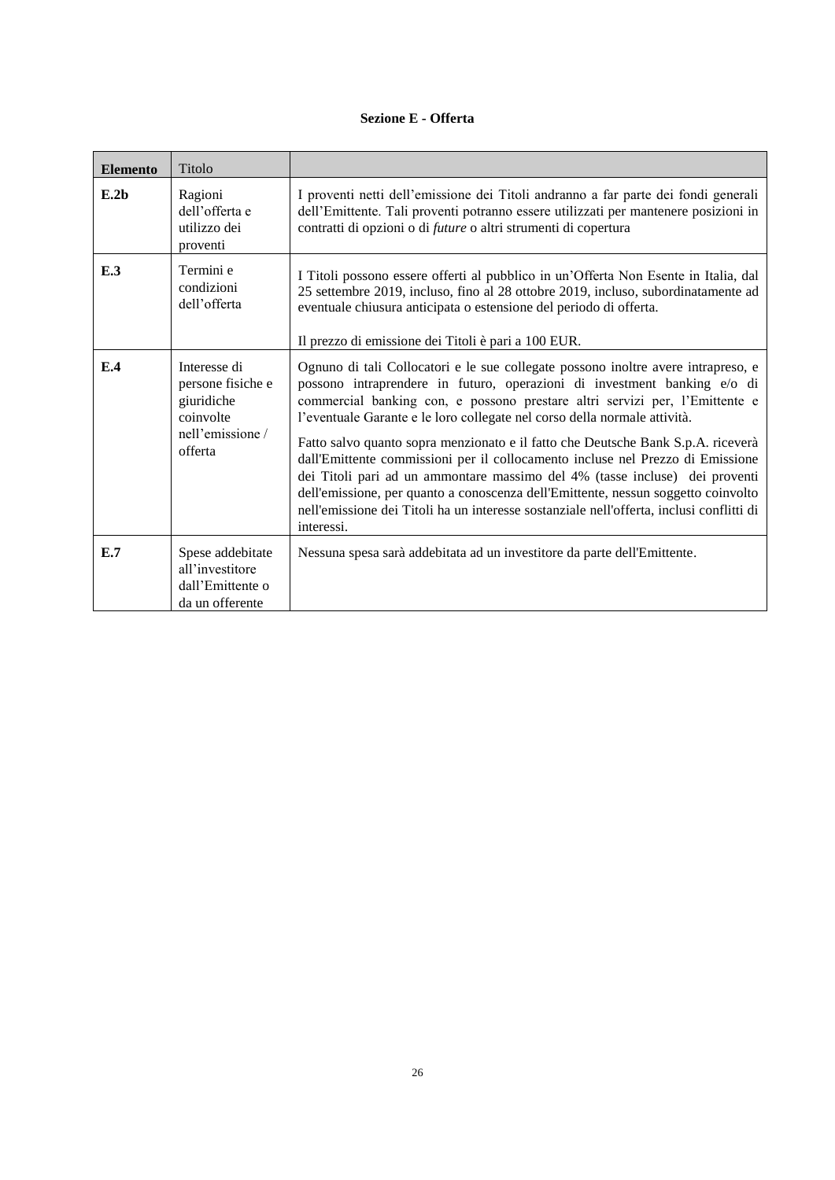**Sezione E - Offerta**

| Elemento | Titolo | |
|---|---|---|
| **E.2b** | Ragioni dell’offerta e utilizzo dei proventi | I proventi netti dell’emissione dei Titoli andranno a far parte dei fondi generali dell’Emittente. Tali proventi potranno essere utilizzati per mantenere posizioni in contratti di opzioni o di *future* o altri strumenti di copertura |
| **E.3** | Termini e condizioni dell’offerta | I Titoli possono essere offerti al pubblico in un’Offerta Non Esente in Italia, dal 25 settembre 2019, incluso, fino al 28 ottobre 2019, incluso, subordinatamente ad eventuale chiusura anticipata o estensione del periodo di offerta.<br><br>Il prezzo di emissione dei Titoli è pari a 100 EUR. |
| **E.4** | Interesse di persone fisiche e giuridiche coinvolte nell’emissione / offerta | Ognuno di tali Collocatori e le sue collegate possono inoltre avere intrapreso, e possono intraprendere in futuro, operazioni di investment banking e/o di commercial banking con, e possono prestare altri servizi per, l’Emittente e l’eventuale Garante e le loro collegate nel corso della normale attività.<br><br>Fatto salvo quanto sopra menzionato e il fatto che Deutsche Bank S.p.A. riceverà dall'Emittente commissioni per il collocamento incluse nel Prezzo di Emissione dei Titoli pari ad un ammontare massimo del 4% (tasse incluse) dei proventi dell'emissione, per quanto a conoscenza dell'Emittente, nessun soggetto coinvolto nell'emissione dei Titoli ha un interesse sostanziale nell'offerta, inclusi conflitti di interessi. |
| **E.7** | Spese addebitate all’investitore dall’Emittente o da un offerente | Nessuna spesa sarà addebitata ad un investitore da parte dell'Emittente. |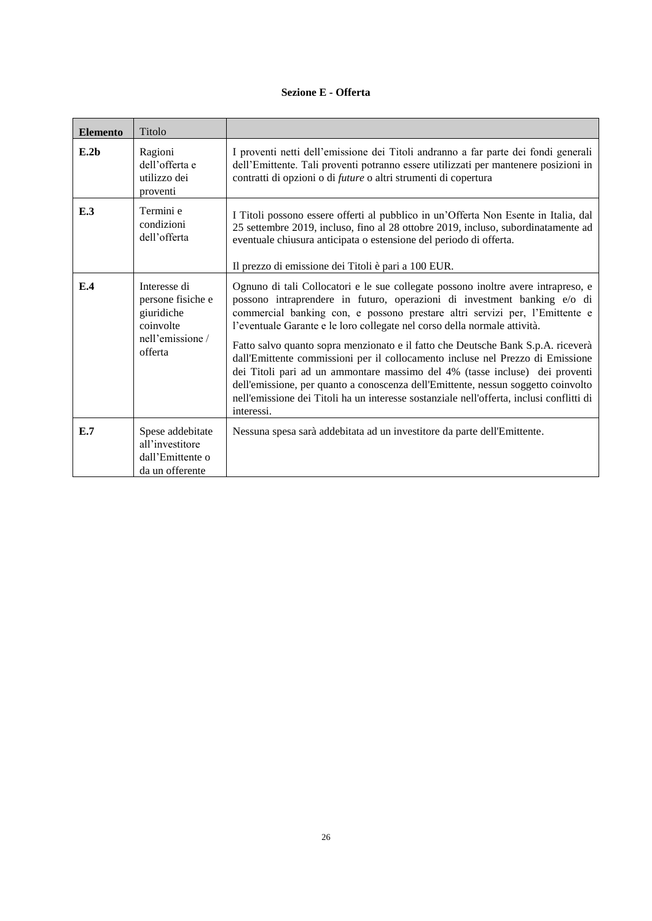**Sezione E - Offerta**

| **Elemento** | Titolo | |
|---|---|---|
| **E.2b** | Ragioni dell'offerta e utilizzo dei proventi | I proventi netti dell'emissione dei Titoli andranno a far parte dei fondi generali dell'Emittente. Tali proventi potranno essere utilizzati per mantenere posizioni in contratti di opzioni o di *future* o altri strumenti di copertura |
| **E.3** | Termini e condizioni dell'offerta | I Titoli possono essere offerti al pubblico in un'Offerta Non Esente in Italia, dal 25 settembre 2019, incluso, fino al 28 ottobre 2019, incluso, subordinatamente ad eventuale chiusura anticipata o estensione del periodo di offerta.<br><br>Il prezzo di emissione dei Titoli è pari a 100 EUR. |
| **E.4** | Interesse di persone fisiche e giuridiche coinvolte nell'emissione / offerta | Ognuno di tali Collocatori e le sue collegate possono inoltre avere intrapreso, e possono intraprendere in futuro, operazioni di investment banking e/o di commercial banking con, e possono prestare altri servizi per, l'Emittente e l'eventuale Garante e le loro collegate nel corso della normale attività.<br><br>Fatto salvo quanto sopra menzionato e il fatto che Deutsche Bank S.p.A. riceverà dall'Emittente commissioni per il collocamento incluse nel Prezzo di Emissione dei Titoli pari ad un ammontare massimo del 4% (tasse incluse) dei proventi dell'emissione, per quanto a conoscenza dell'Emittente, nessun soggetto coinvolto nell'emissione dei Titoli ha un interesse sostanziale nell'offerta, inclusi conflitti di interessi. |
| **E.7** | Spese addebitate all'investitore dall'Emittente o da un offerente | Nessuna spesa sarà addebitata ad un investitore da parte dell'Emittente. |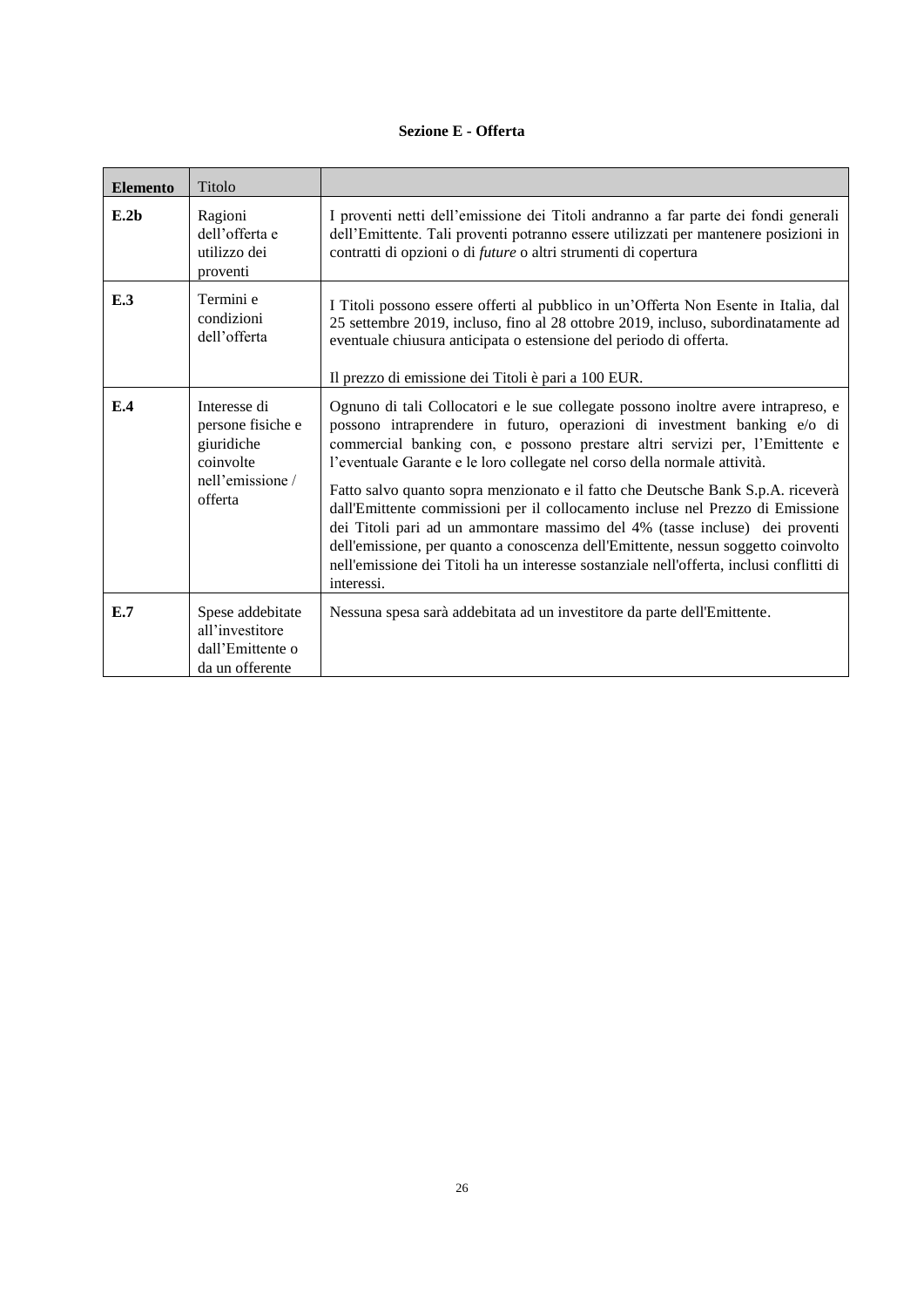**Sezione E - Offerta**

| Elemento | Titolo | |
|---|---|---|
| **E.2b** | Ragioni dell'offerta e utilizzo dei proventi | I proventi netti dell'emissione dei Titoli andranno a far parte dei fondi generali dell'Emittente. Tali proventi potranno essere utilizzati per mantenere posizioni in contratti di opzioni o di *future* o altri strumenti di copertura |
| **E.3** | Termini e condizioni dell'offerta | I Titoli possono essere offerti al pubblico in un'Offerta Non Esente in Italia, dal 25 settembre 2019, incluso, fino al 28 ottobre 2019, incluso, subordinatamente ad eventuale chiusura anticipata o estensione del periodo di offerta.<br><br>Il prezzo di emissione dei Titoli è pari a 100 EUR. |
| **E.4** | Interesse di persone fisiche e giuridiche coinvolte nell'emissione / offerta | Ognuno di tali Collocatori e le sue collegate possono inoltre avere intrapreso, e possono intraprendere in futuro, operazioni di investment banking e/o di commercial banking con, e possono prestare altri servizi per, l'Emittente e l'eventuale Garante e le loro collegate nel corso della normale attività.<br><br>Fatto salvo quanto sopra menzionato e il fatto che Deutsche Bank S.p.A. riceverà dall'Emittente commissioni per il collocamento incluse nel Prezzo di Emissione dei Titoli pari ad un ammontare massimo del 4% (tasse incluse) dei proventi dell'emissione, per quanto a conoscenza dell'Emittente, nessun soggetto coinvolto nell'emissione dei Titoli ha un interesse sostanziale nell'offerta, inclusi conflitti di interessi. |
| **E.7** | Spese addebitate all'investitore dall'Emittente o da un offerente | Nessuna spesa sarà addebitata ad un investitore da parte dell'Emittente. |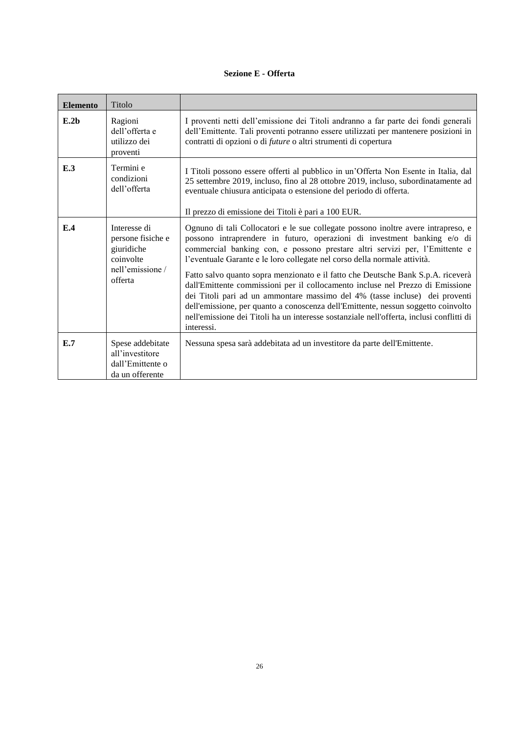**Sezione E - Offerta**

| Elemento | Titolo | |
|---|---|---|
| **E.2b** | Ragioni dell'offerta e utilizzo dei proventi | I proventi netti dell'emissione dei Titoli andranno a far parte dei fondi generali dell'Emittente. Tali proventi potranno essere utilizzati per mantenere posizioni in contratti di opzioni o di *future* o altri strumenti di copertura |
| **E.3** | Termini e condizioni dell'offerta | I Titoli possono essere offerti al pubblico in un'Offerta Non Esente in Italia, dal 25 settembre 2019, incluso, fino al 28 ottobre 2019, incluso, subordinatamente ad eventuale chiusura anticipata o estensione del periodo di offerta.<br><br>Il prezzo di emissione dei Titoli è pari a 100 EUR. |
| **E.4** | Interesse di persone fisiche e giuridiche coinvolte nell'emissione / offerta | Ognuno di tali Collocatori e le sue collegate possono inoltre avere intrapreso, e possono intraprendere in futuro, operazioni di investment banking e/o di commercial banking con, e possono prestare altri servizi per, l'Emittente e l'eventuale Garante e le loro collegate nel corso della normale attività.<br><br>Fatto salvo quanto sopra menzionato e il fatto che Deutsche Bank S.p.A. riceverà dall'Emittente commissioni per il collocamento incluse nel Prezzo di Emissione dei Titoli pari ad un ammontare massimo del 4% (tasse incluse) dei proventi dell'emissione, per quanto a conoscenza dell'Emittente, nessun soggetto coinvolto nell'emissione dei Titoli ha un interesse sostanziale nell'offerta, inclusi conflitti di interessi. |
| **E.7** | Spese addebitate all'investitore dall'Emittente o da un offerente | Nessuna spesa sarà addebitata ad un investitore da parte dell'Emittente. |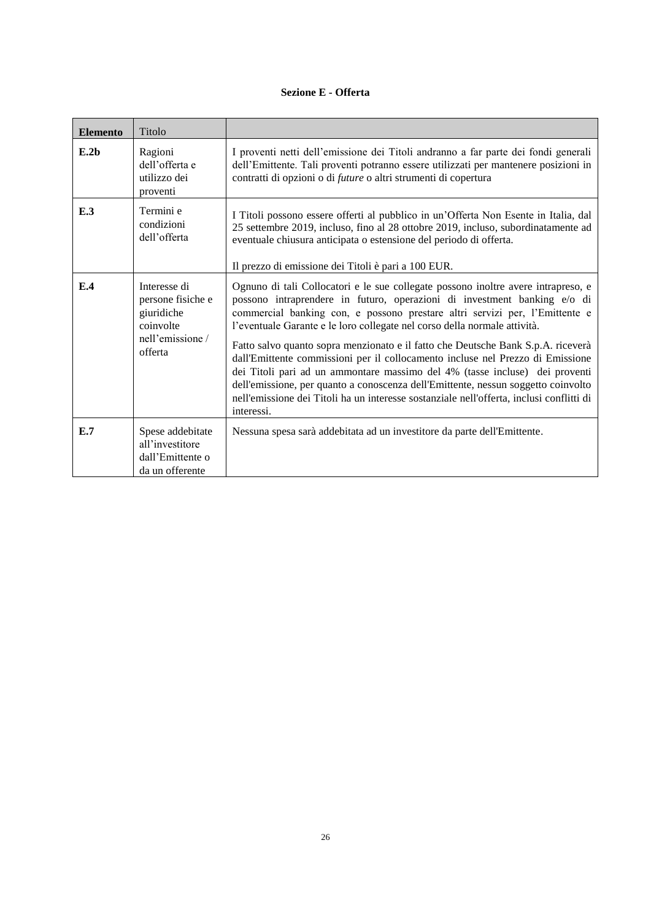**Sezione E - Offerta**

| Elemento | Titolo | |
|---|---|---|
| **E.2b** | Ragioni dell'offerta e utilizzo dei proventi | I proventi netti dell'emissione dei Titoli andranno a far parte dei fondi generali dell'Emittente. Tali proventi potranno essere utilizzati per mantenere posizioni in contratti di opzioni o di *future* o altri strumenti di copertura |
| **E.3** | Termini e condizioni dell'offerta | I Titoli possono essere offerti al pubblico in un'Offerta Non Esente in Italia, dal 25 settembre 2019, incluso, fino al 28 ottobre 2019, incluso, subordinatamente ad eventuale chiusura anticipata o estensione del periodo di offerta.<br><br>Il prezzo di emissione dei Titoli è pari a 100 EUR. |
| **E.4** | Interesse di persone fisiche e giuridiche coinvolte nell'emissione / offerta | Ognuno di tali Collocatori e le sue collegate possono inoltre avere intrapreso, e possono intraprendere in futuro, operazioni di investment banking e/o di commercial banking con, e possono prestare altri servizi per, l'Emittente e l'eventuale Garante e le loro collegate nel corso della normale attività.<br><br>Fatto salvo quanto sopra menzionato e il fatto che Deutsche Bank S.p.A. riceverà dall'Emittente commissioni per il collocamento incluse nel Prezzo di Emissione dei Titoli pari ad un ammontare massimo del 4% (tasse incluse) dei proventi dell'emissione, per quanto a conoscenza dell'Emittente, nessun soggetto coinvolto nell'emissione dei Titoli ha un interesse sostanziale nell'offerta, inclusi conflitti di interessi. |
| **E.7** | Spese addebitate all'investitore dall'Emittente o da un offerente | Nessuna spesa sarà addebitata ad un investitore da parte dell'Emittente. |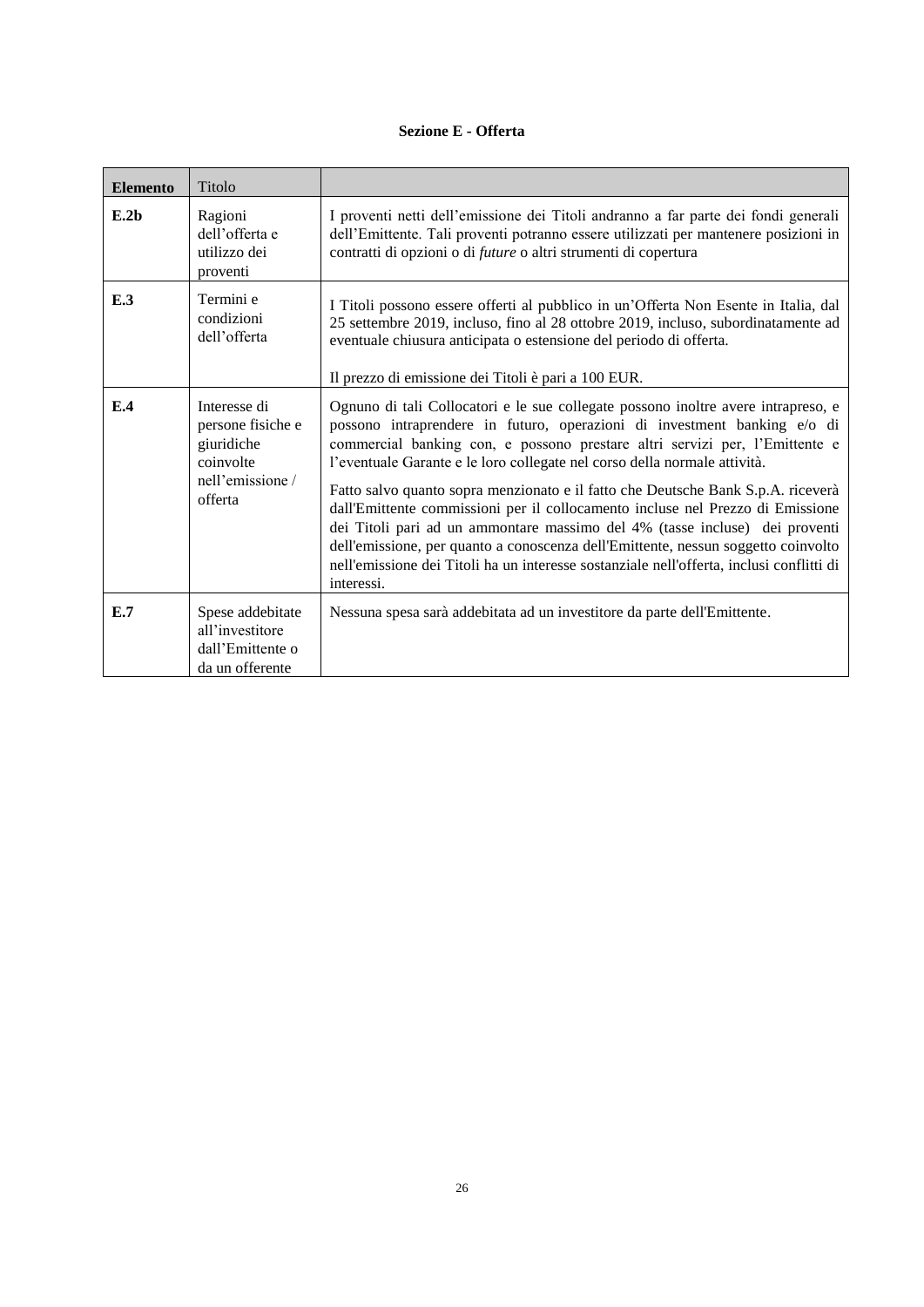**Sezione E - Offerta**

| Elemento | Titolo | |
|---|---|---|
| **E.2b** | Ragioni dell'offerta e utilizzo dei proventi | I proventi netti dell'emissione dei Titoli andranno a far parte dei fondi generali dell'Emittente. Tali proventi potranno essere utilizzati per mantenere posizioni in contratti di opzioni o di *future* o altri strumenti di copertura |
| **E.3** | Termini e condizioni dell'offerta | I Titoli possono essere offerti al pubblico in un'Offerta Non Esente in Italia, dal 25 settembre 2019, incluso, fino al 28 ottobre 2019, incluso, subordinatamente ad eventuale chiusura anticipata o estensione del periodo di offerta.<br><br>Il prezzo di emissione dei Titoli è pari a 100 EUR. |
| **E.4** | Interesse di persone fisiche e giuridiche coinvolte nell'emissione / offerta | Ognuno di tali Collocatori e le sue collegate possono inoltre avere intrapreso, e possono intraprendere in futuro, operazioni di investment banking e/o di commercial banking con, e possono prestare altri servizi per, l'Emittente e l'eventuale Garante e le loro collegate nel corso della normale attività.<br><br>Fatto salvo quanto sopra menzionato e il fatto che Deutsche Bank S.p.A. riceverà dall'Emittente commissioni per il collocamento incluse nel Prezzo di Emissione dei Titoli pari ad un ammontare massimo del 4% (tasse incluse) dei proventi dell'emissione, per quanto a conoscenza dell'Emittente, nessun soggetto coinvolto nell'emissione dei Titoli ha un interesse sostanziale nell'offerta, inclusi conflitti di interessi. |
| **E.7** | Spese addebitate all'investitore dall'Emittente o da un offerente | Nessuna spesa sarà addebitata ad un investitore da parte dell'Emittente. |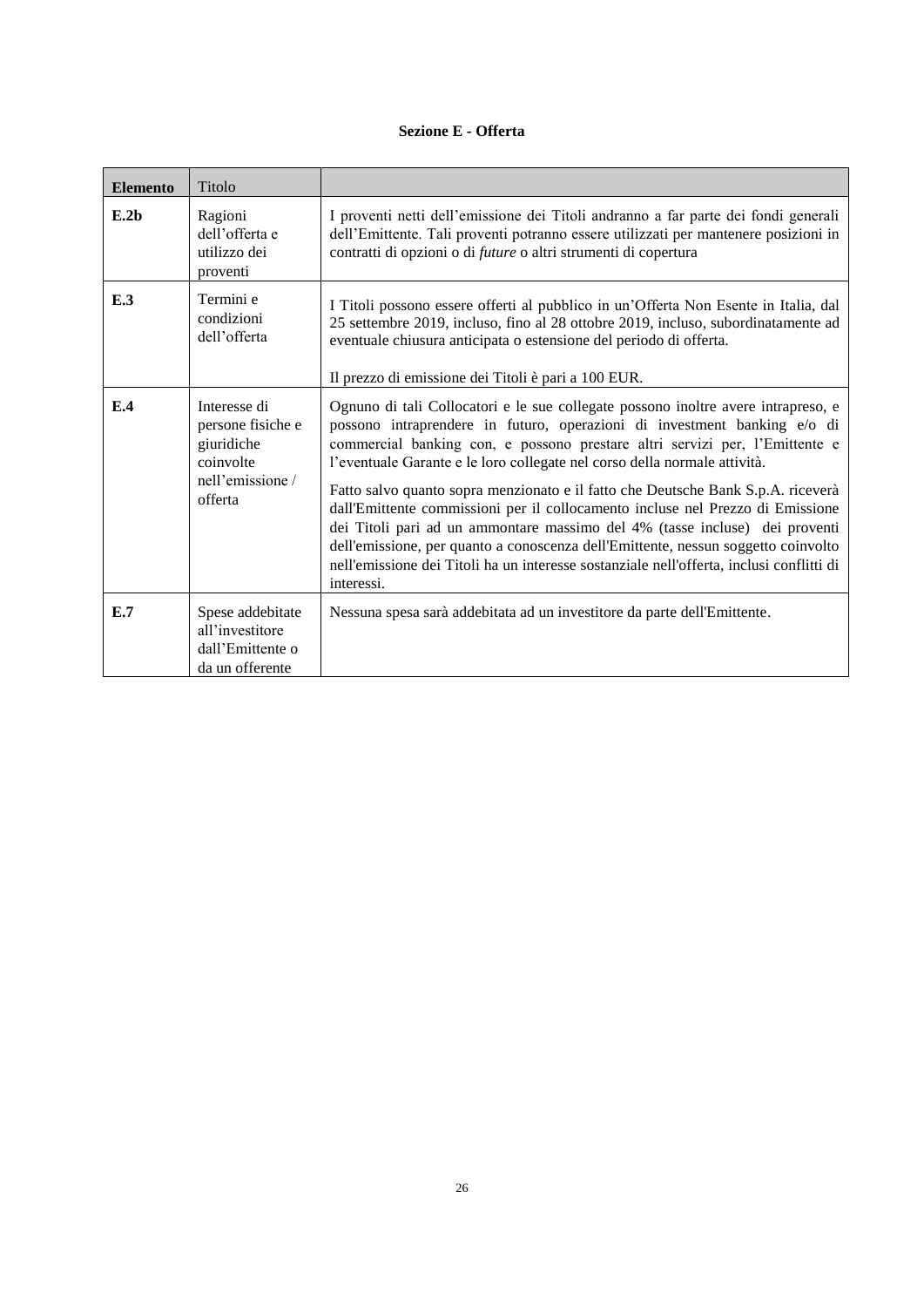**Sezione E - Offerta**

| Elemento | Titolo | |
|---|---|---|
| **E.2b** | Ragioni dell'offerta e utilizzo dei proventi | I proventi netti dell'emissione dei Titoli andranno a far parte dei fondi generali dell'Emittente. Tali proventi potranno essere utilizzati per mantenere posizioni in contratti di opzioni o di *future* o altri strumenti di copertura |
| **E.3** | Termini e condizioni dell'offerta | I Titoli possono essere offerti al pubblico in un'Offerta Non Esente in Italia, dal 25 settembre 2019, incluso, fino al 28 ottobre 2019, incluso, subordinatamente ad eventuale chiusura anticipata o estensione del periodo di offerta.<br><br>Il prezzo di emissione dei Titoli è pari a 100 EUR. |
| **E.4** | Interesse di persone fisiche e giuridiche coinvolte nell'emissione / offerta | Ognuno di tali Collocatori e le sue collegate possono inoltre avere intrapreso, e possono intraprendere in futuro, operazioni di investment banking e/o di commercial banking con, e possono prestare altri servizi per, l'Emittente e l'eventuale Garante e le loro collegate nel corso della normale attività.<br><br>Fatto salvo quanto sopra menzionato e il fatto che Deutsche Bank S.p.A. riceverà dall'Emittente commissioni per il collocamento incluse nel Prezzo di Emissione dei Titoli pari ad un ammontare massimo del 4% (tasse incluse) dei proventi dell'emissione, per quanto a conoscenza dell'Emittente, nessun soggetto coinvolto nell'emissione dei Titoli ha un interesse sostanziale nell'offerta, inclusi conflitti di interessi. |
| **E.7** | Spese addebitate all'investitore dall'Emittente o da un offerente | Nessuna spesa sarà addebitata ad un investitore da parte dell'Emittente. |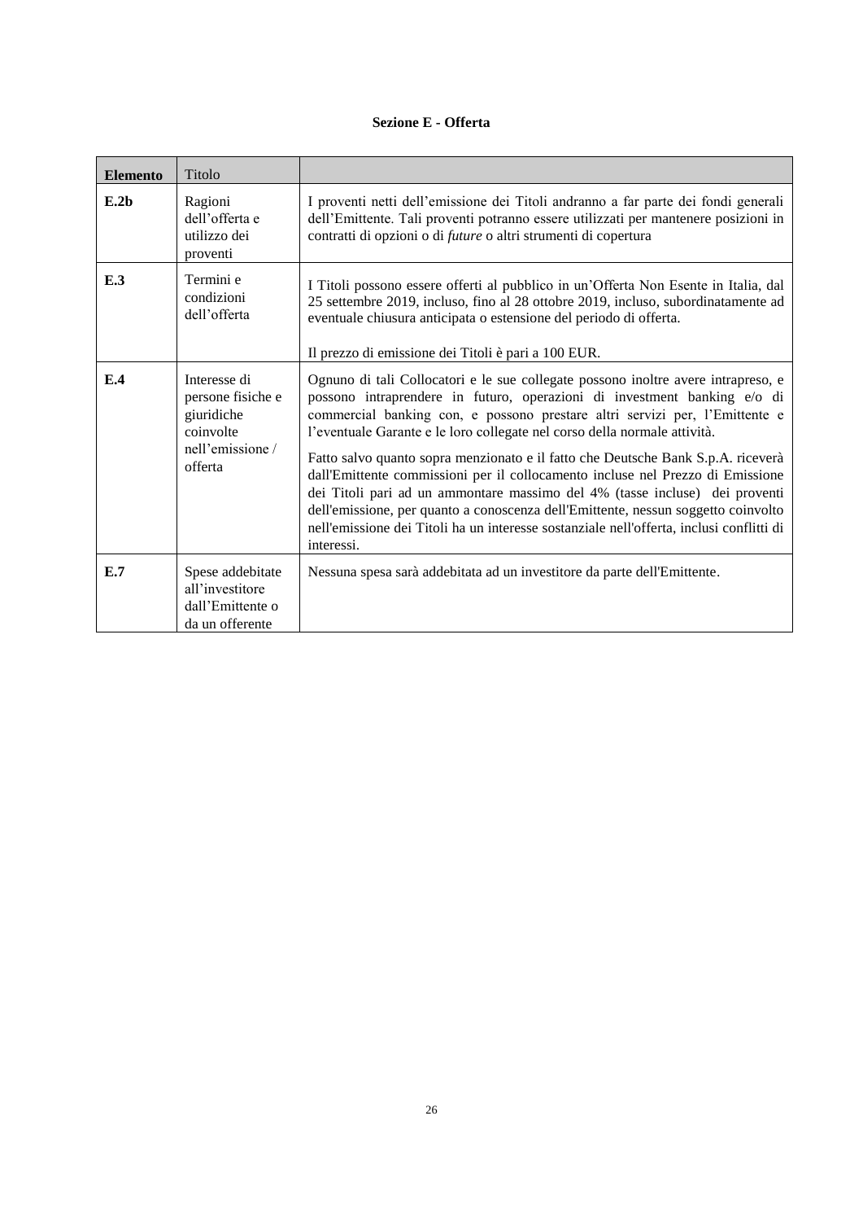**Sezione E - Offerta**

| Elemento | Titolo | |
|---|---|---|
| **E.2b** | Ragioni dell'offerta e utilizzo dei proventi | I proventi netti dell'emissione dei Titoli andranno a far parte dei fondi generali dell'Emittente. Tali proventi potranno essere utilizzati per mantenere posizioni in contratti di opzioni o di *future* o altri strumenti di copertura |
| **E.3** | Termini e condizioni dell'offerta | I Titoli possono essere offerti al pubblico in un'Offerta Non Esente in Italia, dal 25 settembre 2019, incluso, fino al 28 ottobre 2019, incluso, subordinatamente ad eventuale chiusura anticipata o estensione del periodo di offerta.<br><br>Il prezzo di emissione dei Titoli è pari a 100 EUR. |
| **E.4** | Interesse di persone fisiche e giuridiche coinvolte nell'emissione / offerta | Ognuno di tali Collocatori e le sue collegate possono inoltre avere intrapreso, e possono intraprendere in futuro, operazioni di investment banking e/o di commercial banking con, e possono prestare altri servizi per, l'Emittente e l'eventuale Garante e le loro collegate nel corso della normale attività.<br><br>Fatto salvo quanto sopra menzionato e il fatto che Deutsche Bank S.p.A. riceverà dall'Emittente commissioni per il collocamento incluse nel Prezzo di Emissione dei Titoli pari ad un ammontare massimo del 4% (tasse incluse) dei proventi dell'emissione, per quanto a conoscenza dell'Emittente, nessun soggetto coinvolto nell'emissione dei Titoli ha un interesse sostanziale nell'offerta, inclusi conflitti di interessi. |
| **E.7** | Spese addebitate all'investitore dall'Emittente o da un offerente | Nessuna spesa sarà addebitata ad un investitore da parte dell'Emittente. |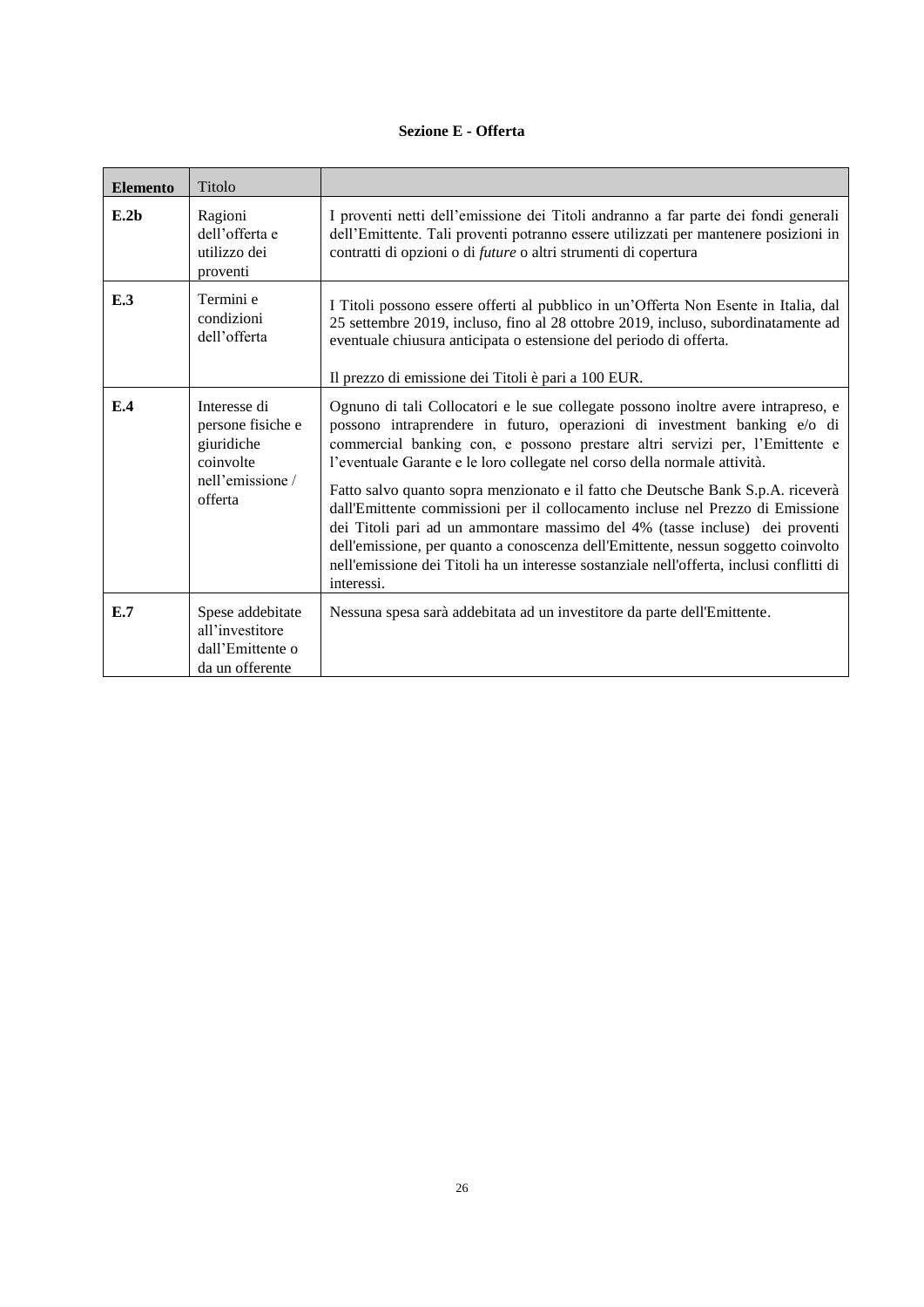**Sezione E - Offerta**

| Elemento | Titolo | |
|---|---|---|
| **E.2b** | Ragioni dell'offerta e utilizzo dei proventi | I proventi netti dell'emissione dei Titoli andranno a far parte dei fondi generali dell'Emittente. Tali proventi potranno essere utilizzati per mantenere posizioni in contratti di opzioni o di *future* o altri strumenti di copertura |
| **E.3** | Termini e condizioni dell'offerta | I Titoli possono essere offerti al pubblico in un'Offerta Non Esente in Italia, dal 25 settembre 2019, incluso, fino al 28 ottobre 2019, incluso, subordinatamente ad eventuale chiusura anticipata o estensione del periodo di offerta.<br><br>Il prezzo di emissione dei Titoli è pari a 100 EUR. |
| **E.4** | Interesse di persone fisiche e giuridiche coinvolte nell'emissione / offerta | Ognuno di tali Collocatori e le sue collegate possono inoltre avere intrapreso, e possono intraprendere in futuro, operazioni di investment banking e/o di commercial banking con, e possono prestare altri servizi per, l'Emittente e l'eventuale Garante e le loro collegate nel corso della normale attività.<br><br>Fatto salvo quanto sopra menzionato e il fatto che Deutsche Bank S.p.A. riceverà dall'Emittente commissioni per il collocamento incluse nel Prezzo di Emissione dei Titoli pari ad un ammontare massimo del 4% (tasse incluse) dei proventi dell'emissione, per quanto a conoscenza dell'Emittente, nessun soggetto coinvolto nell'emissione dei Titoli ha un interesse sostanziale nell'offerta, inclusi conflitti di interessi. |
| **E.7** | Spese addebitate all'investitore dall'Emittente o da un offerente | Nessuna spesa sarà addebitata ad un investitore da parte dell'Emittente. |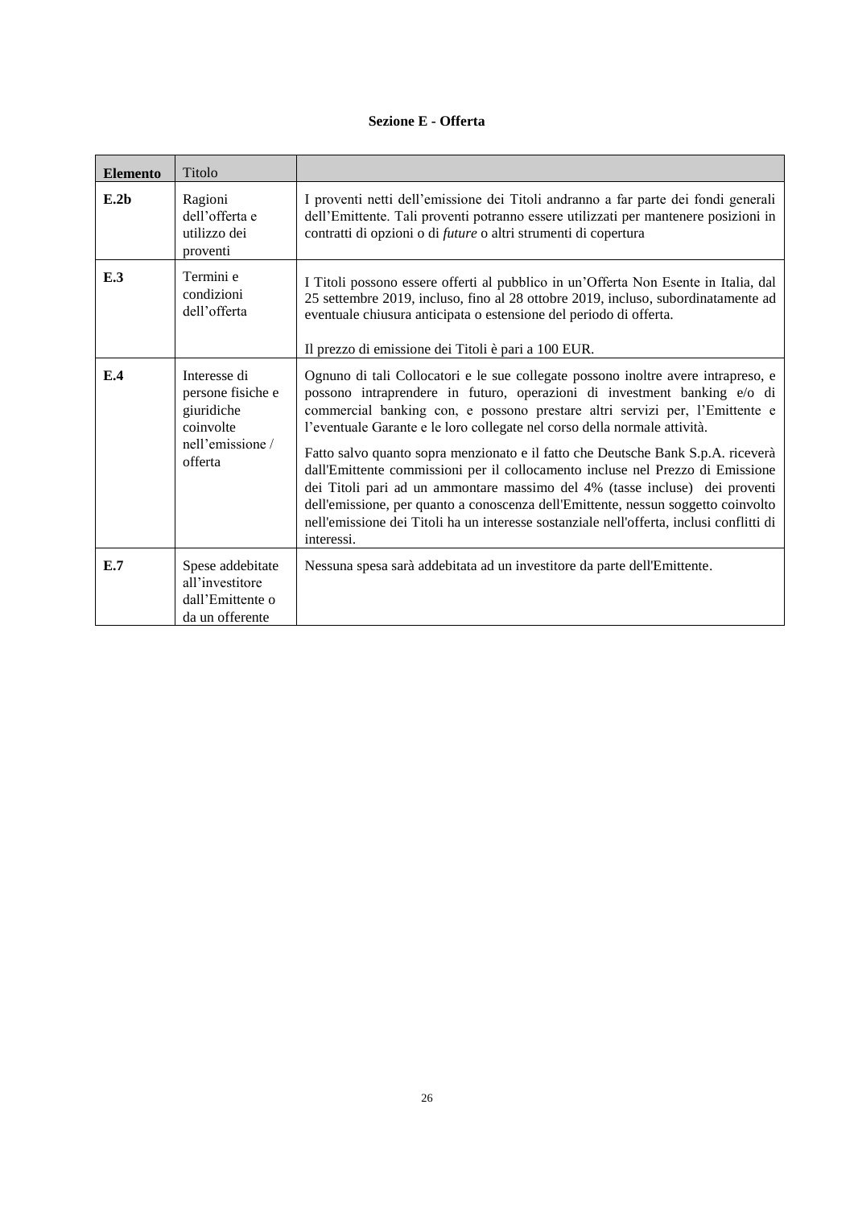**Sezione E - Offerta**

| Elemento | Titolo | |
|---|---|---|
| **E.2b** | Ragioni dell'offerta e utilizzo dei proventi | I proventi netti dell'emissione dei Titoli andranno a far parte dei fondi generali dell'Emittente. Tali proventi potranno essere utilizzati per mantenere posizioni in contratti di opzioni o di *future* o altri strumenti di copertura |
| **E.3** | Termini e condizioni dell'offerta | I Titoli possono essere offerti al pubblico in un'Offerta Non Esente in Italia, dal 25 settembre 2019, incluso, fino al 28 ottobre 2019, incluso, subordinatamente ad eventuale chiusura anticipata o estensione del periodo di offerta.<br><br>Il prezzo di emissione dei Titoli è pari a 100 EUR. |
| **E.4** | Interesse di persone fisiche e giuridiche coinvolte nell'emissione / offerta | Ognuno di tali Collocatori e le sue collegate possono inoltre avere intrapreso, e possono intraprendere in futuro, operazioni di investment banking e/o di commercial banking con, e possono prestare altri servizi per, l'Emittente e l'eventuale Garante e le loro collegate nel corso della normale attività.<br><br>Fatto salvo quanto sopra menzionato e il fatto che Deutsche Bank S.p.A. riceverà dall'Emittente commissioni per il collocamento incluse nel Prezzo di Emissione dei Titoli pari ad un ammontare massimo del 4% (tasse incluse) dei proventi dell'emissione, per quanto a conoscenza dell'Emittente, nessun soggetto coinvolto nell'emissione dei Titoli ha un interesse sostanziale nell'offerta, inclusi conflitti di interessi. |
| **E.7** | Spese addebitate all'investitore dall'Emittente o da un offerente | Nessuna spesa sarà addebitata ad un investitore da parte dell'Emittente. |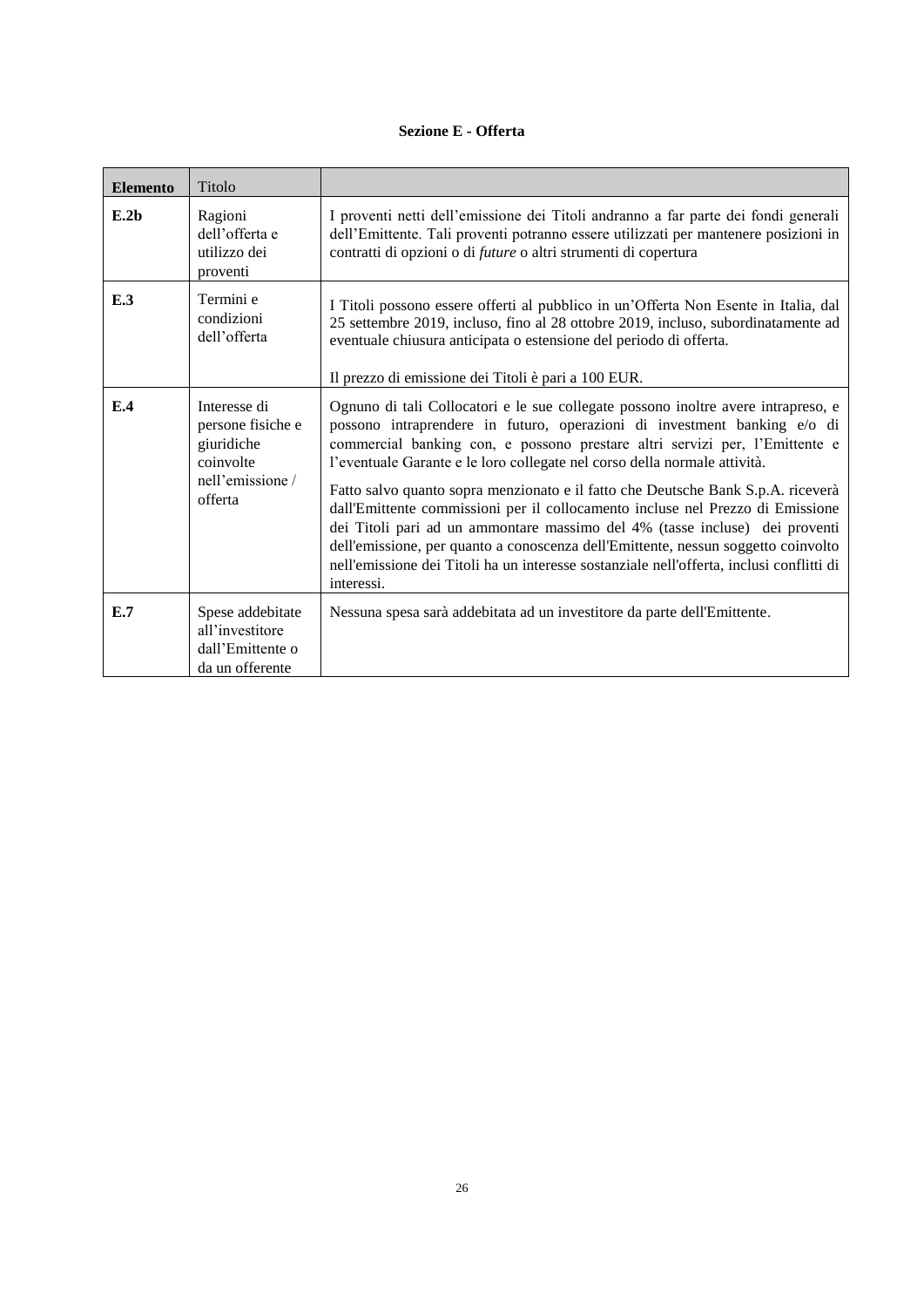**Sezione E - Offerta**

| Elemento | Titolo | |
|---|---|---|
| **E.2b** | Ragioni dell'offerta e utilizzo dei proventi | I proventi netti dell'emissione dei Titoli andranno a far parte dei fondi generali dell'Emittente. Tali proventi potranno essere utilizzati per mantenere posizioni in contratti di opzioni o di *future* o altri strumenti di copertura |
| **E.3** | Termini e condizioni dell'offerta | I Titoli possono essere offerti al pubblico in un'Offerta Non Esente in Italia, dal 25 settembre 2019, incluso, fino al 28 ottobre 2019, incluso, subordinatamente ad eventuale chiusura anticipata o estensione del periodo di offerta.<br><br>Il prezzo di emissione dei Titoli è pari a 100 EUR. |
| **E.4** | Interesse di persone fisiche e giuridiche coinvolte nell'emissione / offerta | Ognuno di tali Collocatori e le sue collegate possono inoltre avere intrapreso, e possono intraprendere in futuro, operazioni di investment banking e/o di commercial banking con, e possono prestare altri servizi per, l'Emittente e l'eventuale Garante e le loro collegate nel corso della normale attività.<br><br>Fatto salvo quanto sopra menzionato e il fatto che Deutsche Bank S.p.A. riceverà dall'Emittente commissioni per il collocamento incluse nel Prezzo di Emissione dei Titoli pari ad un ammontare massimo del 4% (tasse incluse) dei proventi dell'emissione, per quanto a conoscenza dell'Emittente, nessun soggetto coinvolto nell'emissione dei Titoli ha un interesse sostanziale nell'offerta, inclusi conflitti di interessi. |
| **E.7** | Spese addebitate all'investitore dall'Emittente o da un offerente | Nessuna spesa sarà addebitata ad un investitore da parte dell'Emittente. |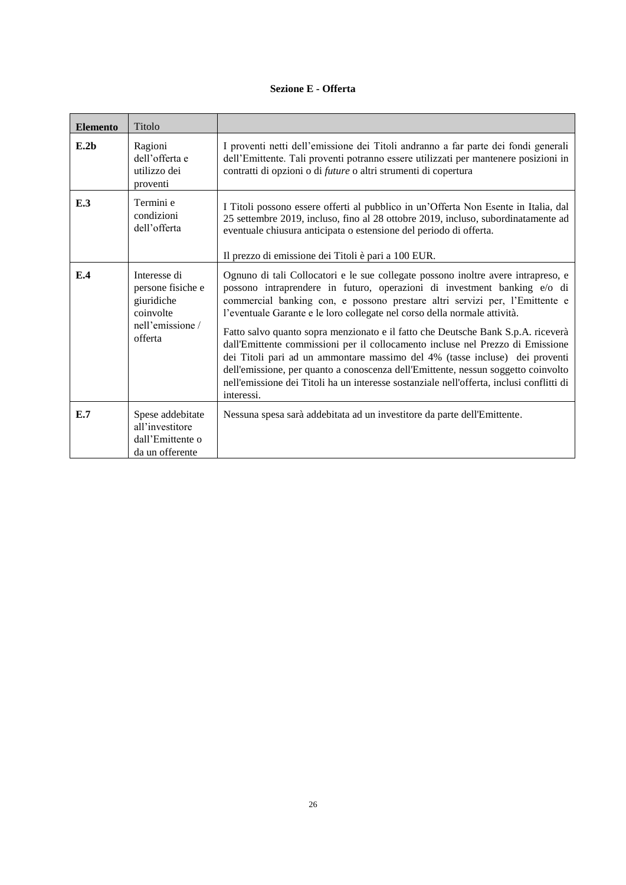**Sezione E - Offerta**

| Elemento | Titolo | |
|---|---|---|
| **E.2b** | Ragioni dell'offerta e utilizzo dei proventi | I proventi netti dell'emissione dei Titoli andranno a far parte dei fondi generali dell'Emittente. Tali proventi potranno essere utilizzati per mantenere posizioni in contratti di opzioni o di *future* o altri strumenti di copertura |
| **E.3** | Termini e condizioni dell'offerta | I Titoli possono essere offerti al pubblico in un'Offerta Non Esente in Italia, dal 25 settembre 2019, incluso, fino al 28 ottobre 2019, incluso, subordinatamente ad eventuale chiusura anticipata o estensione del periodo di offerta.<br><br>Il prezzo di emissione dei Titoli è pari a 100 EUR. |
| **E.4** | Interesse di persone fisiche e giuridiche coinvolte nell'emissione / offerta | Ognuno di tali Collocatori e le sue collegate possono inoltre avere intrapreso, e possono intraprendere in futuro, operazioni di investment banking e/o di commercial banking con, e possono prestare altri servizi per, l'Emittente e l'eventuale Garante e le loro collegate nel corso della normale attività.<br><br>Fatto salvo quanto sopra menzionato e il fatto che Deutsche Bank S.p.A. riceverà dall'Emittente commissioni per il collocamento incluse nel Prezzo di Emissione dei Titoli pari ad un ammontare massimo del 4% (tasse incluse) dei proventi dell'emissione, per quanto a conoscenza dell'Emittente, nessun soggetto coinvolto nell'emissione dei Titoli ha un interesse sostanziale nell'offerta, inclusi conflitti di interessi. |
| **E.7** | Spese addebitate all'investitore dall'Emittente o da un offerente | Nessuna spesa sarà addebitata ad un investitore da parte dell'Emittente. |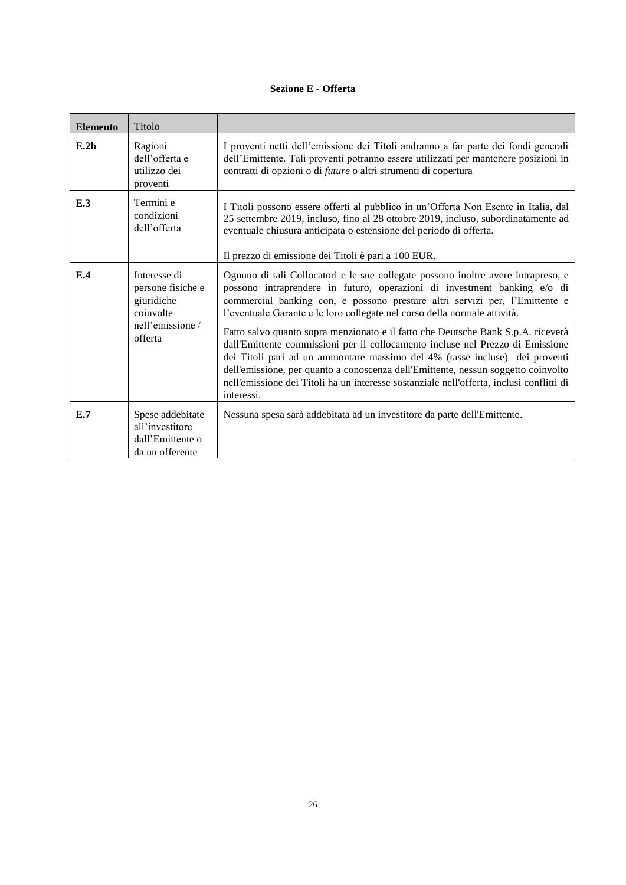**Sezione E - Offerta**

| Elemento | Titolo | |
|---|---|---|
| **E.2b** | Ragioni dell'offerta e utilizzo dei proventi | I proventi netti dell'emissione dei Titoli andranno a far parte dei fondi generali dell'Emittente. Tali proventi potranno essere utilizzati per mantenere posizioni in contratti di opzioni o di *future* o altri strumenti di copertura |
| **E.3** | Termini e condizioni dell'offerta | I Titoli possono essere offerti al pubblico in un'Offerta Non Esente in Italia, dal 25 settembre 2019, incluso, fino al 28 ottobre 2019, incluso, subordinatamente ad eventuale chiusura anticipata o estensione del periodo di offerta.<br><br>Il prezzo di emissione dei Titoli è pari a 100 EUR. |
| **E.4** | Interesse di persone fisiche e giuridiche coinvolte nell'emissione / offerta | Ognuno di tali Collocatori e le sue collegate possono inoltre avere intrapreso, e possono intraprendere in futuro, operazioni di investment banking e/o di commercial banking con, e possono prestare altri servizi per, l'Emittente e l'eventuale Garante e le loro collegate nel corso della normale attività.<br><br>Fatto salvo quanto sopra menzionato e il fatto che Deutsche Bank S.p.A. riceverà dall'Emittente commissioni per il collocamento incluse nel Prezzo di Emissione dei Titoli pari ad un ammontare massimo del 4% (tasse incluse) dei proventi dell'emissione, per quanto a conoscenza dell'Emittente, nessun soggetto coinvolto nell'emissione dei Titoli ha un interesse sostanziale nell'offerta, inclusi conflitti di interessi. |
| **E.7** | Spese addebitate all'investitore dall'Emittente o da un offerente | Nessuna spesa sarà addebitata ad un investitore da parte dell'Emittente. |